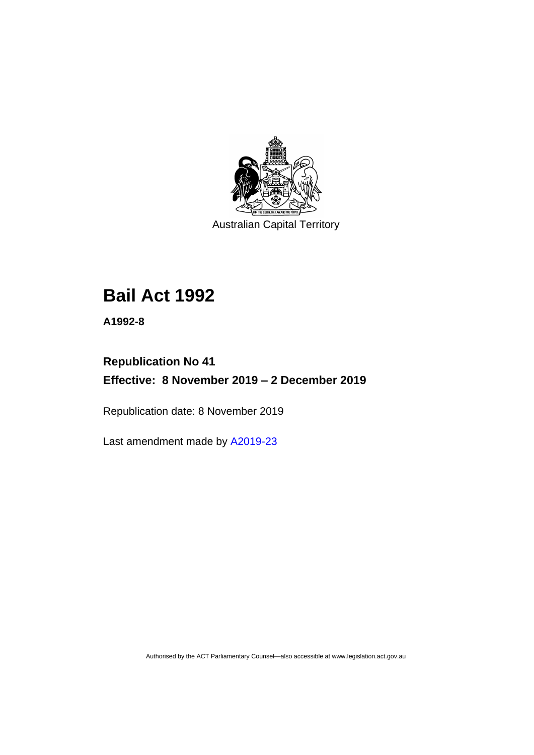Australian Capital Territory

# Bail Act 1992

**A1992-8**

## Republication No 41

## Effective: 8 November 2019 – 2 December 2019

Republication date: 8 November 2019

Last amendment made by A2019-23

Authorised by the ACT Parliamentary Counsel—also accessible at www.legislation.act.gov.au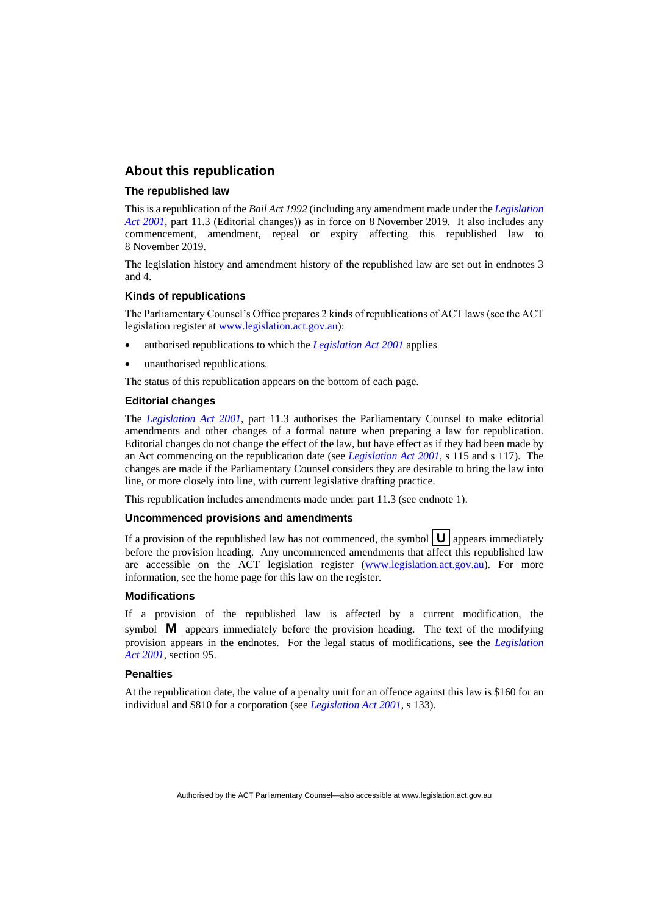## About this republication

### The republished law

This is a republication of the *Bail Act 1992* (including any amendment made under the *Legislation Act 2001*, part 11.3 (Editorial changes)) as in force on 8 November 2019. It also includes any commencement, amendment, repeal or expiry affecting this republished law to 8 November 2019.

The legislation history and amendment history of the republished law are set out in endnotes 3 and 4.

### Kinds of republications

The Parliamentary Counsel's Office prepares 2 kinds of republications of ACT laws (see the ACT legislation register at www.legislation.act.gov.au):

- authorised republications to which the *Legislation Act 2001* applies
- unauthorised republications.

The status of this republication appears on the bottom of each page.

### Editorial changes

The *Legislation Act 2001*, part 11.3 authorises the Parliamentary Counsel to make editorial amendments and other changes of a formal nature when preparing a law for republication. Editorial changes do not change the effect of the law, but have effect as if they had been made by an Act commencing on the republication date (see *Legislation Act 2001*, s 115 and s 117). The changes are made if the Parliamentary Counsel considers they are desirable to bring the law into line, or more closely into line, with current legislative drafting practice.

This republication includes amendments made under part 11.3 (see endnote 1).

### Uncommenced provisions and amendments

If a provision of the republished law has not commenced, the symbol **U** appears immediately before the provision heading. Any uncommenced amendments that affect this republished law are accessible on the ACT legislation register (www.legislation.act.gov.au). For more information, see the home page for this law on the register.

### Modifications

If a provision of the republished law is affected by a current modification, the symbol **M** appears immediately before the provision heading. The text of the modifying provision appears in the endnotes. For the legal status of modifications, see the *Legislation Act 2001*, section 95.

### Penalties

At the republication date, the value of a penalty unit for an offence against this law is $160 for an individual and $810 for a corporation (see *Legislation Act 2001*, s 133).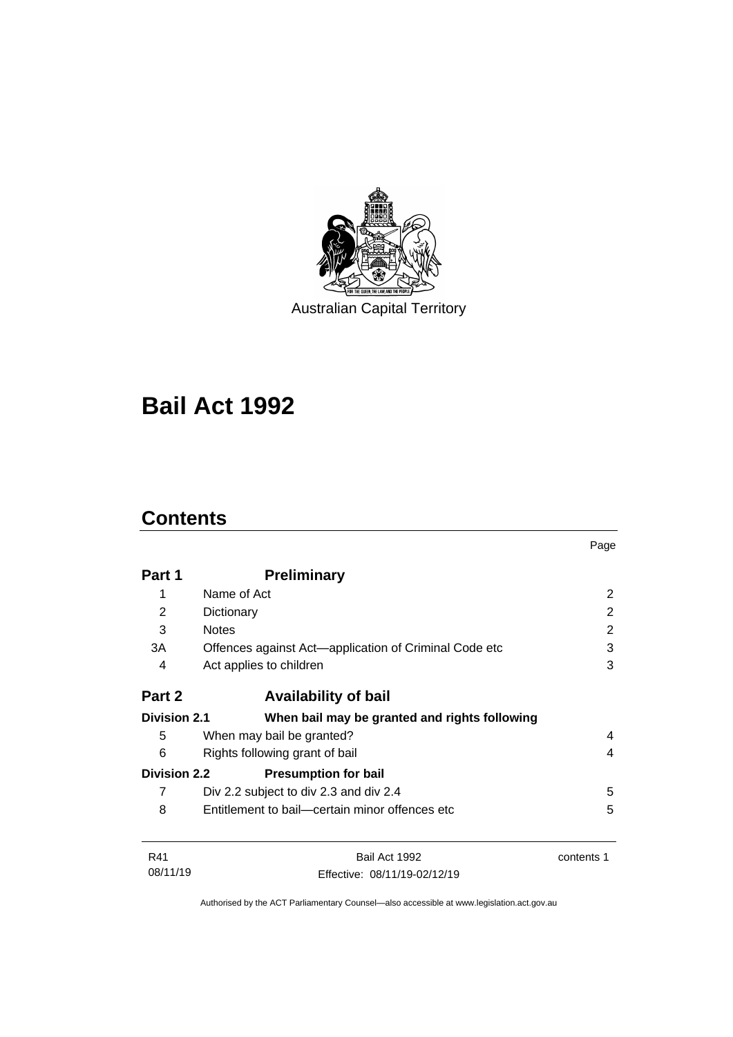Australian Capital Territory

# Bail Act 1992

## Contents

| | | Page |
|---|---|---|
| **Part 1** | **Preliminary** | |
| 1 | Name of Act | 2 |
| 2 | Dictionary | 2 |
| 3 | Notes | 2 |
| 3A | Offences against Act—application of Criminal Code etc | 3 |
| 4 | Act applies to children | 3 |
| **Part 2** | **Availability of bail** | |
| **Division 2.1** | **When bail may be granted and rights following** | |
| 5 | When may bail be granted? | 4 |
| 6 | Rights following grant of bail | 4 |
| **Division 2.2** | **Presumption for bail** | |
| 7 | Div 2.2 subject to div 2.3 and div 2.4 | 5 |
| 8 | Entitlement to bail—certain minor offences etc | 5 |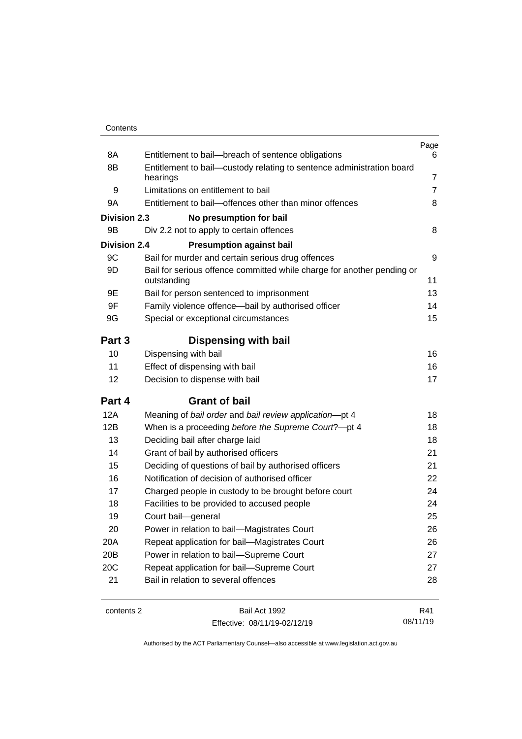| | | Page |
|---|---|---|
| 8A | Entitlement to bail—breach of sentence obligations | 6 |
| 8B | Entitlement to bail—custody relating to sentence administration board hearings | 7 |
| 9 | Limitations on entitlement to bail | 7 |
| 9A | Entitlement to bail—offences other than minor offences | 8 |
| **Division 2.3** | **No presumption for bail** | |
| 9B | Div 2.2 not to apply to certain offences | 8 |
| **Division 2.4** | **Presumption against bail** | |
| 9C | Bail for murder and certain serious drug offences | 9 |
| 9D | Bail for serious offence committed while charge for another pending or outstanding | 11 |
| 9E | Bail for person sentenced to imprisonment | 13 |
| 9F | Family violence offence—bail by authorised officer | 14 |
| 9G | Special or exceptional circumstances | 15 |
| **Part 3** | **Dispensing with bail** | |
| 10 | Dispensing with bail | 16 |
| 11 | Effect of dispensing with bail | 16 |
| 12 | Decision to dispense with bail | 17 |
| **Part 4** | **Grant of bail** | |
| 12A | Meaning of *bail order* and *bail review application*—pt 4 | 18 |
| 12B | When is a proceeding *before the Supreme Court*?—pt 4 | 18 |
| 13 | Deciding bail after charge laid | 18 |
| 14 | Grant of bail by authorised officers | 21 |
| 15 | Deciding of questions of bail by authorised officers | 21 |
| 16 | Notification of decision of authorised officer | 22 |
| 17 | Charged people in custody to be brought before court | 24 |
| 18 | Facilities to be provided to accused people | 24 |
| 19 | Court bail—general | 25 |
| 20 | Power in relation to bail—Magistrates Court | 26 |
| 20A | Repeat application for bail—Magistrates Court | 26 |
| 20B | Power in relation to bail—Supreme Court | 27 |
| 20C | Repeat application for bail—Supreme Court | 27 |
| 21 | Bail in relation to several offences | 28 |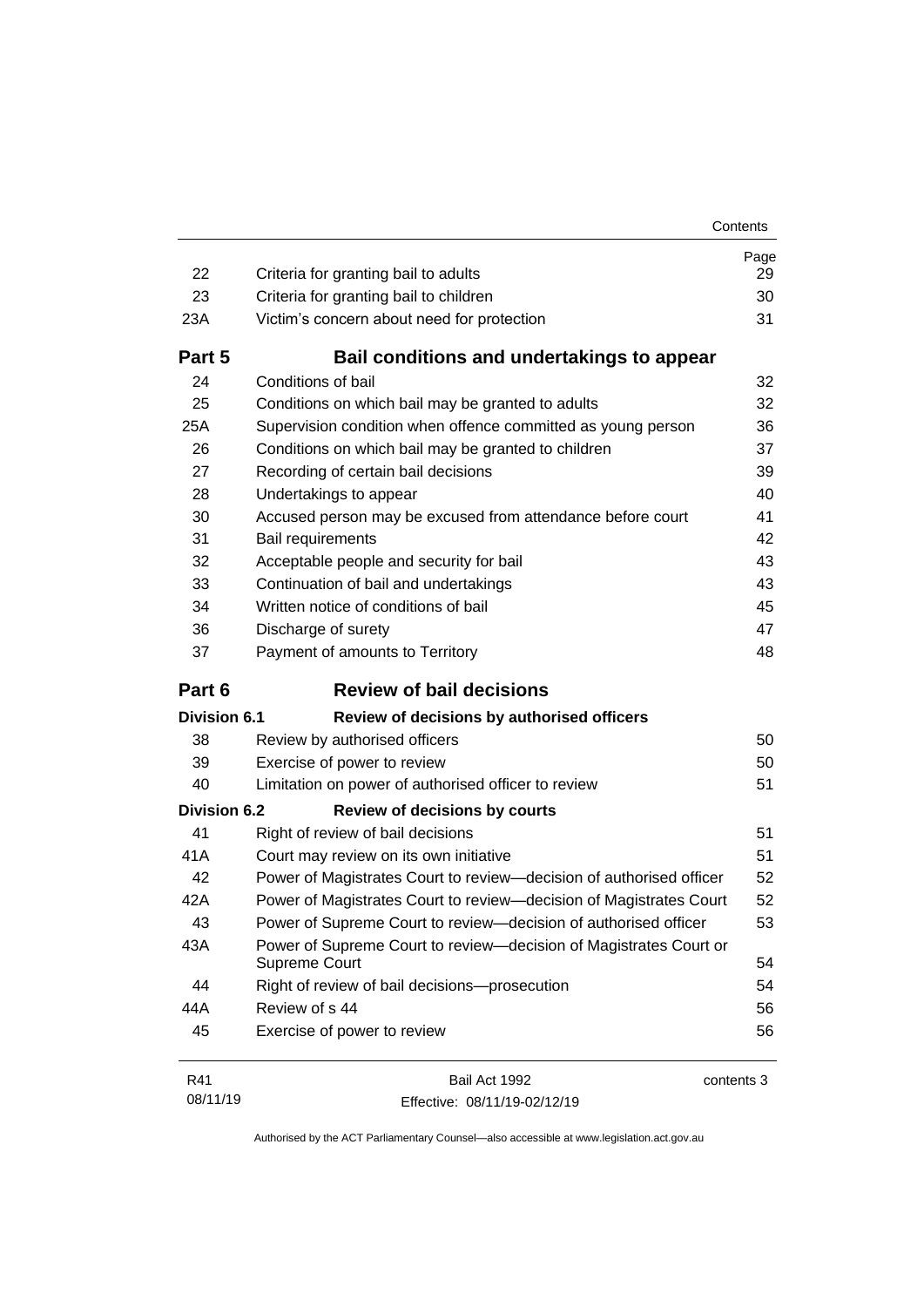| | | Page |
|---|---|---|
| 22 | Criteria for granting bail to adults | 29 |
| 23 | Criteria for granting bail to children | 30 |
| 23A | Victim's concern about need for protection | 31 |

## Part 5 Bail conditions and undertakings to appear

| | | |
|---|---|---|
| 24 | Conditions of bail | 32 |
| 25 | Conditions on which bail may be granted to adults | 32 |
| 25A | Supervision condition when offence committed as young person | 36 |
| 26 | Conditions on which bail may be granted to children | 37 |
| 27 | Recording of certain bail decisions | 39 |
| 28 | Undertakings to appear | 40 |
| 30 | Accused person may be excused from attendance before court | 41 |
| 31 | Bail requirements | 42 |
| 32 | Acceptable people and security for bail | 43 |
| 33 | Continuation of bail and undertakings | 43 |
| 34 | Written notice of conditions of bail | 45 |
| 36 | Discharge of surety | 47 |
| 37 | Payment of amounts to Territory | 48 |

## Part 6 Review of bail decisions

### Division 6.1 Review of decisions by authorised officers

| | | |
|---|---|---|
| 38 | Review by authorised officers | 50 |
| 39 | Exercise of power to review | 50 |
| 40 | Limitation on power of authorised officer to review | 51 |

### Division 6.2 Review of decisions by courts

| | | |
|---|---|---|
| 41 | Right of review of bail decisions | 51 |
| 41A | Court may review on its own initiative | 51 |
| 42 | Power of Magistrates Court to review—decision of authorised officer | 52 |
| 42A | Power of Magistrates Court to review—decision of Magistrates Court | 52 |
| 43 | Power of Supreme Court to review—decision of authorised officer | 53 |
| 43A | Power of Supreme Court to review—decision of Magistrates Court or Supreme Court | 54 |
| 44 | Right of review of bail decisions—prosecution | 54 |
| 44A | Review of s 44 | 56 |
| 45 | Exercise of power to review | 56 |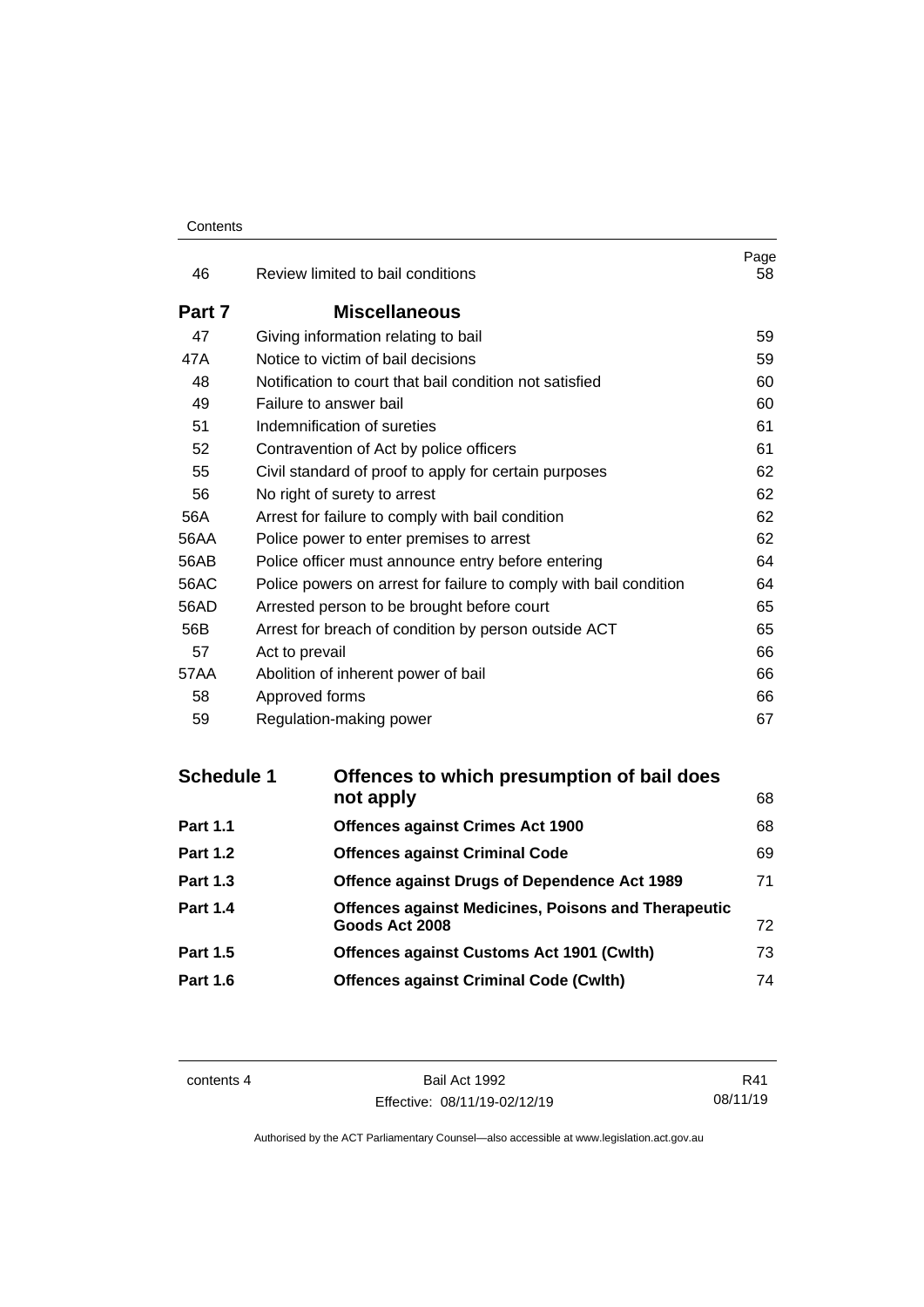| | | Page |
|---|---|---|
| 46 | Review limited to bail conditions | 58 |
| **Part 7** | **Miscellaneous** | |
| 47 | Giving information relating to bail | 59 |
| 47A | Notice to victim of bail decisions | 59 |
| 48 | Notification to court that bail condition not satisfied | 60 |
| 49 | Failure to answer bail | 60 |
| 51 | Indemnification of sureties | 61 |
| 52 | Contravention of Act by police officers | 61 |
| 55 | Civil standard of proof to apply for certain purposes | 62 |
| 56 | No right of surety to arrest | 62 |
| 56A | Arrest for failure to comply with bail condition | 62 |
| 56AA | Police power to enter premises to arrest | 62 |
| 56AB | Police officer must announce entry before entering | 64 |
| 56AC | Police powers on arrest for failure to comply with bail condition | 64 |
| 56AD | Arrested person to be brought before court | 65 |
| 56B | Arrest for breach of condition by person outside ACT | 65 |
| 57 | Act to prevail | 66 |
| 57AA | Abolition of inherent power of bail | 66 |
| 58 | Approved forms | 66 |
| 59 | Regulation-making power | 67 |

| | | |
|---|---|---|
| **Schedule 1** | **Offences to which presumption of bail does not apply** | 68 |
| **Part 1.1** | **Offences against Crimes Act 1900** | 68 |
| **Part 1.2** | **Offences against Criminal Code** | 69 |
| **Part 1.3** | **Offence against Drugs of Dependence Act 1989** | 71 |
| **Part 1.4** | **Offences against Medicines, Poisons and Therapeutic Goods Act 2008** | 72 |
| **Part 1.5** | **Offences against Customs Act 1901 (Cwlth)** | 73 |
| **Part 1.6** | **Offences against Criminal Code (Cwlth)** | 74 |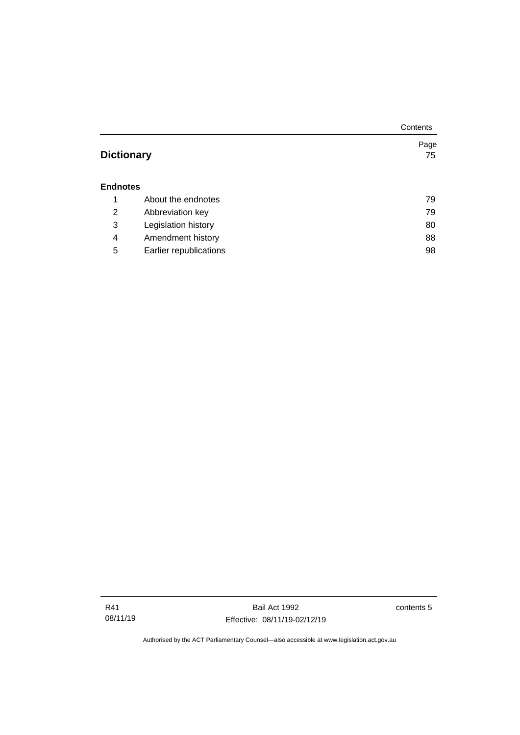| | | Page |
|---|---|---|
| **Dictionary** | | 75 |
| **Endnotes** | | |
| 1 | About the endnotes | 79 |
| 2 | Abbreviation key | 79 |
| 3 | Legislation history | 80 |
| 4 | Amendment history | 88 |
| 5 | Earlier republications | 98 |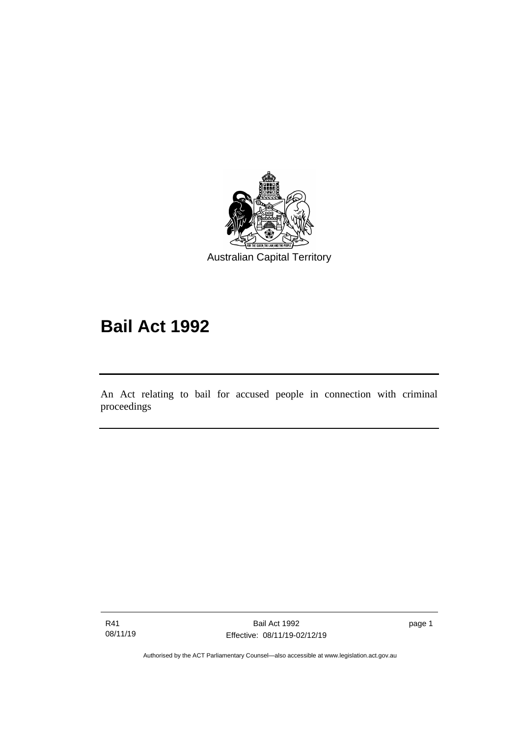Australian Capital Territory

# Bail Act 1992

An Act relating to bail for accused people in connection with criminal proceedings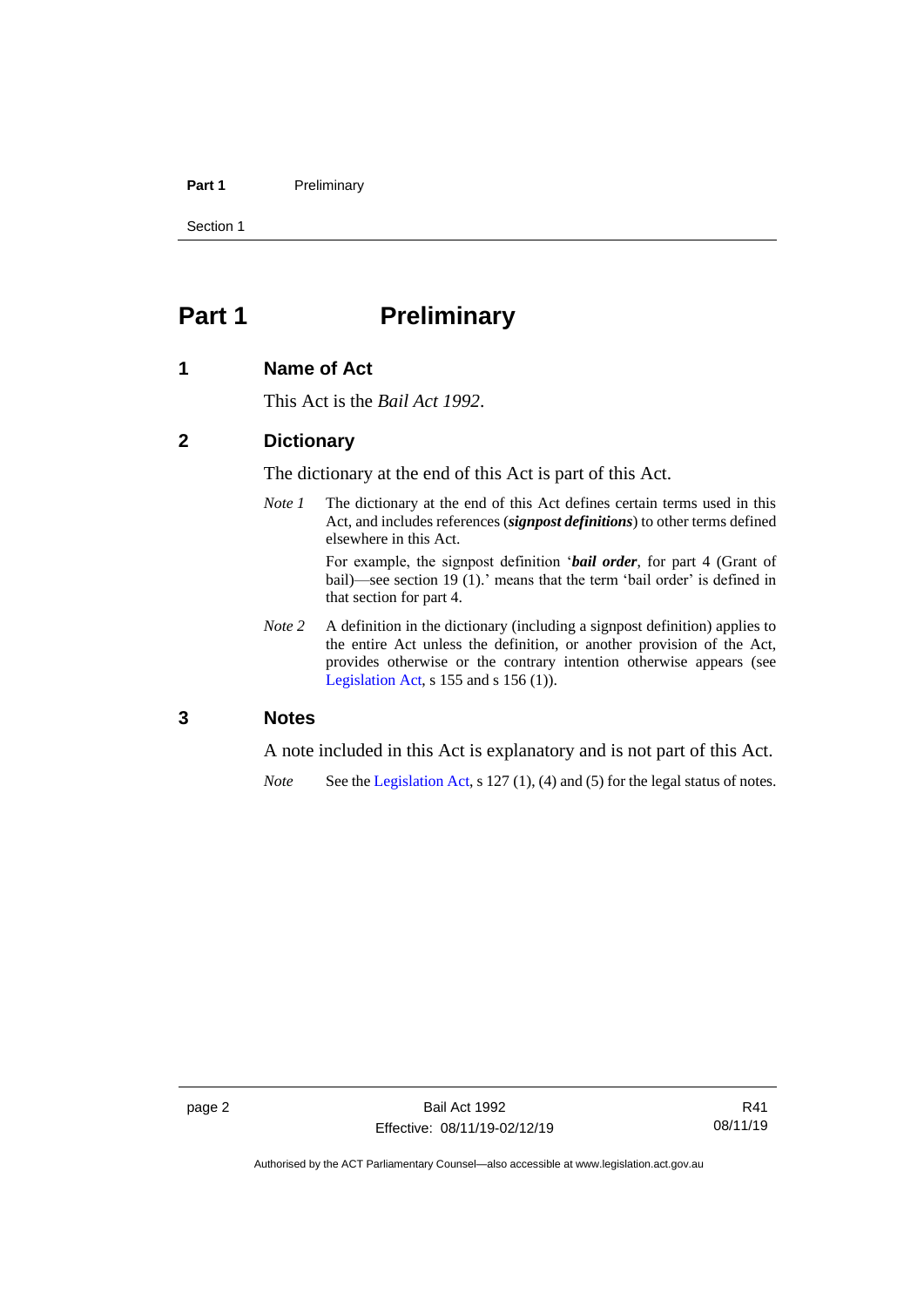# Part 1 Preliminary

## 1 Name of Act

This Act is the *Bail Act 1992*.

## 2 Dictionary

The dictionary at the end of this Act is part of this Act.

*Note 1* The dictionary at the end of this Act defines certain terms used in this Act, and includes references (***signpost definitions***) to other terms defined elsewhere in this Act.

For example, the signpost definition '***bail order***, for part 4 (Grant of bail)—see section 19 (1).' means that the term 'bail order' is defined in that section for part 4.

*Note 2* A definition in the dictionary (including a signpost definition) applies to the entire Act unless the definition, or another provision of the Act, provides otherwise or the contrary intention otherwise appears (see Legislation Act, s 155 and s 156 (1)).

## 3 Notes

A note included in this Act is explanatory and is not part of this Act.

*Note* See the Legislation Act, s 127 (1), (4) and (5) for the legal status of notes.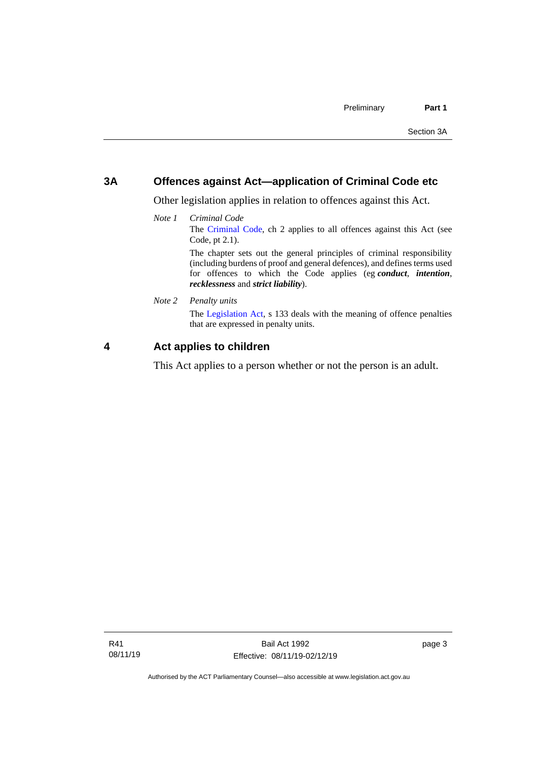## 3A Offences against Act—application of Criminal Code etc

Other legislation applies in relation to offences against this Act.

*Note 1* *Criminal Code*

The Criminal Code, ch 2 applies to all offences against this Act (see Code, pt 2.1).

The chapter sets out the general principles of criminal responsibility (including burdens of proof and general defences), and defines terms used for offences to which the Code applies (eg ***conduct***, ***intention***, ***recklessness*** and ***strict liability***).

*Note 2* *Penalty units*

The Legislation Act, s 133 deals with the meaning of offence penalties that are expressed in penalty units.

## 4 Act applies to children

This Act applies to a person whether or not the person is an adult.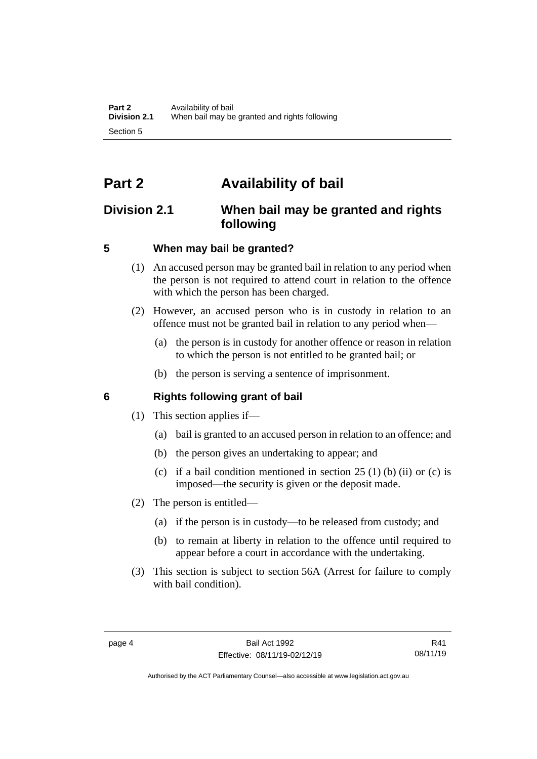# Part 2 Availability of bail

## Division 2.1 When bail may be granted and rights following

### 5 When may bail be granted?

(1) An accused person may be granted bail in relation to any period when the person is not required to attend court in relation to the offence with which the person has been charged.

(2) However, an accused person who is in custody in relation to an offence must not be granted bail in relation to any period when—

(a) the person is in custody for another offence or reason in relation to which the person is not entitled to be granted bail; or

(b) the person is serving a sentence of imprisonment.

### 6 Rights following grant of bail

(1) This section applies if—

(a) bail is granted to an accused person in relation to an offence; and

(b) the person gives an undertaking to appear; and

(c) if a bail condition mentioned in section 25 (1) (b) (ii) or (c) is imposed—the security is given or the deposit made.

(2) The person is entitled—

(a) if the person is in custody—to be released from custody; and

(b) to remain at liberty in relation to the offence until required to appear before a court in accordance with the undertaking.

(3) This section is subject to section 56A (Arrest for failure to comply with bail condition).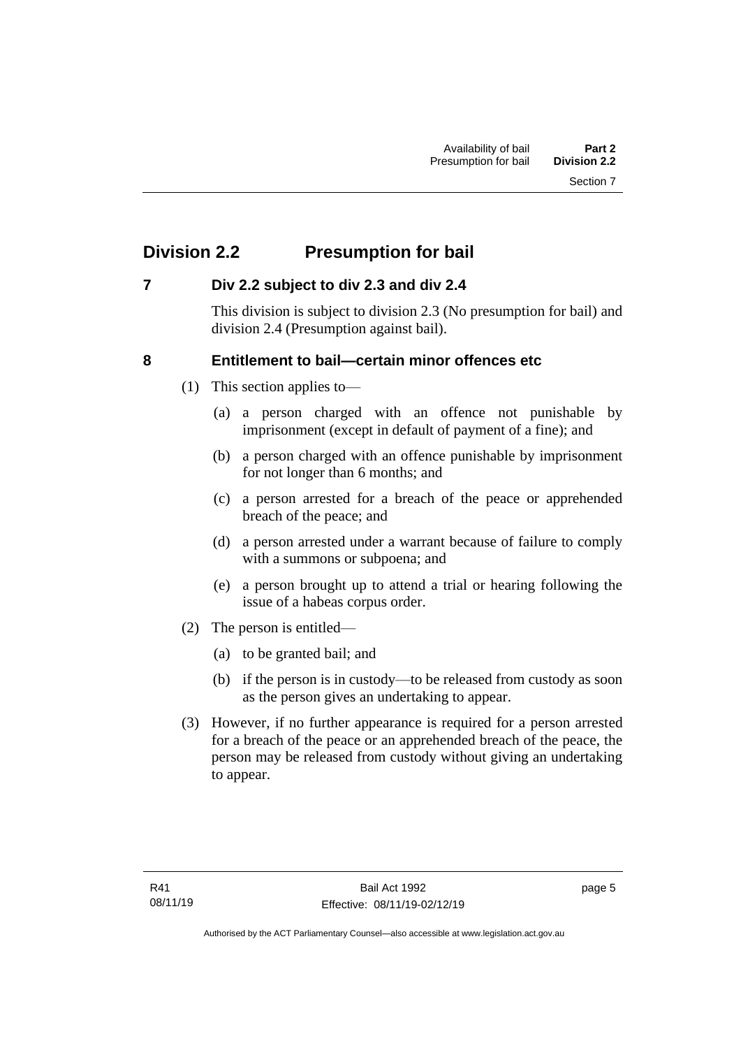## Division 2.2 Presumption for bail

### 7 Div 2.2 subject to div 2.3 and div 2.4

This division is subject to division 2.3 (No presumption for bail) and division 2.4 (Presumption against bail).

### 8 Entitlement to bail—certain minor offences etc

(1) This section applies to—

(a) a person charged with an offence not punishable by imprisonment (except in default of payment of a fine); and

(b) a person charged with an offence punishable by imprisonment for not longer than 6 months; and

(c) a person arrested for a breach of the peace or apprehended breach of the peace; and

(d) a person arrested under a warrant because of failure to comply with a summons or subpoena; and

(e) a person brought up to attend a trial or hearing following the issue of a habeas corpus order.

(2) The person is entitled—

(a) to be granted bail; and

(b) if the person is in custody—to be released from custody as soon as the person gives an undertaking to appear.

(3) However, if no further appearance is required for a person arrested for a breach of the peace or an apprehended breach of the peace, the person may be released from custody without giving an undertaking to appear.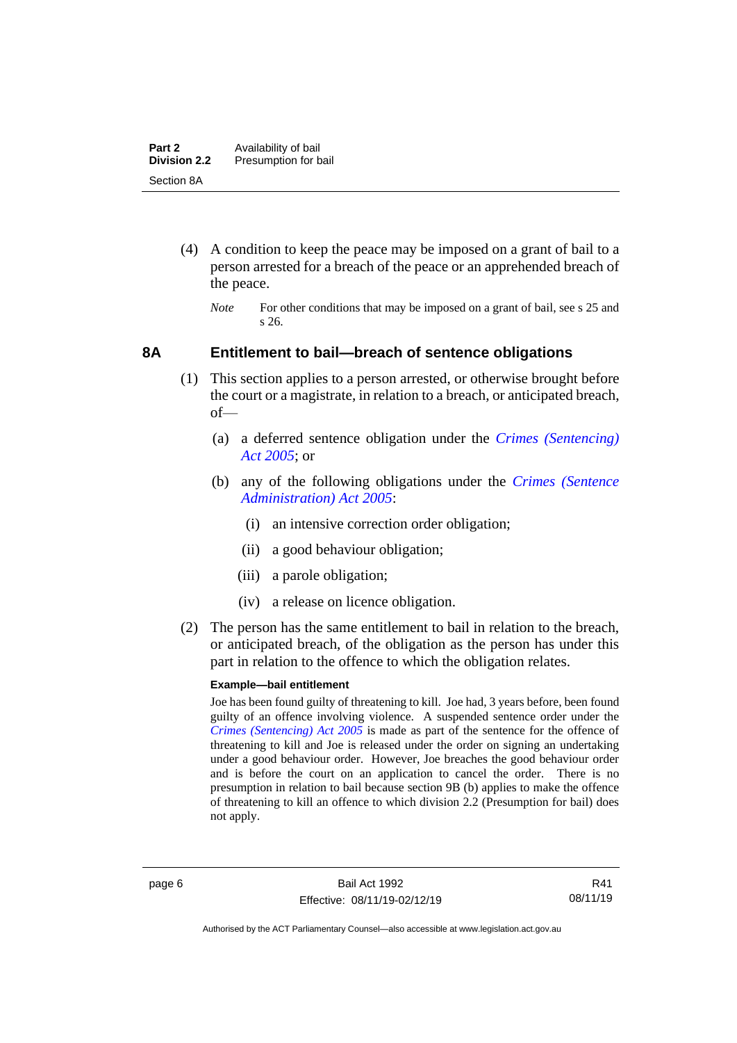(4) A condition to keep the peace may be imposed on a grant of bail to a person arrested for a breach of the peace or an apprehended breach of the peace.

*Note* For other conditions that may be imposed on a grant of bail, see s 25 and s 26.

## 8A Entitlement to bail—breach of sentence obligations

(1) This section applies to a person arrested, or otherwise brought before the court or a magistrate, in relation to a breach, or anticipated breach, of—

(a) a deferred sentence obligation under the *Crimes (Sentencing) Act 2005*; or

(b) any of the following obligations under the *Crimes (Sentence Administration) Act 2005*:

(i) an intensive correction order obligation;

(ii) a good behaviour obligation;

(iii) a parole obligation;

(iv) a release on licence obligation.

(2) The person has the same entitlement to bail in relation to the breach, or anticipated breach, of the obligation as the person has under this part in relation to the offence to which the obligation relates.

**Example—bail entitlement**

Joe has been found guilty of threatening to kill. Joe had, 3 years before, been found guilty of an offence involving violence. A suspended sentence order under the *Crimes (Sentencing) Act 2005* is made as part of the sentence for the offence of threatening to kill and Joe is released under the order on signing an undertaking under a good behaviour order. However, Joe breaches the good behaviour order and is before the court on an application to cancel the order. There is no presumption in relation to bail because section 9B (b) applies to make the offence of threatening to kill an offence to which division 2.2 (Presumption for bail) does not apply.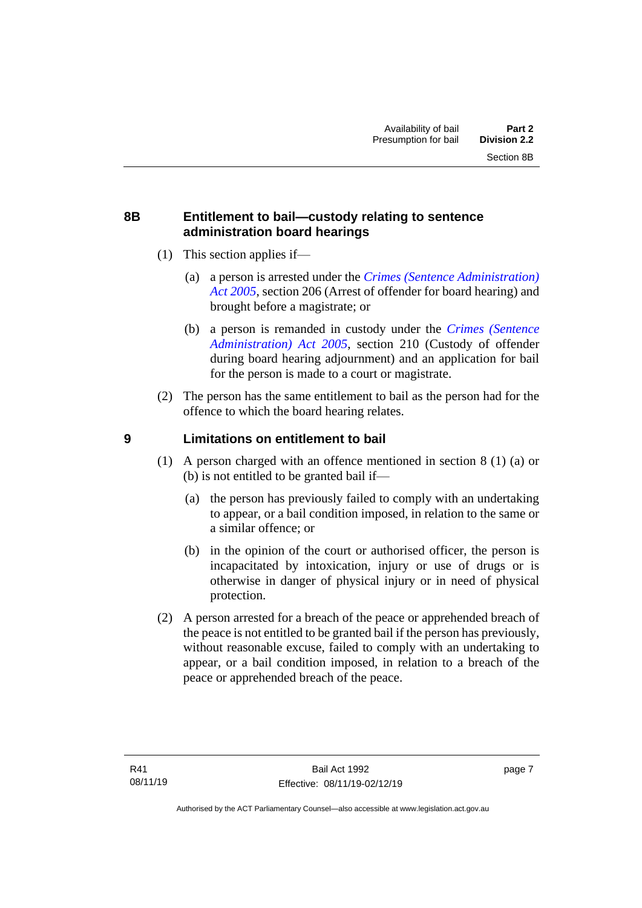## 8B Entitlement to bail—custody relating to sentence administration board hearings

(1) This section applies if—

(a) a person is arrested under the *Crimes (Sentence Administration) Act 2005*, section 206 (Arrest of offender for board hearing) and brought before a magistrate; or

(b) a person is remanded in custody under the *Crimes (Sentence Administration) Act 2005*, section 210 (Custody of offender during board hearing adjournment) and an application for bail for the person is made to a court or magistrate.

(2) The person has the same entitlement to bail as the person had for the offence to which the board hearing relates.

## 9 Limitations on entitlement to bail

(1) A person charged with an offence mentioned in section 8 (1) (a) or (b) is not entitled to be granted bail if—

(a) the person has previously failed to comply with an undertaking to appear, or a bail condition imposed, in relation to the same or a similar offence; or

(b) in the opinion of the court or authorised officer, the person is incapacitated by intoxication, injury or use of drugs or is otherwise in danger of physical injury or in need of physical protection.

(2) A person arrested for a breach of the peace or apprehended breach of the peace is not entitled to be granted bail if the person has previously, without reasonable excuse, failed to comply with an undertaking to appear, or a bail condition imposed, in relation to a breach of the peace or apprehended breach of the peace.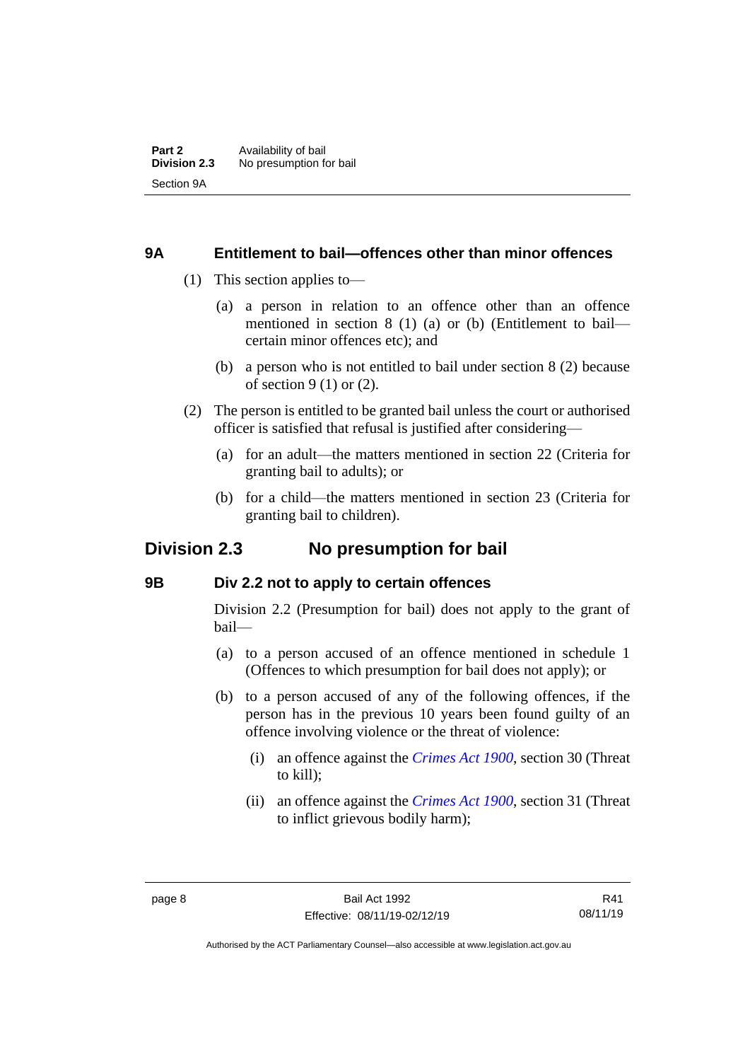### 9A Entitlement to bail—offences other than minor offences

(1) This section applies to—

(a) a person in relation to an offence other than an offence mentioned in section 8 (1) (a) or (b) (Entitlement to bail—certain minor offences etc); and

(b) a person who is not entitled to bail under section 8 (2) because of section 9 (1) or (2).

(2) The person is entitled to be granted bail unless the court or authorised officer is satisfied that refusal is justified after considering—

(a) for an adult—the matters mentioned in section 22 (Criteria for granting bail to adults); or

(b) for a child—the matters mentioned in section 23 (Criteria for granting bail to children).

## Division 2.3 No presumption for bail

### 9B Div 2.2 not to apply to certain offences

Division 2.2 (Presumption for bail) does not apply to the grant of bail—

(a) to a person accused of an offence mentioned in schedule 1 (Offences to which presumption for bail does not apply); or

(b) to a person accused of any of the following offences, if the person has in the previous 10 years been found guilty of an offence involving violence or the threat of violence:

(i) an offence against the *Crimes Act 1900*, section 30 (Threat to kill);

(ii) an offence against the *Crimes Act 1900*, section 31 (Threat to inflict grievous bodily harm);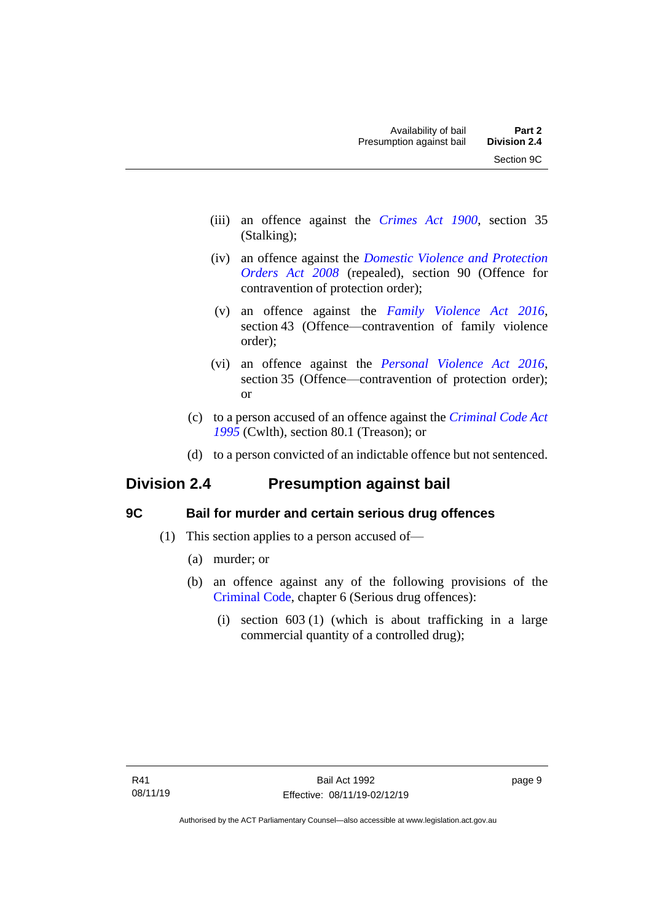(iii) an offence against the *Crimes Act 1900*, section 35 (Stalking);

(iv) an offence against the *Domestic Violence and Protection Orders Act 2008* (repealed), section 90 (Offence for contravention of protection order);

(v) an offence against the *Family Violence Act 2016*, section 43 (Offence—contravention of family violence order);

(vi) an offence against the *Personal Violence Act 2016*, section 35 (Offence—contravention of protection order); or

(c) to a person accused of an offence against the *Criminal Code Act 1995* (Cwlth), section 80.1 (Treason); or

(d) to a person convicted of an indictable offence but not sentenced.

## Division 2.4 Presumption against bail

### 9C Bail for murder and certain serious drug offences

(1) This section applies to a person accused of—

(a) murder; or

(b) an offence against any of the following provisions of the Criminal Code, chapter 6 (Serious drug offences):

(i) section 603 (1) (which is about trafficking in a large commercial quantity of a controlled drug);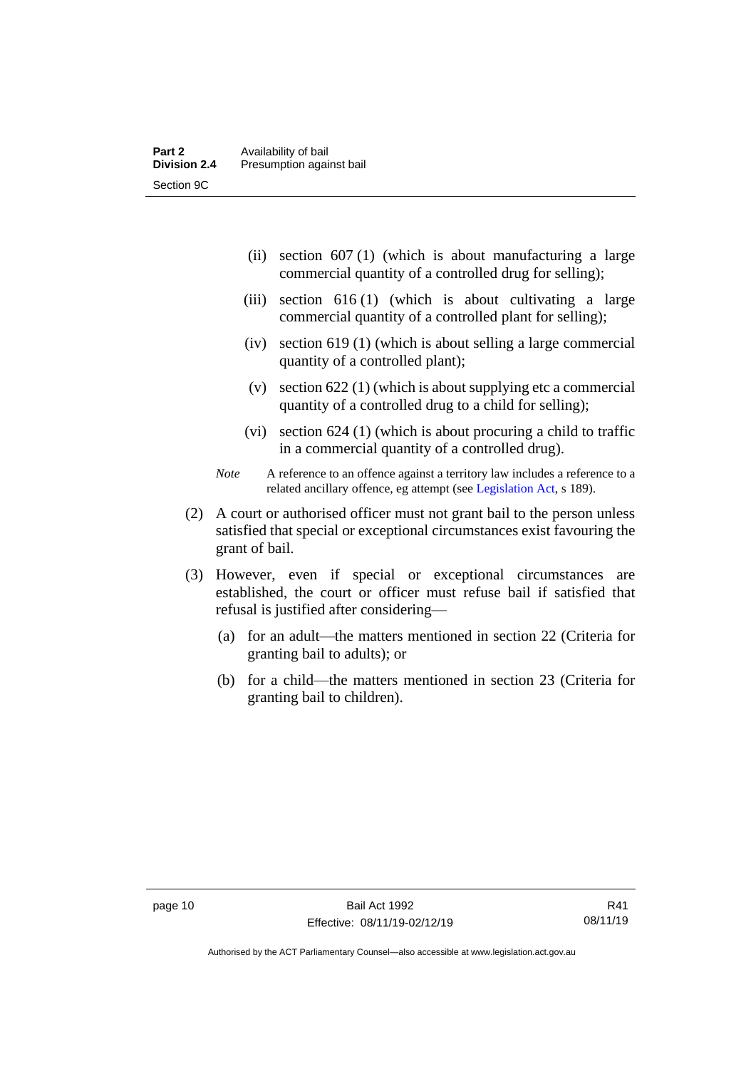(ii) section 607 (1) (which is about manufacturing a large commercial quantity of a controlled drug for selling);

(iii) section 616 (1) (which is about cultivating a large commercial quantity of a controlled plant for selling);

(iv) section 619 (1) (which is about selling a large commercial quantity of a controlled plant);

(v) section 622 (1) (which is about supplying etc a commercial quantity of a controlled drug to a child for selling);

(vi) section 624 (1) (which is about procuring a child to traffic in a commercial quantity of a controlled drug).

*Note* A reference to an offence against a territory law includes a reference to a related ancillary offence, eg attempt (see Legislation Act, s 189).

(2) A court or authorised officer must not grant bail to the person unless satisfied that special or exceptional circumstances exist favouring the grant of bail.

(3) However, even if special or exceptional circumstances are established, the court or officer must refuse bail if satisfied that refusal is justified after considering—

(a) for an adult—the matters mentioned in section 22 (Criteria for granting bail to adults); or

(b) for a child—the matters mentioned in section 23 (Criteria for granting bail to children).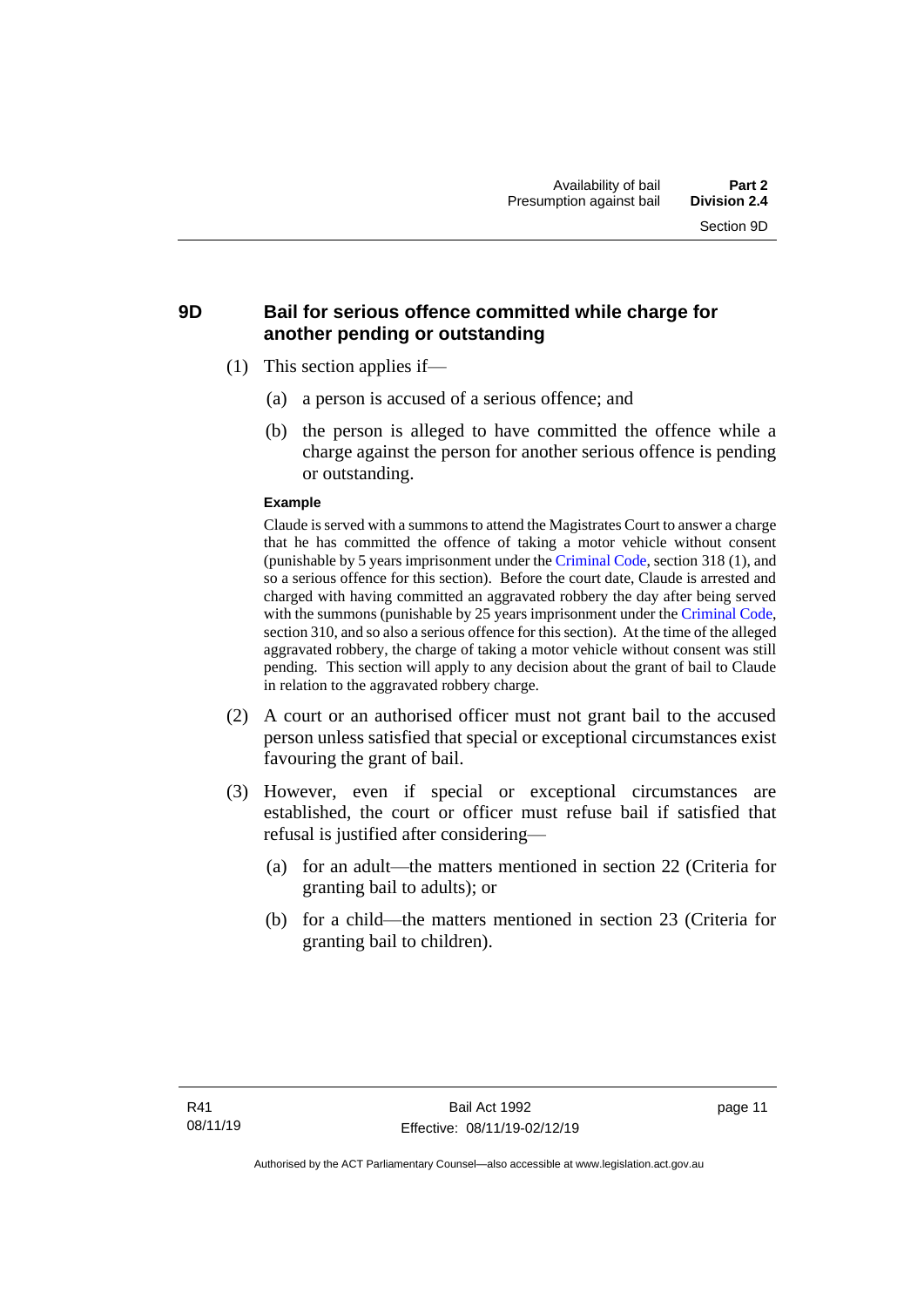## 9D Bail for serious offence committed while charge for another pending or outstanding

(1) This section applies if—

(a) a person is accused of a serious offence; and

(b) the person is alleged to have committed the offence while a charge against the person for another serious offence is pending or outstanding.

**Example**

Claude is served with a summons to attend the Magistrates Court to answer a charge that he has committed the offence of taking a motor vehicle without consent (punishable by 5 years imprisonment under the Criminal Code, section 318 (1), and so a serious offence for this section). Before the court date, Claude is arrested and charged with having committed an aggravated robbery the day after being served with the summons (punishable by 25 years imprisonment under the Criminal Code, section 310, and so also a serious offence for this section). At the time of the alleged aggravated robbery, the charge of taking a motor vehicle without consent was still pending. This section will apply to any decision about the grant of bail to Claude in relation to the aggravated robbery charge.

(2) A court or an authorised officer must not grant bail to the accused person unless satisfied that special or exceptional circumstances exist favouring the grant of bail.

(3) However, even if special or exceptional circumstances are established, the court or officer must refuse bail if satisfied that refusal is justified after considering—

(a) for an adult—the matters mentioned in section 22 (Criteria for granting bail to adults); or

(b) for a child—the matters mentioned in section 23 (Criteria for granting bail to children).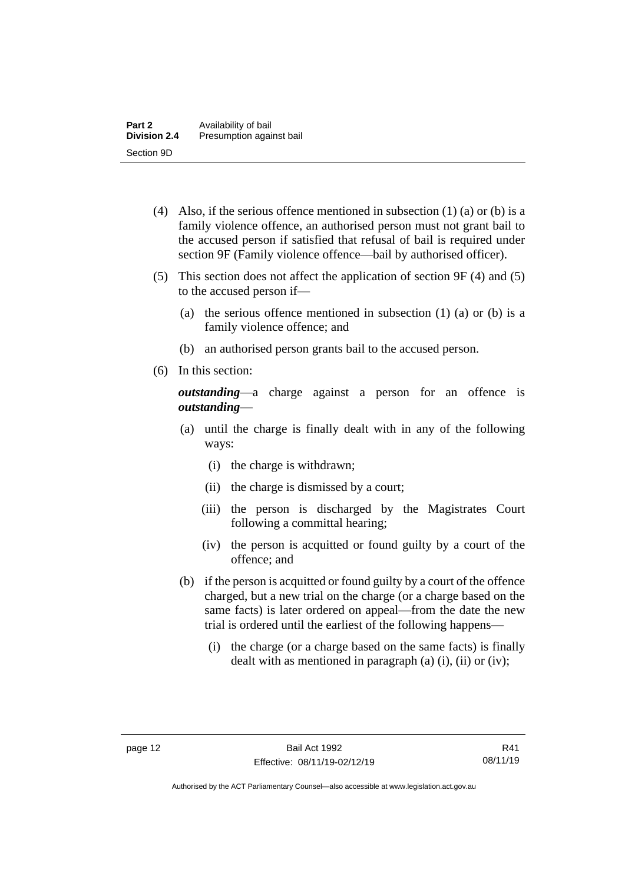(4) Also, if the serious offence mentioned in subsection (1) (a) or (b) is a family violence offence, an authorised person must not grant bail to the accused person if satisfied that refusal of bail is required under section 9F (Family violence offence—bail by authorised officer).

(5) This section does not affect the application of section 9F (4) and (5) to the accused person if—

(a) the serious offence mentioned in subsection (1) (a) or (b) is a family violence offence; and

(b) an authorised person grants bail to the accused person.

(6) In this section:

***outstanding***—a charge against a person for an offence is ***outstanding***—

(a) until the charge is finally dealt with in any of the following ways:

(i) the charge is withdrawn;

(ii) the charge is dismissed by a court;

(iii) the person is discharged by the Magistrates Court following a committal hearing;

(iv) the person is acquitted or found guilty by a court of the offence; and

(b) if the person is acquitted or found guilty by a court of the offence charged, but a new trial on the charge (or a charge based on the same facts) is later ordered on appeal—from the date the new trial is ordered until the earliest of the following happens—

(i) the charge (or a charge based on the same facts) is finally dealt with as mentioned in paragraph (a) (i), (ii) or (iv);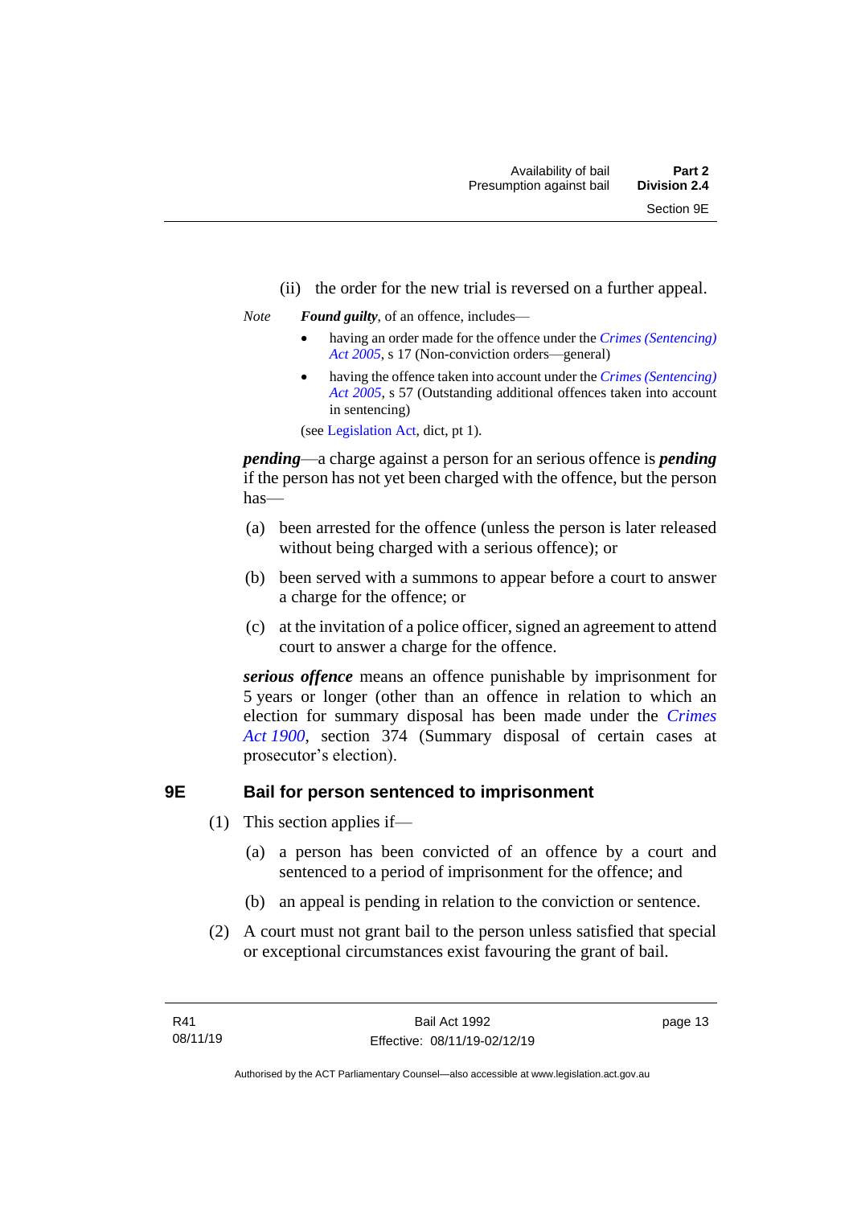(ii) the order for the new trial is reversed on a further appeal.

*Note* ***Found guilty***, of an offence, includes—

- having an order made for the offence under the *Crimes (Sentencing) Act 2005*, s 17 (Non-conviction orders—general)
- having the offence taken into account under the *Crimes (Sentencing) Act 2005*, s 57 (Outstanding additional offences taken into account in sentencing)

(see Legislation Act, dict, pt 1).

***pending***—a charge against a person for an serious offence is ***pending*** if the person has not yet been charged with the offence, but the person has—

(a) been arrested for the offence (unless the person is later released without being charged with a serious offence); or

(b) been served with a summons to appear before a court to answer a charge for the offence; or

(c) at the invitation of a police officer, signed an agreement to attend court to answer a charge for the offence.

***serious offence*** means an offence punishable by imprisonment for 5 years or longer (other than an offence in relation to which an election for summary disposal has been made under the *Crimes Act 1900*, section 374 (Summary disposal of certain cases at prosecutor's election).

## 9E Bail for person sentenced to imprisonment

(1) This section applies if—

(a) a person has been convicted of an offence by a court and sentenced to a period of imprisonment for the offence; and

(b) an appeal is pending in relation to the conviction or sentence.

(2) A court must not grant bail to the person unless satisfied that special or exceptional circumstances exist favouring the grant of bail.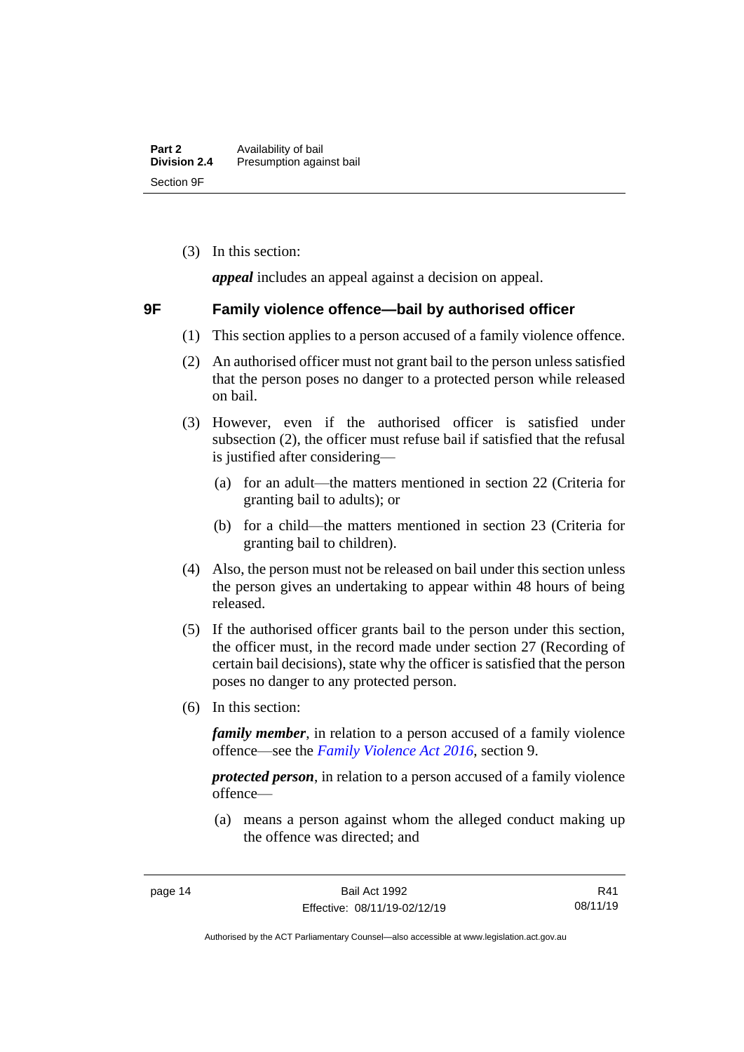(3) In this section:

***appeal*** includes an appeal against a decision on appeal.

### 9F Family violence offence—bail by authorised officer

(1) This section applies to a person accused of a family violence offence.

(2) An authorised officer must not grant bail to the person unless satisfied that the person poses no danger to a protected person while released on bail.

(3) However, even if the authorised officer is satisfied under subsection (2), the officer must refuse bail if satisfied that the refusal is justified after considering—

(a) for an adult—the matters mentioned in section 22 (Criteria for granting bail to adults); or

(b) for a child—the matters mentioned in section 23 (Criteria for granting bail to children).

(4) Also, the person must not be released on bail under this section unless the person gives an undertaking to appear within 48 hours of being released.

(5) If the authorised officer grants bail to the person under this section, the officer must, in the record made under section 27 (Recording of certain bail decisions), state why the officer is satisfied that the person poses no danger to any protected person.

(6) In this section:

***family member***, in relation to a person accused of a family violence offence—see the *Family Violence Act 2016*, section 9.

***protected person***, in relation to a person accused of a family violence offence—

(a) means a person against whom the alleged conduct making up the offence was directed; and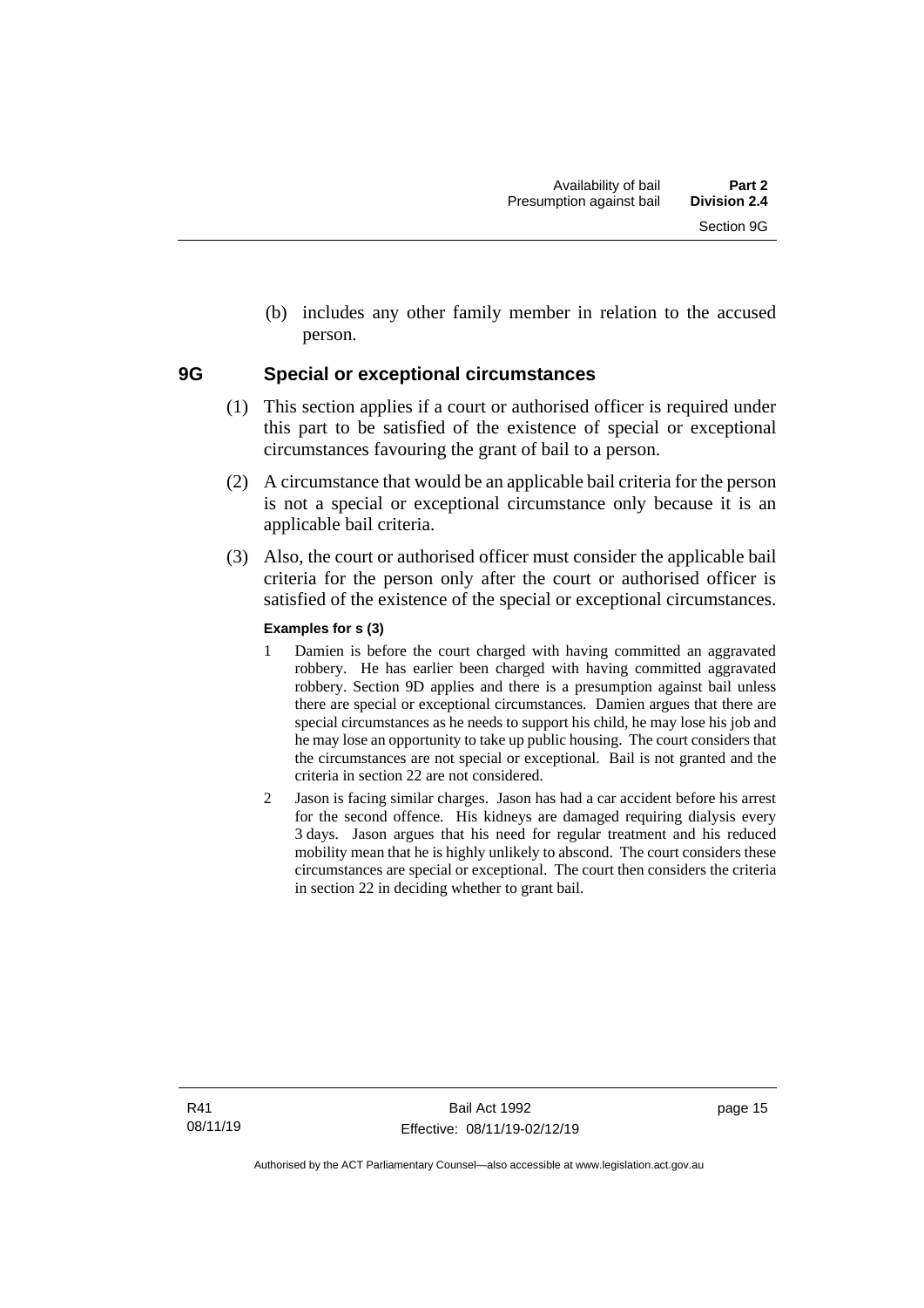(b) includes any other family member in relation to the accused person.

## 9G Special or exceptional circumstances

(1) This section applies if a court or authorised officer is required under this part to be satisfied of the existence of special or exceptional circumstances favouring the grant of bail to a person.

(2) A circumstance that would be an applicable bail criteria for the person is not a special or exceptional circumstance only because it is an applicable bail criteria.

(3) Also, the court or authorised officer must consider the applicable bail criteria for the person only after the court or authorised officer is satisfied of the existence of the special or exceptional circumstances.

**Examples for s (3)**

1 Damien is before the court charged with having committed an aggravated robbery. He has earlier been charged with having committed aggravated robbery. Section 9D applies and there is a presumption against bail unless there are special or exceptional circumstances. Damien argues that there are special circumstances as he needs to support his child, he may lose his job and he may lose an opportunity to take up public housing. The court considers that the circumstances are not special or exceptional. Bail is not granted and the criteria in section 22 are not considered.

2 Jason is facing similar charges. Jason has had a car accident before his arrest for the second offence. His kidneys are damaged requiring dialysis every 3 days. Jason argues that his need for regular treatment and his reduced mobility mean that he is highly unlikely to abscond. The court considers these circumstances are special or exceptional. The court then considers the criteria in section 22 in deciding whether to grant bail.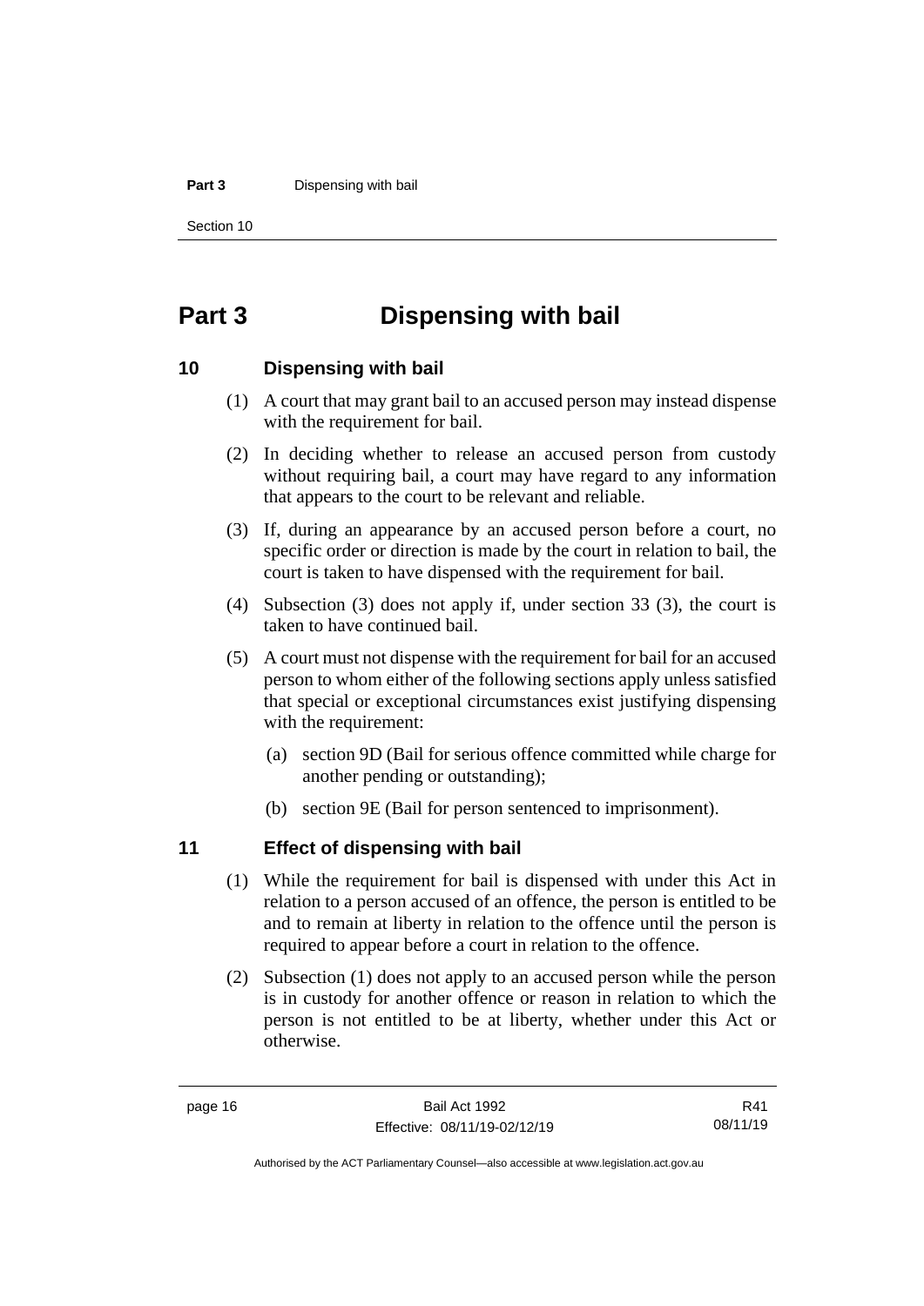# Part 3 Dispensing with bail

## 10 Dispensing with bail

(1) A court that may grant bail to an accused person may instead dispense with the requirement for bail.

(2) In deciding whether to release an accused person from custody without requiring bail, a court may have regard to any information that appears to the court to be relevant and reliable.

(3) If, during an appearance by an accused person before a court, no specific order or direction is made by the court in relation to bail, the court is taken to have dispensed with the requirement for bail.

(4) Subsection (3) does not apply if, under section 33 (3), the court is taken to have continued bail.

(5) A court must not dispense with the requirement for bail for an accused person to whom either of the following sections apply unless satisfied that special or exceptional circumstances exist justifying dispensing with the requirement:

(a) section 9D (Bail for serious offence committed while charge for another pending or outstanding);

(b) section 9E (Bail for person sentenced to imprisonment).

## 11 Effect of dispensing with bail

(1) While the requirement for bail is dispensed with under this Act in relation to a person accused of an offence, the person is entitled to be and to remain at liberty in relation to the offence until the person is required to appear before a court in relation to the offence.

(2) Subsection (1) does not apply to an accused person while the person is in custody for another offence or reason in relation to which the person is not entitled to be at liberty, whether under this Act or otherwise.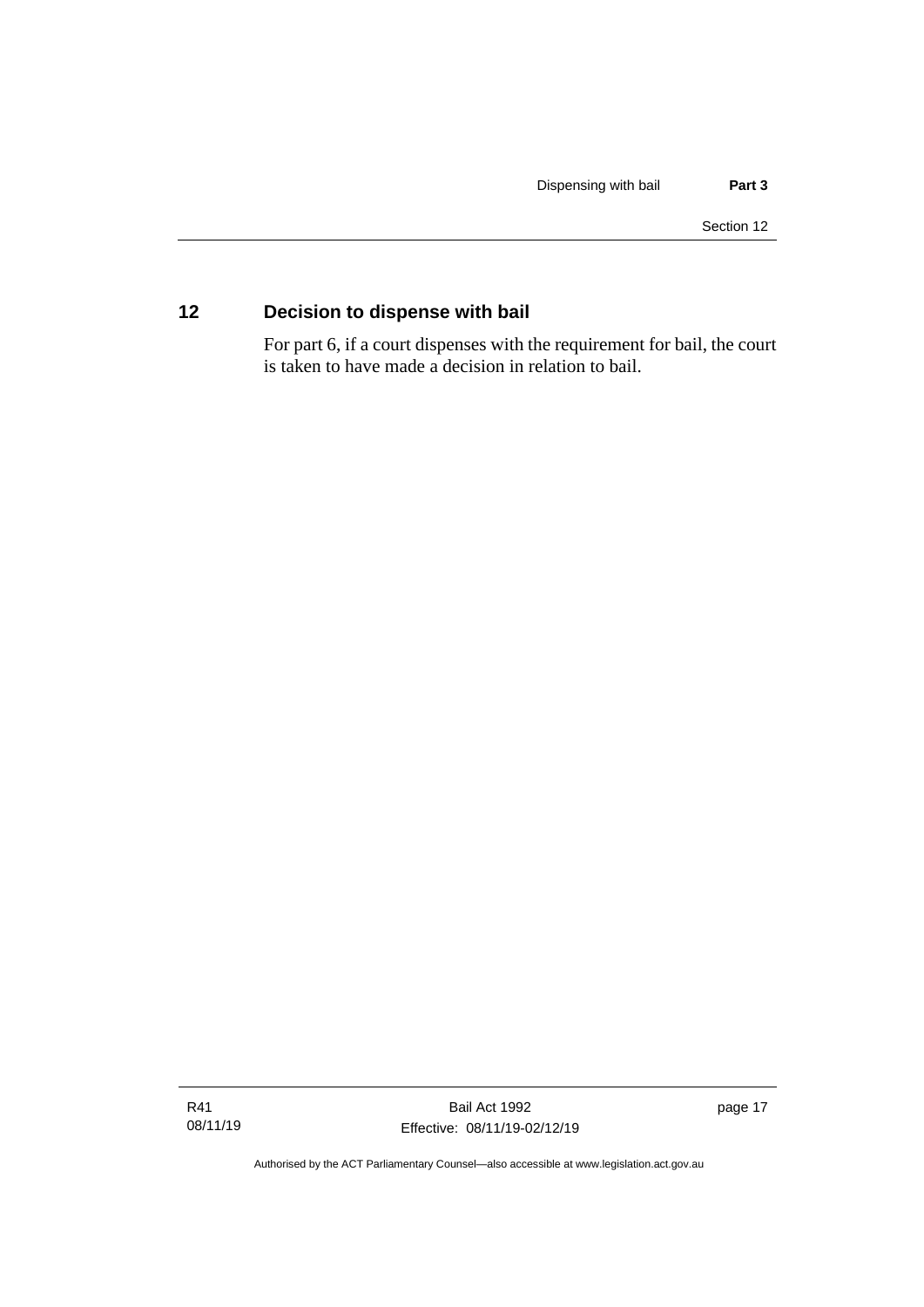## 12 Decision to dispense with bail

For part 6, if a court dispenses with the requirement for bail, the court is taken to have made a decision in relation to bail.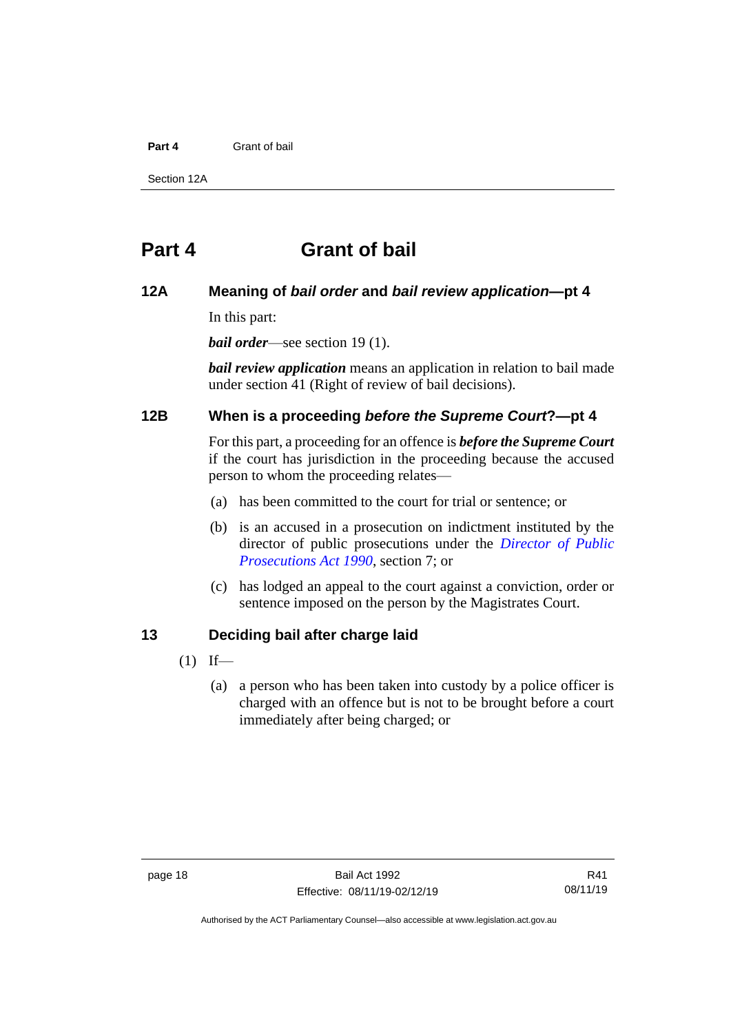# Part 4 Grant of bail

### 12A Meaning of *bail order* and *bail review application*—pt 4

In this part:

***bail order***—see section 19 (1).

***bail review application*** means an application in relation to bail made under section 41 (Right of review of bail decisions).

### 12B When is a proceeding *before the Supreme Court*?—pt 4

For this part, a proceeding for an offence is ***before the Supreme Court*** if the court has jurisdiction in the proceeding because the accused person to whom the proceeding relates—

(a) has been committed to the court for trial or sentence; or

(b) is an accused in a prosecution on indictment instituted by the director of public prosecutions under the *Director of Public Prosecutions Act 1990*, section 7; or

(c) has lodged an appeal to the court against a conviction, order or sentence imposed on the person by the Magistrates Court.

### 13 Deciding bail after charge laid

(1) If—

(a) a person who has been taken into custody by a police officer is charged with an offence but is not to be brought before a court immediately after being charged; or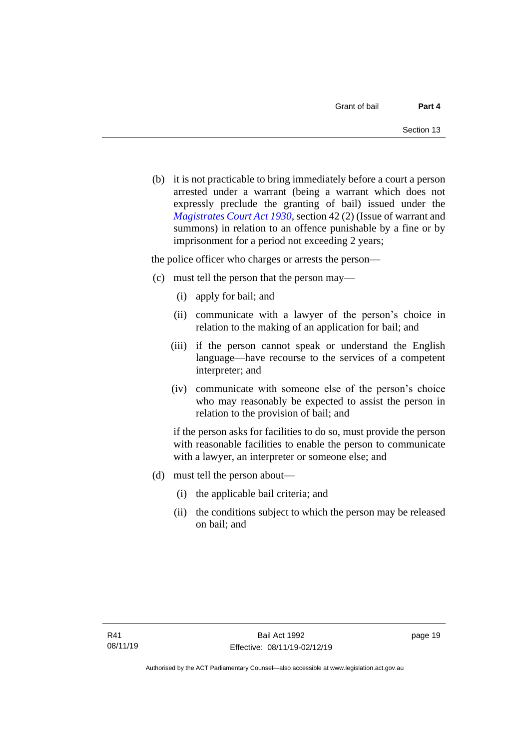(b) it is not practicable to bring immediately before a court a person arrested under a warrant (being a warrant which does not expressly preclude the granting of bail) issued under the *Magistrates Court Act 1930*, section 42 (2) (Issue of warrant and summons) in relation to an offence punishable by a fine or by imprisonment for a period not exceeding 2 years;

the police officer who charges or arrests the person—

(c) must tell the person that the person may—

  (i) apply for bail; and

  (ii) communicate with a lawyer of the person's choice in relation to the making of an application for bail; and

  (iii) if the person cannot speak or understand the English language—have recourse to the services of a competent interpreter; and

  (iv) communicate with someone else of the person's choice who may reasonably be expected to assist the person in relation to the provision of bail; and

  if the person asks for facilities to do so, must provide the person with reasonable facilities to enable the person to communicate with a lawyer, an interpreter or someone else; and

(d) must tell the person about—

  (i) the applicable bail criteria; and

  (ii) the conditions subject to which the person may be released on bail; and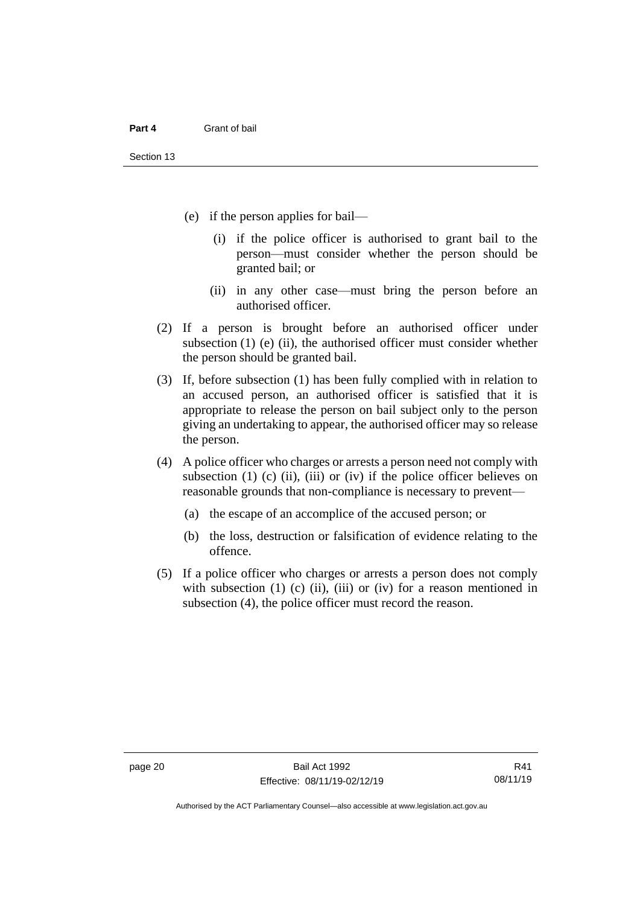(e) if the person applies for bail—

  (i) if the police officer is authorised to grant bail to the person—must consider whether the person should be granted bail; or

  (ii) in any other case—must bring the person before an authorised officer.

(2) If a person is brought before an authorised officer under subsection (1) (e) (ii), the authorised officer must consider whether the person should be granted bail.

(3) If, before subsection (1) has been fully complied with in relation to an accused person, an authorised officer is satisfied that it is appropriate to release the person on bail subject only to the person giving an undertaking to appear, the authorised officer may so release the person.

(4) A police officer who charges or arrests a person need not comply with subsection (1) (c) (ii), (iii) or (iv) if the police officer believes on reasonable grounds that non-compliance is necessary to prevent—

  (a) the escape of an accomplice of the accused person; or

  (b) the loss, destruction or falsification of evidence relating to the offence.

(5) If a police officer who charges or arrests a person does not comply with subsection (1) (c) (ii), (iii) or (iv) for a reason mentioned in subsection (4), the police officer must record the reason.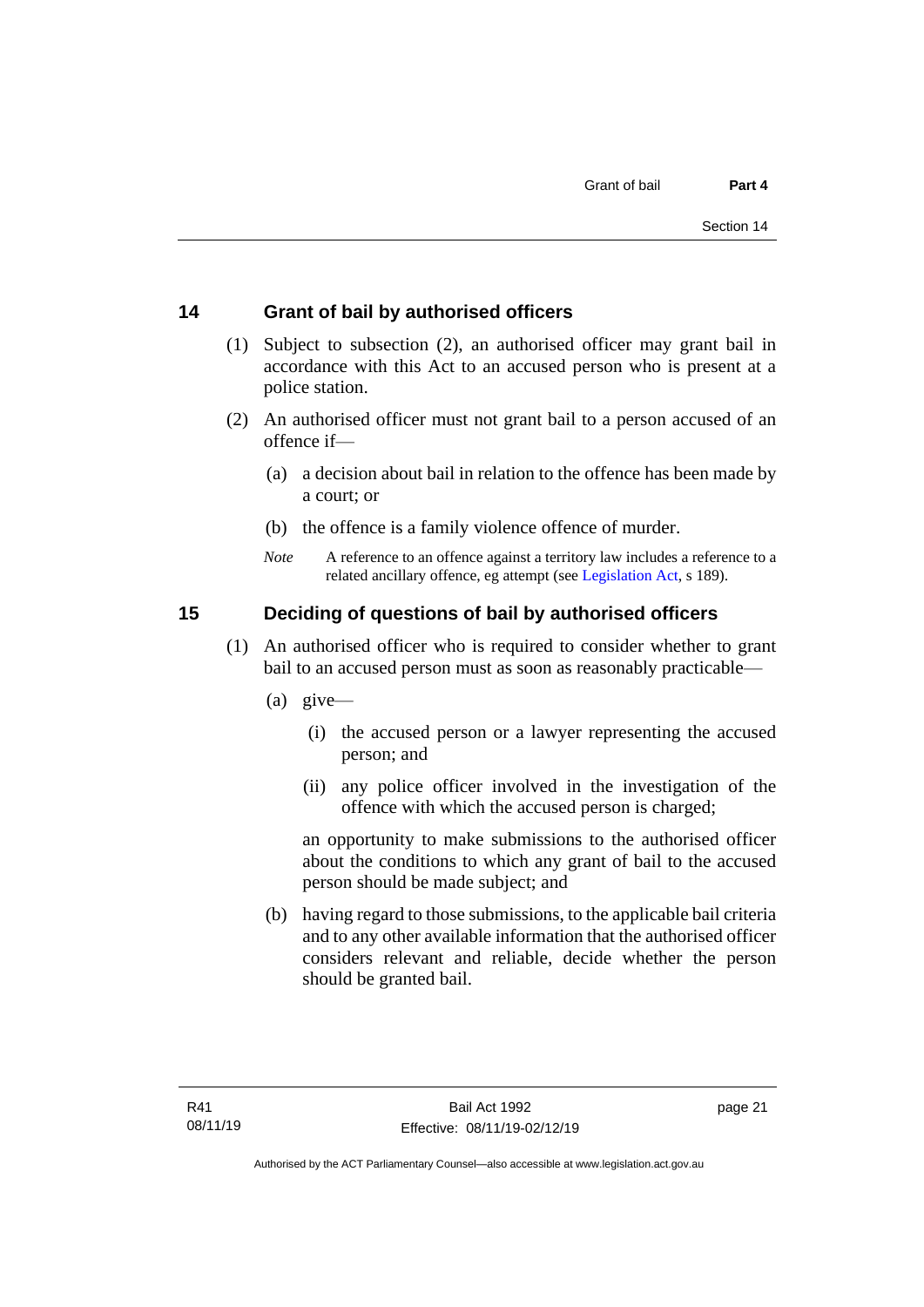## 14 Grant of bail by authorised officers

(1) Subject to subsection (2), an authorised officer may grant bail in accordance with this Act to an accused person who is present at a police station.

(2) An authorised officer must not grant bail to a person accused of an offence if—

(a) a decision about bail in relation to the offence has been made by a court; or

(b) the offence is a family violence offence of murder.

*Note* A reference to an offence against a territory law includes a reference to a related ancillary offence, eg attempt (see Legislation Act, s 189).

## 15 Deciding of questions of bail by authorised officers

(1) An authorised officer who is required to consider whether to grant bail to an accused person must as soon as reasonably practicable—

(a) give—

(i) the accused person or a lawyer representing the accused person; and

(ii) any police officer involved in the investigation of the offence with which the accused person is charged;

an opportunity to make submissions to the authorised officer about the conditions to which any grant of bail to the accused person should be made subject; and

(b) having regard to those submissions, to the applicable bail criteria and to any other available information that the authorised officer considers relevant and reliable, decide whether the person should be granted bail.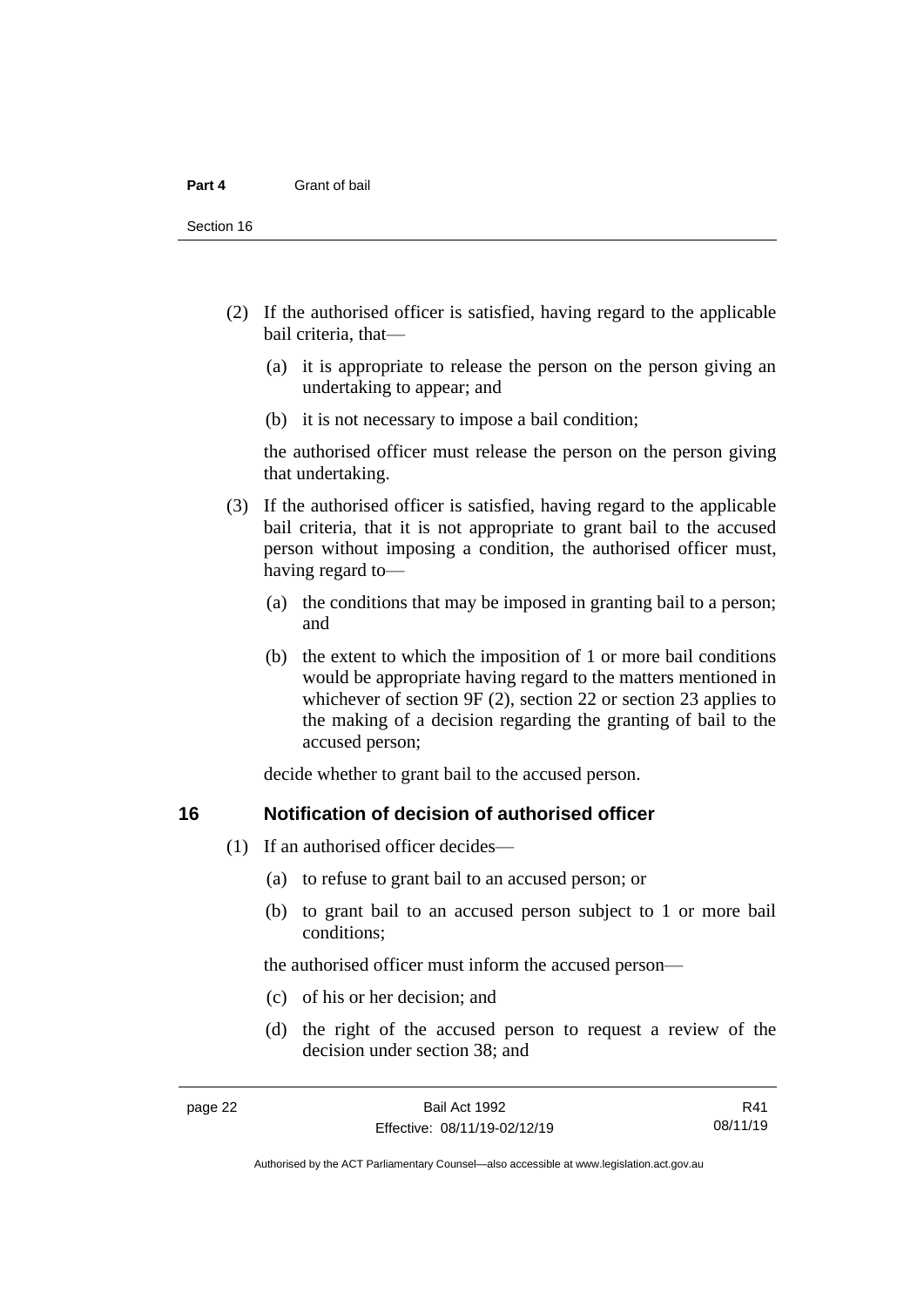(2) If the authorised officer is satisfied, having regard to the applicable bail criteria, that—

(a) it is appropriate to release the person on the person giving an undertaking to appear; and

(b) it is not necessary to impose a bail condition;

the authorised officer must release the person on the person giving that undertaking.

(3) If the authorised officer is satisfied, having regard to the applicable bail criteria, that it is not appropriate to grant bail to the accused person without imposing a condition, the authorised officer must, having regard to—

(a) the conditions that may be imposed in granting bail to a person; and

(b) the extent to which the imposition of 1 or more bail conditions would be appropriate having regard to the matters mentioned in whichever of section 9F (2), section 22 or section 23 applies to the making of a decision regarding the granting of bail to the accused person;

decide whether to grant bail to the accused person.

## 16 Notification of decision of authorised officer

(1) If an authorised officer decides—

(a) to refuse to grant bail to an accused person; or

(b) to grant bail to an accused person subject to 1 or more bail conditions;

the authorised officer must inform the accused person—

(c) of his or her decision; and

(d) the right of the accused person to request a review of the decision under section 38; and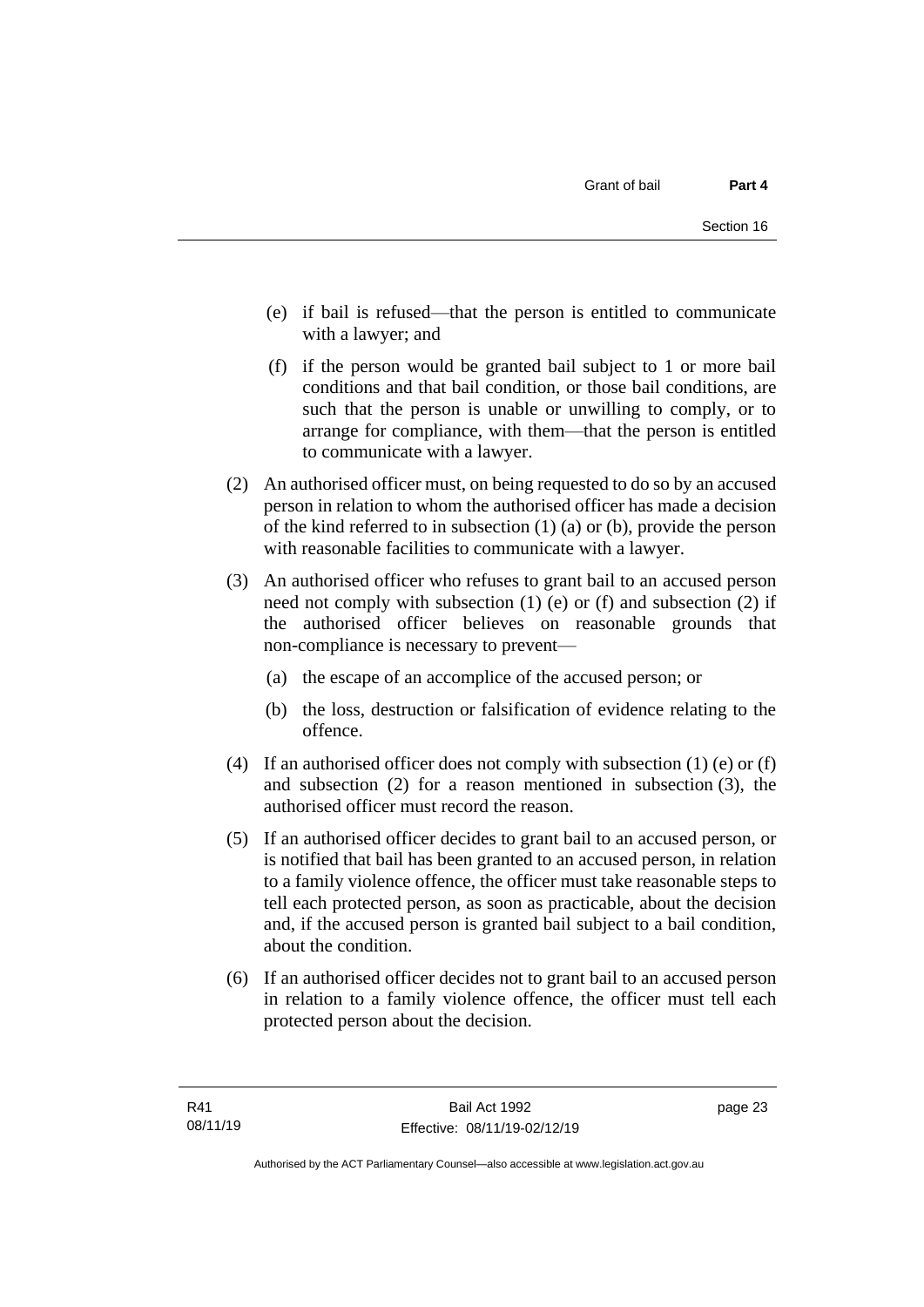(e) if bail is refused—that the person is entitled to communicate with a lawyer; and

(f) if the person would be granted bail subject to 1 or more bail conditions and that bail condition, or those bail conditions, are such that the person is unable or unwilling to comply, or to arrange for compliance, with them—that the person is entitled to communicate with a lawyer.

(2) An authorised officer must, on being requested to do so by an accused person in relation to whom the authorised officer has made a decision of the kind referred to in subsection (1) (a) or (b), provide the person with reasonable facilities to communicate with a lawyer.

(3) An authorised officer who refuses to grant bail to an accused person need not comply with subsection (1) (e) or (f) and subsection (2) if the authorised officer believes on reasonable grounds that non-compliance is necessary to prevent—

(a) the escape of an accomplice of the accused person; or

(b) the loss, destruction or falsification of evidence relating to the offence.

(4) If an authorised officer does not comply with subsection (1) (e) or (f) and subsection (2) for a reason mentioned in subsection (3), the authorised officer must record the reason.

(5) If an authorised officer decides to grant bail to an accused person, or is notified that bail has been granted to an accused person, in relation to a family violence offence, the officer must take reasonable steps to tell each protected person, as soon as practicable, about the decision and, if the accused person is granted bail subject to a bail condition, about the condition.

(6) If an authorised officer decides not to grant bail to an accused person in relation to a family violence offence, the officer must tell each protected person about the decision.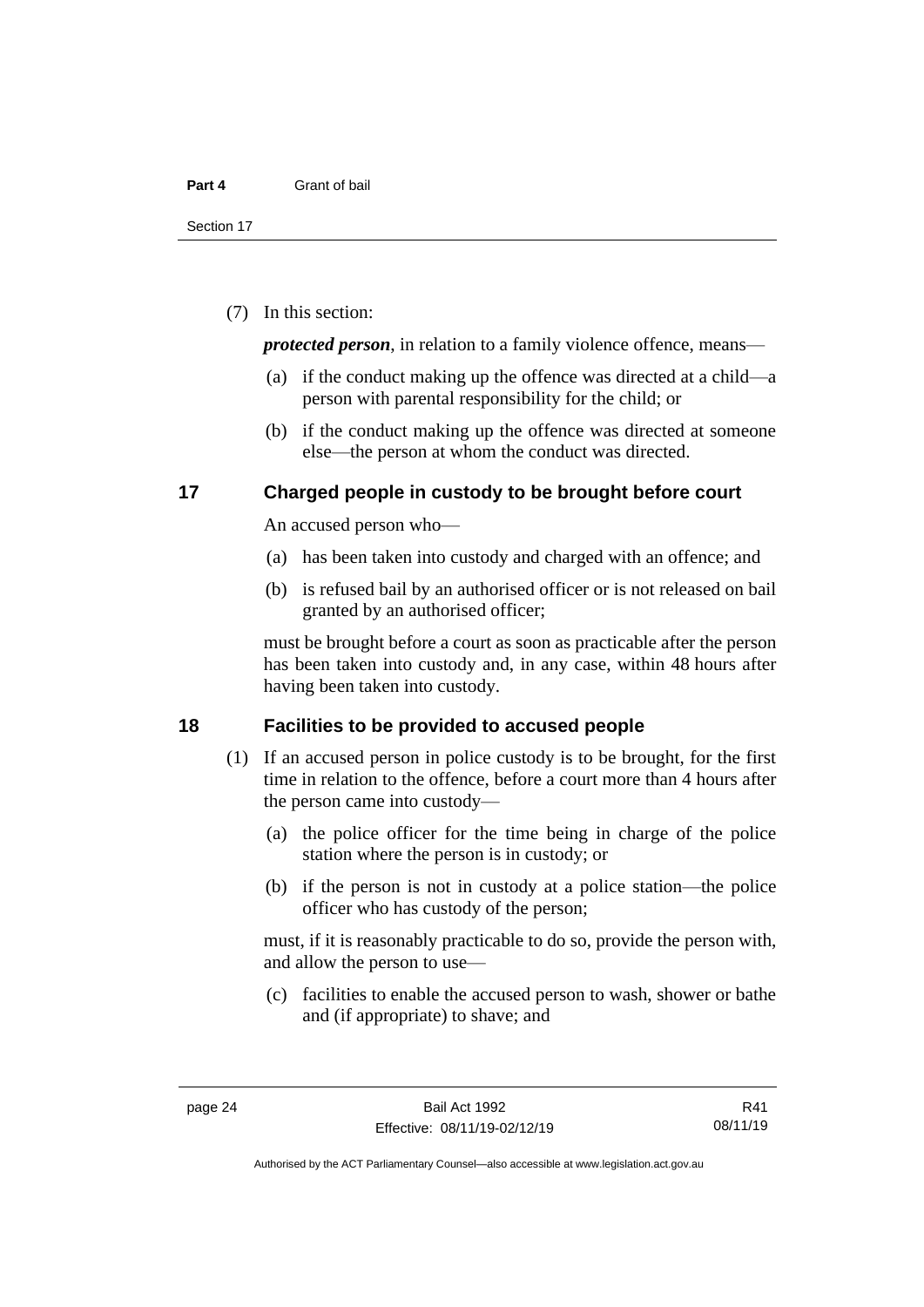(7) In this section:

***protected person***, in relation to a family violence offence, means—

(a) if the conduct making up the offence was directed at a child—a person with parental responsibility for the child; or

(b) if the conduct making up the offence was directed at someone else—the person at whom the conduct was directed.

## 17 Charged people in custody to be brought before court

An accused person who—

(a) has been taken into custody and charged with an offence; and

(b) is refused bail by an authorised officer or is not released on bail granted by an authorised officer;

must be brought before a court as soon as practicable after the person has been taken into custody and, in any case, within 48 hours after having been taken into custody.

## 18 Facilities to be provided to accused people

(1) If an accused person in police custody is to be brought, for the first time in relation to the offence, before a court more than 4 hours after the person came into custody—

(a) the police officer for the time being in charge of the police station where the person is in custody; or

(b) if the person is not in custody at a police station—the police officer who has custody of the person;

must, if it is reasonably practicable to do so, provide the person with, and allow the person to use—

(c) facilities to enable the accused person to wash, shower or bathe and (if appropriate) to shave; and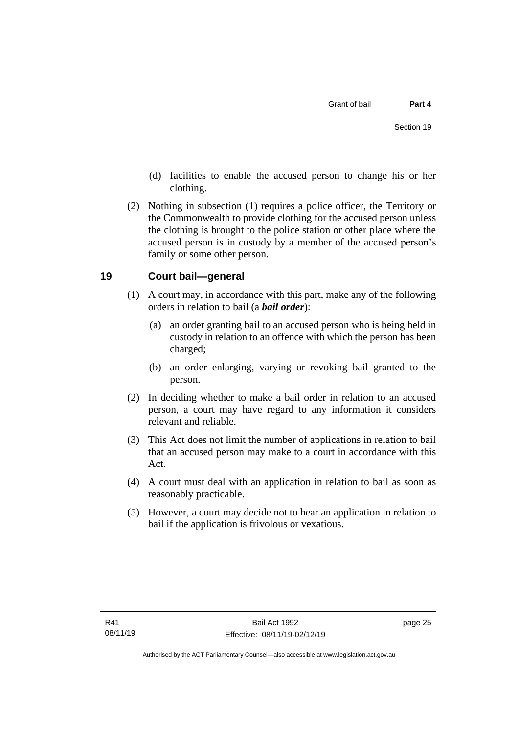(d) facilities to enable the accused person to change his or her clothing.

(2) Nothing in subsection (1) requires a police officer, the Territory or the Commonwealth to provide clothing for the accused person unless the clothing is brought to the police station or other place where the accused person is in custody by a member of the accused person's family or some other person.

## 19 Court bail—general

(1) A court may, in accordance with this part, make any of the following orders in relation to bail (a ***bail order***):

(a) an order granting bail to an accused person who is being held in custody in relation to an offence with which the person has been charged;

(b) an order enlarging, varying or revoking bail granted to the person.

(2) In deciding whether to make a bail order in relation to an accused person, a court may have regard to any information it considers relevant and reliable.

(3) This Act does not limit the number of applications in relation to bail that an accused person may make to a court in accordance with this Act.

(4) A court must deal with an application in relation to bail as soon as reasonably practicable.

(5) However, a court may decide not to hear an application in relation to bail if the application is frivolous or vexatious.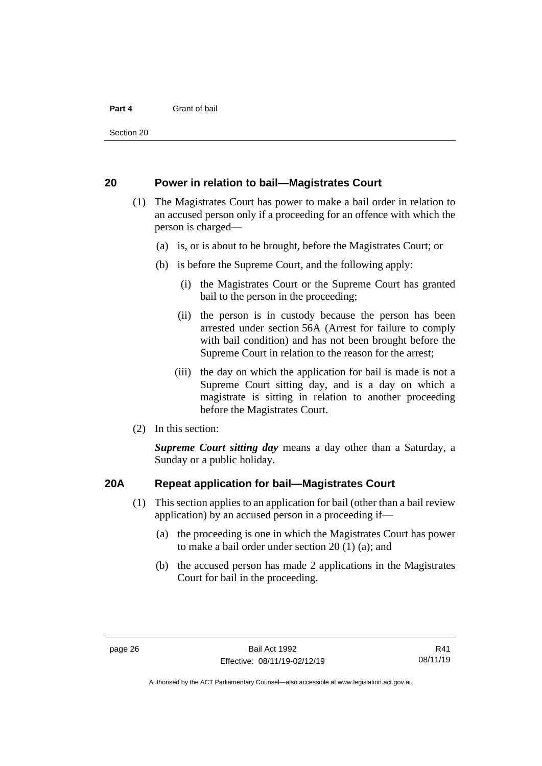## 20 Power in relation to bail—Magistrates Court

(1) The Magistrates Court has power to make a bail order in relation to an accused person only if a proceeding for an offence with which the person is charged—

(a) is, or is about to be brought, before the Magistrates Court; or

(b) is before the Supreme Court, and the following apply:

(i) the Magistrates Court or the Supreme Court has granted bail to the person in the proceeding;

(ii) the person is in custody because the person has been arrested under section 56A (Arrest for failure to comply with bail condition) and has not been brought before the Supreme Court in relation to the reason for the arrest;

(iii) the day on which the application for bail is made is not a Supreme Court sitting day, and is a day on which a magistrate is sitting in relation to another proceeding before the Magistrates Court.

(2) In this section:

***Supreme Court sitting day*** means a day other than a Saturday, a Sunday or a public holiday.

## 20A Repeat application for bail—Magistrates Court

(1) This section applies to an application for bail (other than a bail review application) by an accused person in a proceeding if—

(a) the proceeding is one in which the Magistrates Court has power to make a bail order under section 20 (1) (a); and

(b) the accused person has made 2 applications in the Magistrates Court for bail in the proceeding.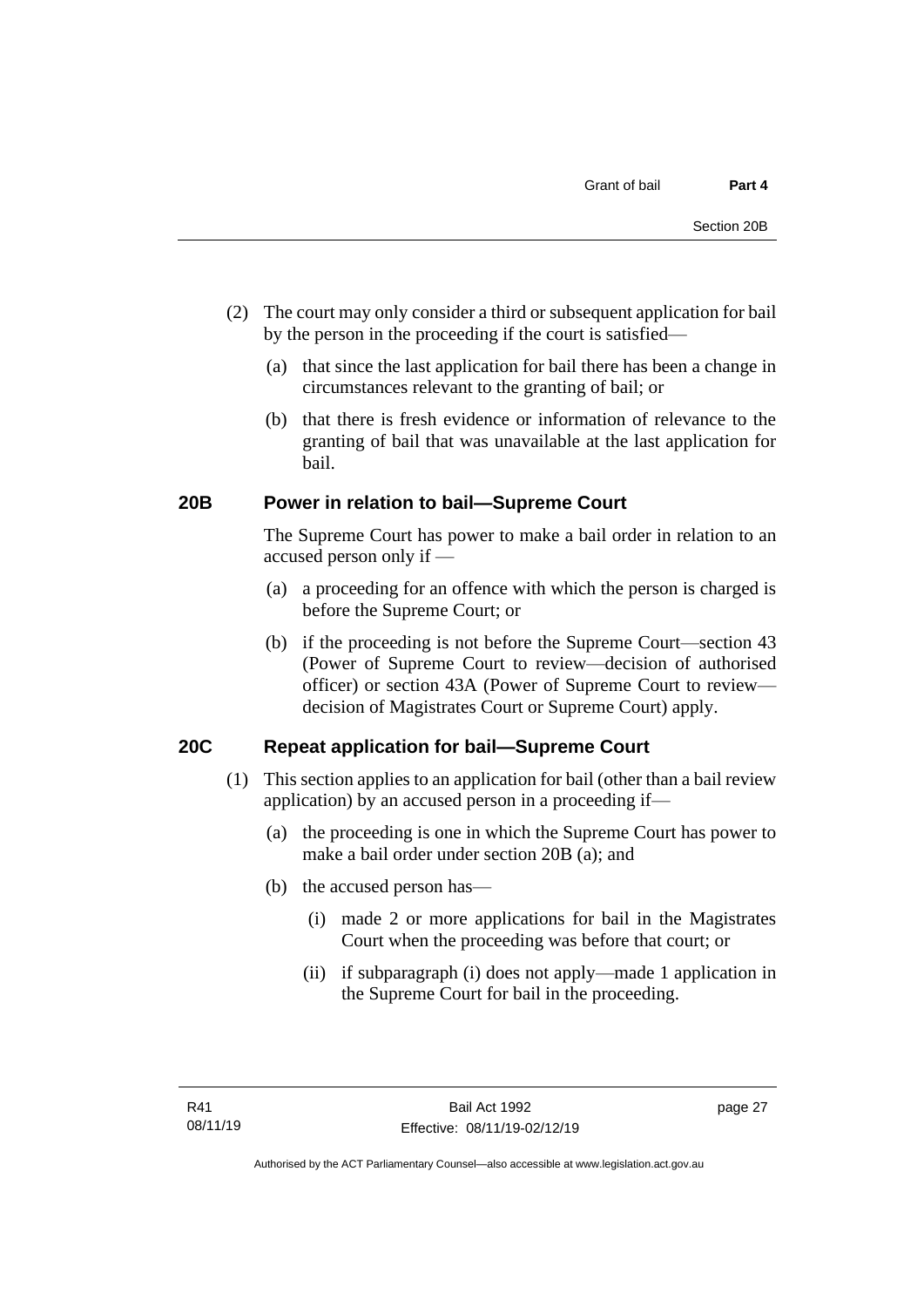(2) The court may only consider a third or subsequent application for bail by the person in the proceeding if the court is satisfied—

(a) that since the last application for bail there has been a change in circumstances relevant to the granting of bail; or

(b) that there is fresh evidence or information of relevance to the granting of bail that was unavailable at the last application for bail.

## 20B Power in relation to bail—Supreme Court

The Supreme Court has power to make a bail order in relation to an accused person only if —

(a) a proceeding for an offence with which the person is charged is before the Supreme Court; or

(b) if the proceeding is not before the Supreme Court—section 43 (Power of Supreme Court to review—decision of authorised officer) or section 43A (Power of Supreme Court to review—decision of Magistrates Court or Supreme Court) apply.

## 20C Repeat application for bail—Supreme Court

(1) This section applies to an application for bail (other than a bail review application) by an accused person in a proceeding if—

(a) the proceeding is one in which the Supreme Court has power to make a bail order under section 20B (a); and

(b) the accused person has—

(i) made 2 or more applications for bail in the Magistrates Court when the proceeding was before that court; or

(ii) if subparagraph (i) does not apply—made 1 application in the Supreme Court for bail in the proceeding.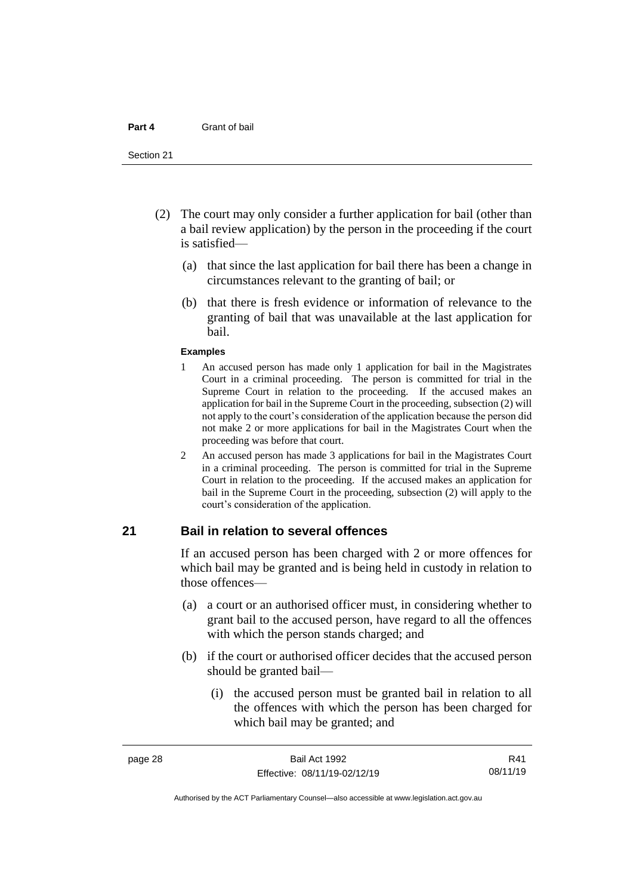(2) The court may only consider a further application for bail (other than a bail review application) by the person in the proceeding if the court is satisfied—

(a) that since the last application for bail there has been a change in circumstances relevant to the granting of bail; or

(b) that there is fresh evidence or information of relevance to the granting of bail that was unavailable at the last application for bail.

**Examples**

1 An accused person has made only 1 application for bail in the Magistrates Court in a criminal proceeding. The person is committed for trial in the Supreme Court in relation to the proceeding. If the accused makes an application for bail in the Supreme Court in the proceeding, subsection (2) will not apply to the court's consideration of the application because the person did not make 2 or more applications for bail in the Magistrates Court when the proceeding was before that court.

2 An accused person has made 3 applications for bail in the Magistrates Court in a criminal proceeding. The person is committed for trial in the Supreme Court in relation to the proceeding. If the accused makes an application for bail in the Supreme Court in the proceeding, subsection (2) will apply to the court's consideration of the application.

## 21 Bail in relation to several offences

If an accused person has been charged with 2 or more offences for which bail may be granted and is being held in custody in relation to those offences—

(a) a court or an authorised officer must, in considering whether to grant bail to the accused person, have regard to all the offences with which the person stands charged; and

(b) if the court or authorised officer decides that the accused person should be granted bail—

(i) the accused person must be granted bail in relation to all the offences with which the person has been charged for which bail may be granted; and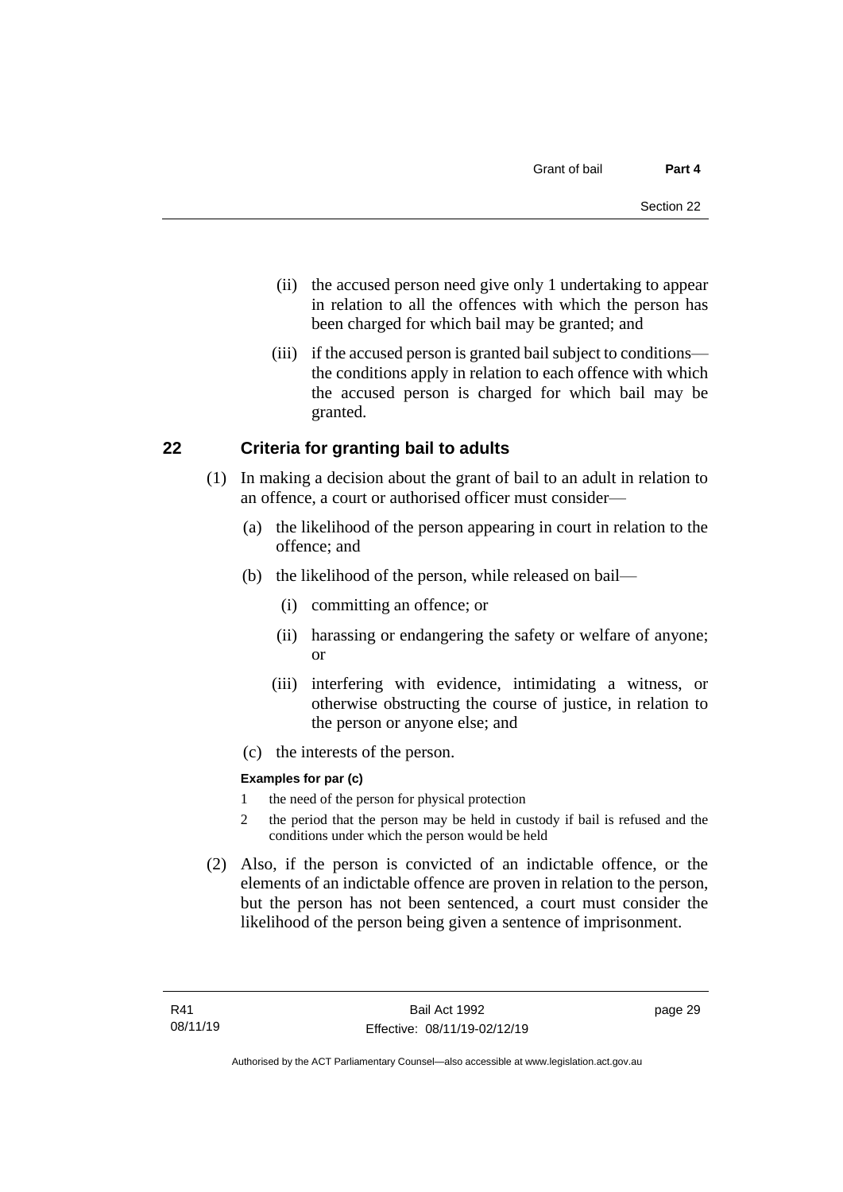(ii) the accused person need give only 1 undertaking to appear in relation to all the offences with which the person has been charged for which bail may be granted; and

(iii) if the accused person is granted bail subject to conditions—the conditions apply in relation to each offence with which the accused person is charged for which bail may be granted.

## 22 Criteria for granting bail to adults

(1) In making a decision about the grant of bail to an adult in relation to an offence, a court or authorised officer must consider—

(a) the likelihood of the person appearing in court in relation to the offence; and

(b) the likelihood of the person, while released on bail—

(i) committing an offence; or

(ii) harassing or endangering the safety or welfare of anyone; or

(iii) interfering with evidence, intimidating a witness, or otherwise obstructing the course of justice, in relation to the person or anyone else; and

(c) the interests of the person.

**Examples for par (c)**

1 the need of the person for physical protection

2 the period that the person may be held in custody if bail is refused and the conditions under which the person would be held

(2) Also, if the person is convicted of an indictable offence, or the elements of an indictable offence are proven in relation to the person, but the person has not been sentenced, a court must consider the likelihood of the person being given a sentence of imprisonment.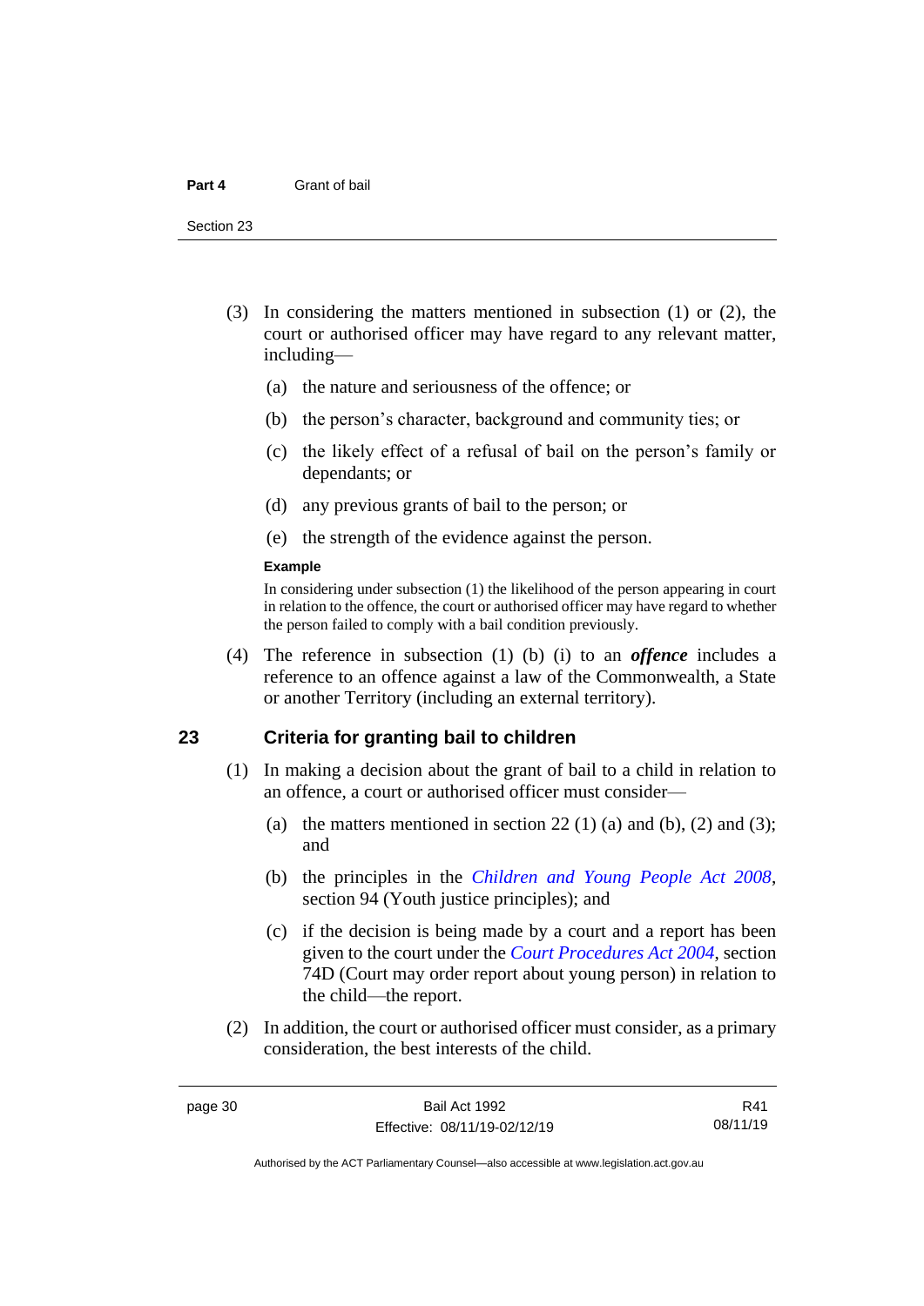(3) In considering the matters mentioned in subsection (1) or (2), the court or authorised officer may have regard to any relevant matter, including—

(a) the nature and seriousness of the offence; or

(b) the person's character, background and community ties; or

(c) the likely effect of a refusal of bail on the person's family or dependants; or

(d) any previous grants of bail to the person; or

(e) the strength of the evidence against the person.

**Example**

In considering under subsection (1) the likelihood of the person appearing in court in relation to the offence, the court or authorised officer may have regard to whether the person failed to comply with a bail condition previously.

(4) The reference in subsection (1) (b) (i) to an ***offence*** includes a reference to an offence against a law of the Commonwealth, a State or another Territory (including an external territory).

## 23 Criteria for granting bail to children

(1) In making a decision about the grant of bail to a child in relation to an offence, a court or authorised officer must consider—

(a) the matters mentioned in section 22 (1) (a) and (b), (2) and (3); and

(b) the principles in the *Children and Young People Act 2008*, section 94 (Youth justice principles); and

(c) if the decision is being made by a court and a report has been given to the court under the *Court Procedures Act 2004*, section 74D (Court may order report about young person) in relation to the child—the report.

(2) In addition, the court or authorised officer must consider, as a primary consideration, the best interests of the child.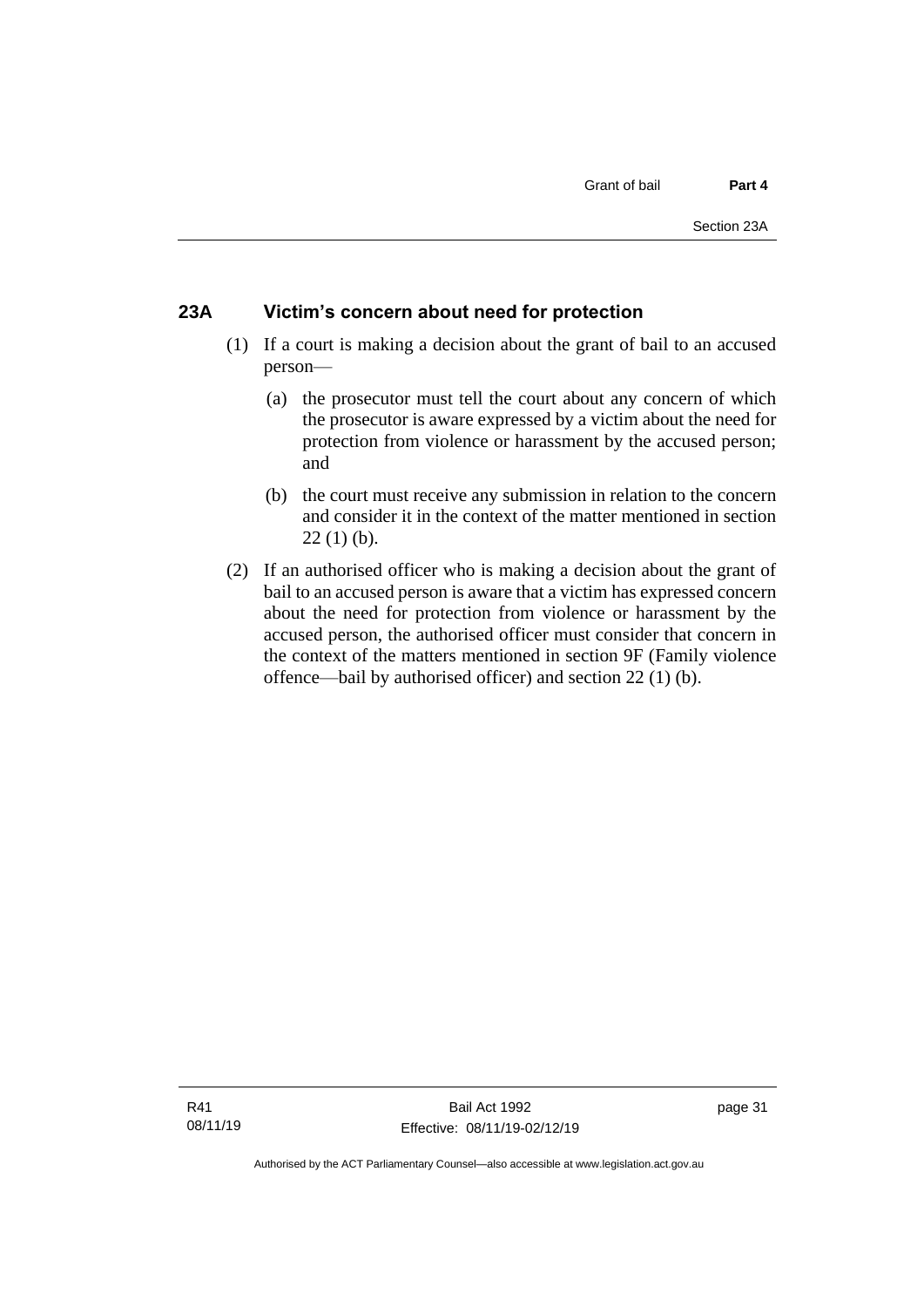## 23A Victim's concern about need for protection

(1) If a court is making a decision about the grant of bail to an accused person—

(a) the prosecutor must tell the court about any concern of which the prosecutor is aware expressed by a victim about the need for protection from violence or harassment by the accused person; and

(b) the court must receive any submission in relation to the concern and consider it in the context of the matter mentioned in section 22 (1) (b).

(2) If an authorised officer who is making a decision about the grant of bail to an accused person is aware that a victim has expressed concern about the need for protection from violence or harassment by the accused person, the authorised officer must consider that concern in the context of the matters mentioned in section 9F (Family violence offence—bail by authorised officer) and section 22 (1) (b).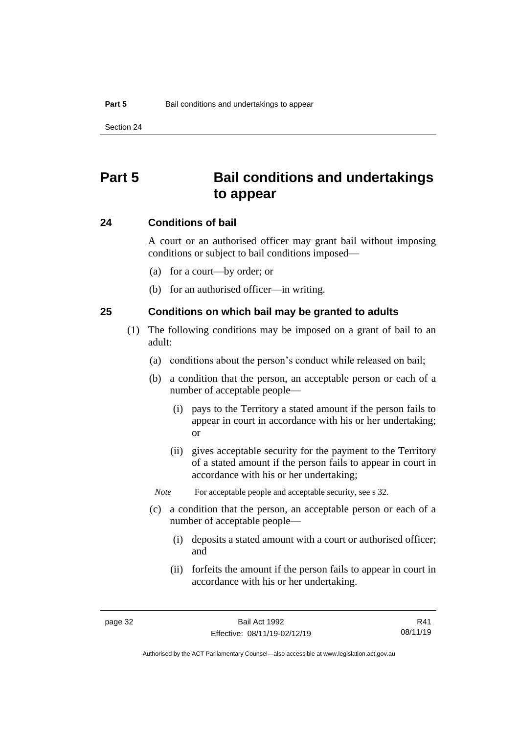# Part 5 Bail conditions and undertakings to appear

## 24 Conditions of bail

A court or an authorised officer may grant bail without imposing conditions or subject to bail conditions imposed—

(a) for a court—by order; or

(b) for an authorised officer—in writing.

## 25 Conditions on which bail may be granted to adults

(1) The following conditions may be imposed on a grant of bail to an adult:

(a) conditions about the person's conduct while released on bail;

(b) a condition that the person, an acceptable person or each of a number of acceptable people—

(i) pays to the Territory a stated amount if the person fails to appear in court in accordance with his or her undertaking; or

(ii) gives acceptable security for the payment to the Territory of a stated amount if the person fails to appear in court in accordance with his or her undertaking;

*Note* For acceptable people and acceptable security, see s 32.

(c) a condition that the person, an acceptable person or each of a number of acceptable people—

(i) deposits a stated amount with a court or authorised officer; and

(ii) forfeits the amount if the person fails to appear in court in accordance with his or her undertaking.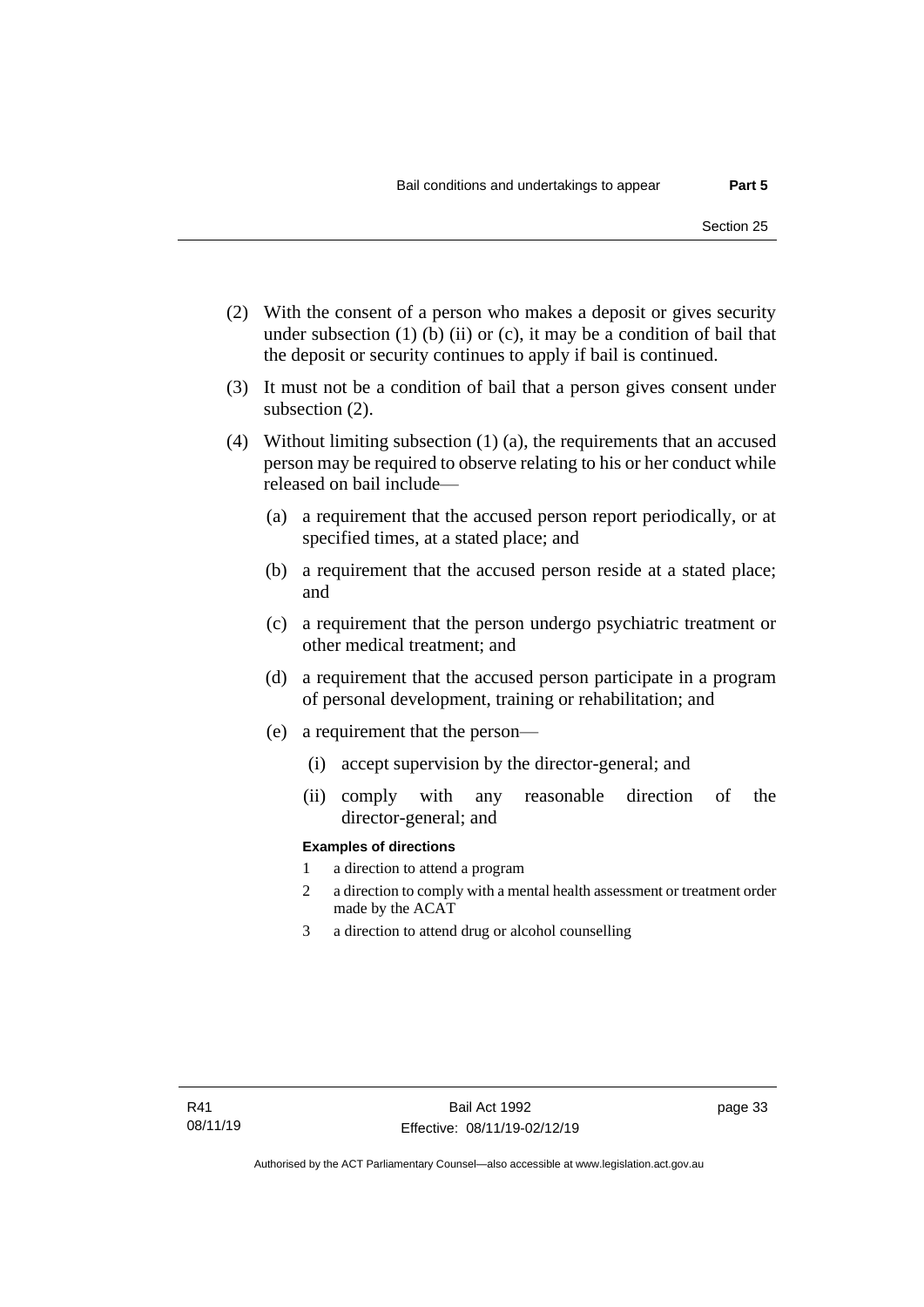(2) With the consent of a person who makes a deposit or gives security under subsection (1) (b) (ii) or (c), it may be a condition of bail that the deposit or security continues to apply if bail is continued.

(3) It must not be a condition of bail that a person gives consent under subsection (2).

(4) Without limiting subsection (1) (a), the requirements that an accused person may be required to observe relating to his or her conduct while released on bail include—

   (a) a requirement that the accused person report periodically, or at specified times, at a stated place; and

   (b) a requirement that the accused person reside at a stated place; and

   (c) a requirement that the person undergo psychiatric treatment or other medical treatment; and

   (d) a requirement that the accused person participate in a program of personal development, training or rehabilitation; and

   (e) a requirement that the person—

      (i) accept supervision by the director-general; and

      (ii) comply with any reasonable direction of the director-general; and

      **Examples of directions**

      1 a direction to attend a program

      2 a direction to comply with a mental health assessment or treatment order made by the ACAT

      3 a direction to attend drug or alcohol counselling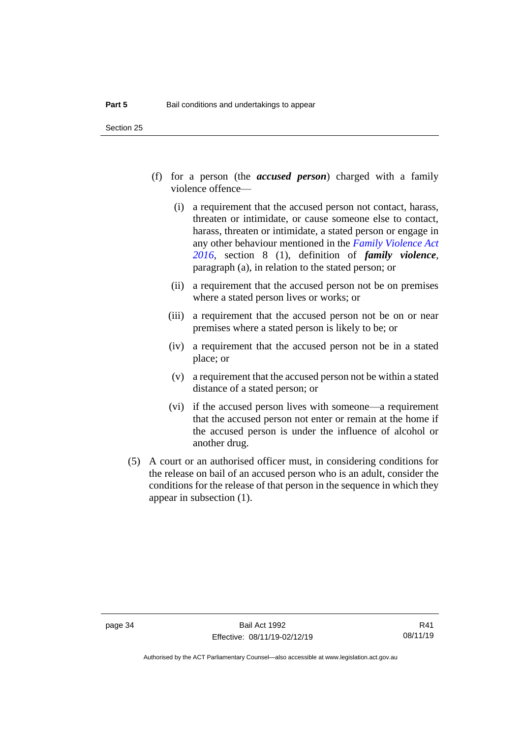(f) for a person (the ***accused person***) charged with a family violence offence—

(i) a requirement that the accused person not contact, harass, threaten or intimidate, or cause someone else to contact, harass, threaten or intimidate, a stated person or engage in any other behaviour mentioned in the *Family Violence Act 2016*, section 8 (1), definition of ***family violence***, paragraph (a), in relation to the stated person; or

(ii) a requirement that the accused person not be on premises where a stated person lives or works; or

(iii) a requirement that the accused person not be on or near premises where a stated person is likely to be; or

(iv) a requirement that the accused person not be in a stated place; or

(v) a requirement that the accused person not be within a stated distance of a stated person; or

(vi) if the accused person lives with someone—a requirement that the accused person not enter or remain at the home if the accused person is under the influence of alcohol or another drug.

(5) A court or an authorised officer must, in considering conditions for the release on bail of an accused person who is an adult, consider the conditions for the release of that person in the sequence in which they appear in subsection (1).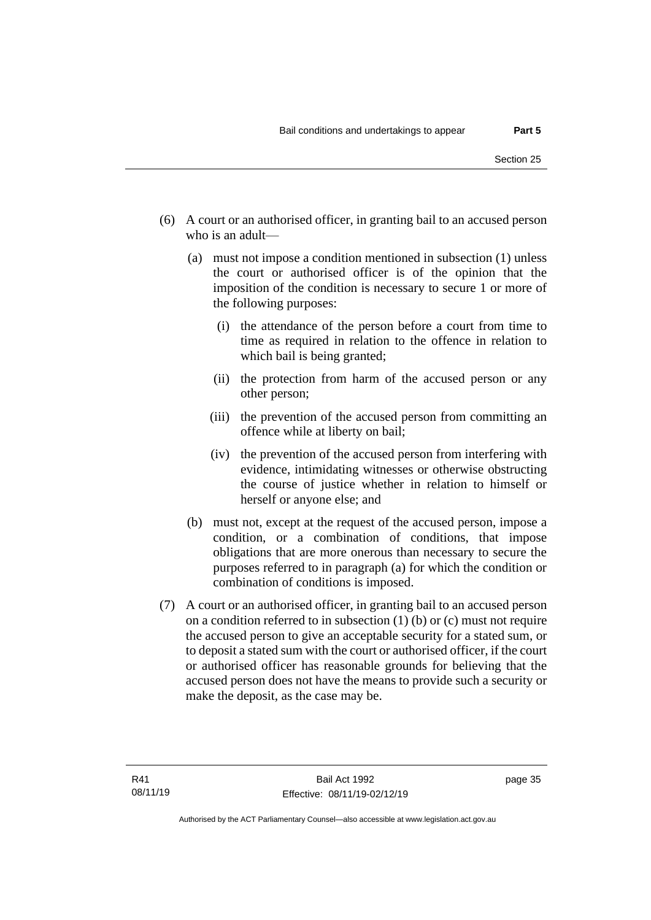(6) A court or an authorised officer, in granting bail to an accused person who is an adult—

   (a) must not impose a condition mentioned in subsection (1) unless the court or authorised officer is of the opinion that the imposition of the condition is necessary to secure 1 or more of the following purposes:

      (i) the attendance of the person before a court from time to time as required in relation to the offence in relation to which bail is being granted;

      (ii) the protection from harm of the accused person or any other person;

      (iii) the prevention of the accused person from committing an offence while at liberty on bail;

      (iv) the prevention of the accused person from interfering with evidence, intimidating witnesses or otherwise obstructing the course of justice whether in relation to himself or herself or anyone else; and

   (b) must not, except at the request of the accused person, impose a condition, or a combination of conditions, that impose obligations that are more onerous than necessary to secure the purposes referred to in paragraph (a) for which the condition or combination of conditions is imposed.

(7) A court or an authorised officer, in granting bail to an accused person on a condition referred to in subsection (1) (b) or (c) must not require the accused person to give an acceptable security for a stated sum, or to deposit a stated sum with the court or authorised officer, if the court or authorised officer has reasonable grounds for believing that the accused person does not have the means to provide such a security or make the deposit, as the case may be.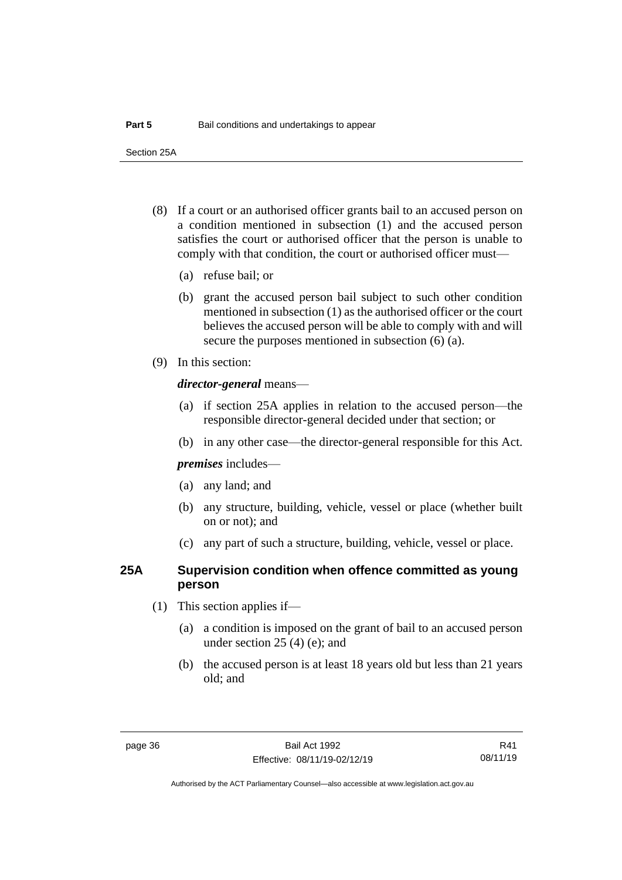(8) If a court or an authorised officer grants bail to an accused person on a condition mentioned in subsection (1) and the accused person satisfies the court or authorised officer that the person is unable to comply with that condition, the court or authorised officer must—

(a) refuse bail; or

(b) grant the accused person bail subject to such other condition mentioned in subsection (1) as the authorised officer or the court believes the accused person will be able to comply with and will secure the purposes mentioned in subsection (6) (a).

(9) In this section:

***director-general*** means—

(a) if section 25A applies in relation to the accused person—the responsible director-general decided under that section; or

(b) in any other case—the director-general responsible for this Act.

***premises*** includes—

(a) any land; and

(b) any structure, building, vehicle, vessel or place (whether built on or not); and

(c) any part of such a structure, building, vehicle, vessel or place.

### 25A Supervision condition when offence committed as young person

(1) This section applies if—

(a) a condition is imposed on the grant of bail to an accused person under section 25 (4) (e); and

(b) the accused person is at least 18 years old but less than 21 years old; and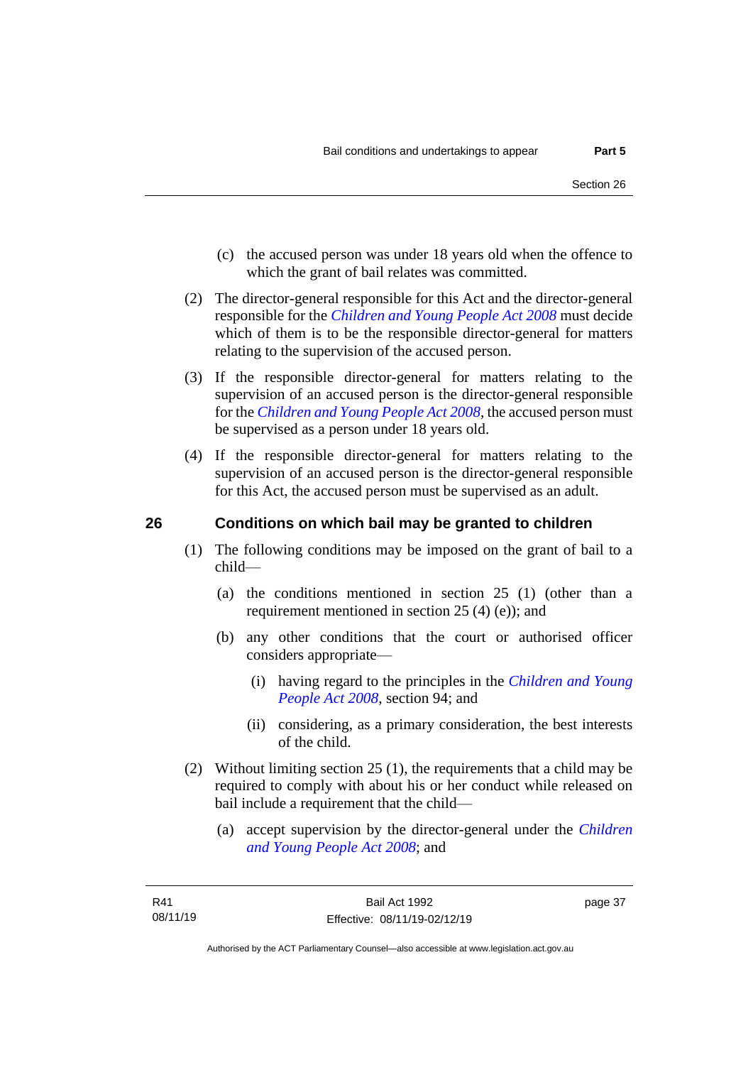(c) the accused person was under 18 years old when the offence to which the grant of bail relates was committed.

(2) The director-general responsible for this Act and the director-general responsible for the *Children and Young People Act 2008* must decide which of them is to be the responsible director-general for matters relating to the supervision of the accused person.

(3) If the responsible director-general for matters relating to the supervision of an accused person is the director-general responsible for the *Children and Young People Act 2008*, the accused person must be supervised as a person under 18 years old.

(4) If the responsible director-general for matters relating to the supervision of an accused person is the director-general responsible for this Act, the accused person must be supervised as an adult.

### 26 Conditions on which bail may be granted to children

(1) The following conditions may be imposed on the grant of bail to a child—

(a) the conditions mentioned in section 25 (1) (other than a requirement mentioned in section 25 (4) (e)); and

(b) any other conditions that the court or authorised officer considers appropriate—

(i) having regard to the principles in the *Children and Young People Act 2008*, section 94; and

(ii) considering, as a primary consideration, the best interests of the child.

(2) Without limiting section 25 (1), the requirements that a child may be required to comply with about his or her conduct while released on bail include a requirement that the child—

(a) accept supervision by the director-general under the *Children and Young People Act 2008*; and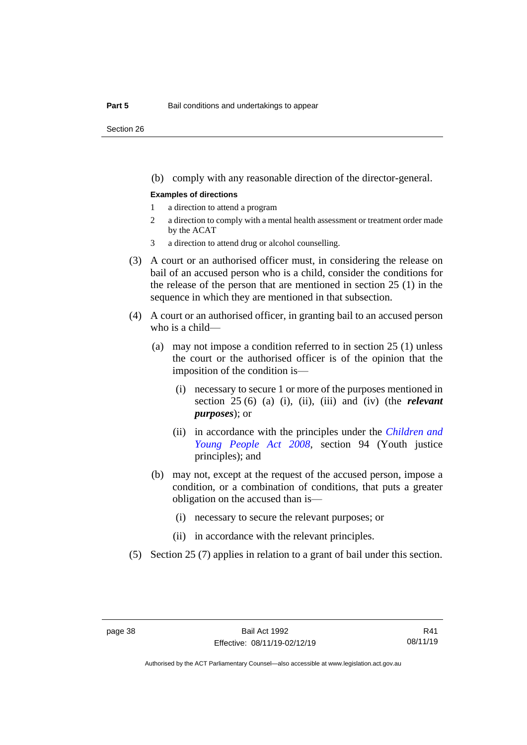(b) comply with any reasonable direction of the director-general.

**Examples of directions**

1 a direction to attend a program

2 a direction to comply with a mental health assessment or treatment order made by the ACAT

3 a direction to attend drug or alcohol counselling.

(3) A court or an authorised officer must, in considering the release on bail of an accused person who is a child, consider the conditions for the release of the person that are mentioned in section 25 (1) in the sequence in which they are mentioned in that subsection.

(4) A court or an authorised officer, in granting bail to an accused person who is a child—

(a) may not impose a condition referred to in section 25 (1) unless the court or the authorised officer is of the opinion that the imposition of the condition is—

(i) necessary to secure 1 or more of the purposes mentioned in section 25 (6) (a) (i), (ii), (iii) and (iv) (the ***relevant purposes***); or

(ii) in accordance with the principles under the *Children and Young People Act 2008*, section 94 (Youth justice principles); and

(b) may not, except at the request of the accused person, impose a condition, or a combination of conditions, that puts a greater obligation on the accused than is—

(i) necessary to secure the relevant purposes; or

(ii) in accordance with the relevant principles.

(5) Section 25 (7) applies in relation to a grant of bail under this section.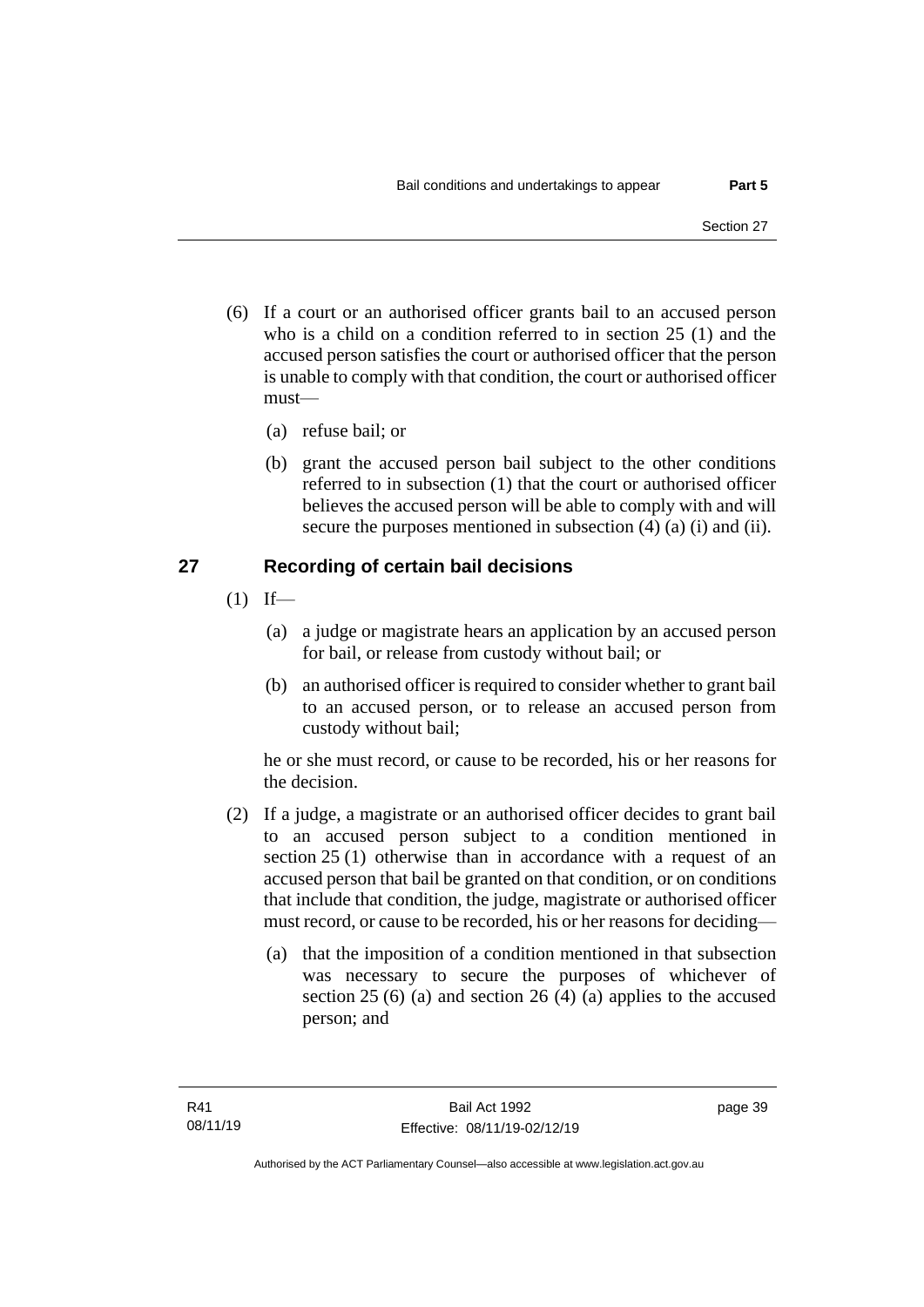(6) If a court or an authorised officer grants bail to an accused person who is a child on a condition referred to in section 25 (1) and the accused person satisfies the court or authorised officer that the person is unable to comply with that condition, the court or authorised officer must—

(a) refuse bail; or

(b) grant the accused person bail subject to the other conditions referred to in subsection (1) that the court or authorised officer believes the accused person will be able to comply with and will secure the purposes mentioned in subsection (4) (a) (i) and (ii).

## 27 Recording of certain bail decisions

(1) If—

(a) a judge or magistrate hears an application by an accused person for bail, or release from custody without bail; or

(b) an authorised officer is required to consider whether to grant bail to an accused person, or to release an accused person from custody without bail;

he or she must record, or cause to be recorded, his or her reasons for the decision.

(2) If a judge, a magistrate or an authorised officer decides to grant bail to an accused person subject to a condition mentioned in section 25 (1) otherwise than in accordance with a request of an accused person that bail be granted on that condition, or on conditions that include that condition, the judge, magistrate or authorised officer must record, or cause to be recorded, his or her reasons for deciding—

(a) that the imposition of a condition mentioned in that subsection was necessary to secure the purposes of whichever of section 25 (6) (a) and section 26 (4) (a) applies to the accused person; and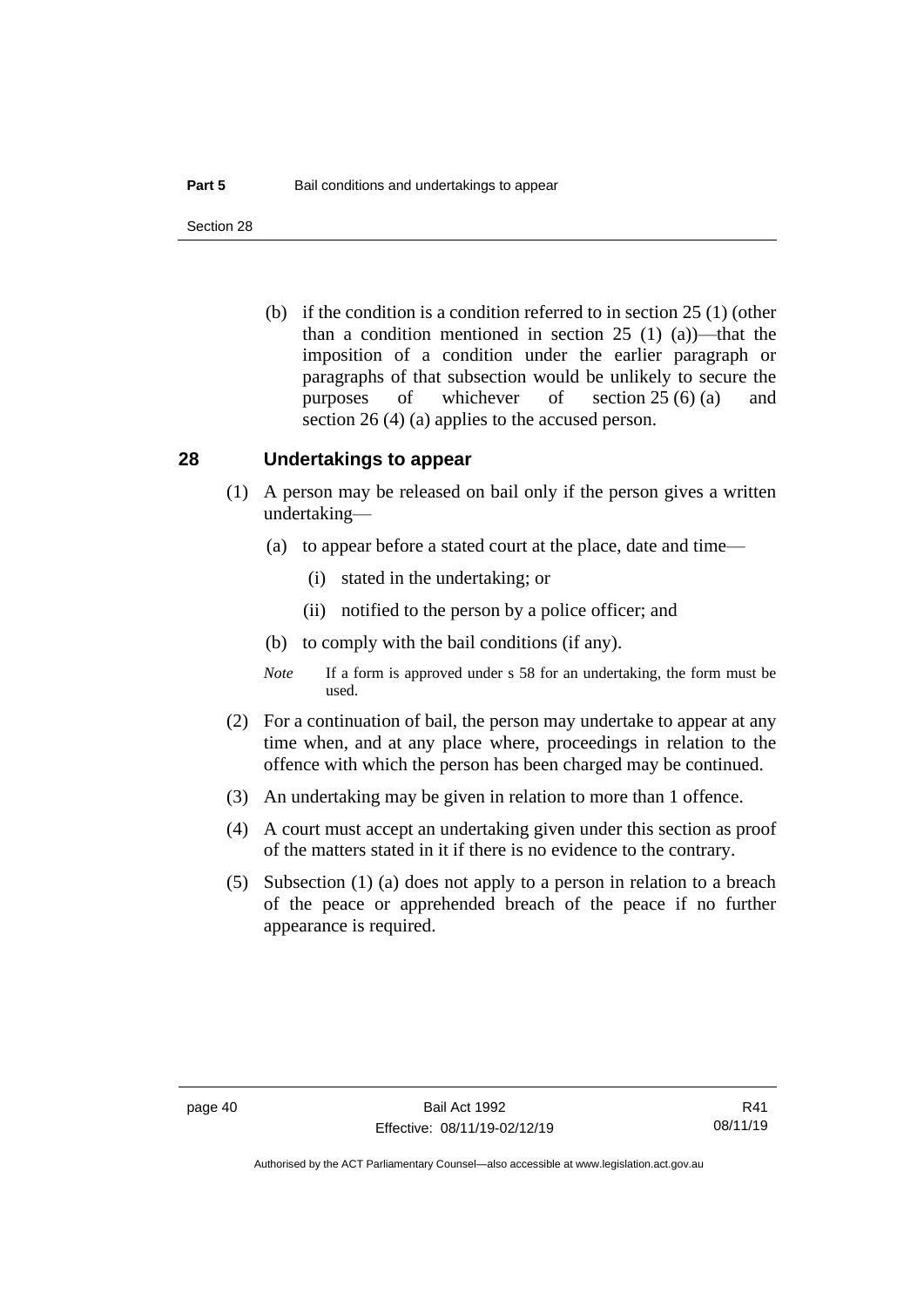(b) if the condition is a condition referred to in section 25 (1) (other than a condition mentioned in section 25 (1) (a))—that the imposition of a condition under the earlier paragraph or paragraphs of that subsection would be unlikely to secure the purposes of whichever of section 25 (6) (a) and section 26 (4) (a) applies to the accused person.

## 28 Undertakings to appear

(1) A person may be released on bail only if the person gives a written undertaking—

(a) to appear before a stated court at the place, date and time—

(i) stated in the undertaking; or

(ii) notified to the person by a police officer; and

(b) to comply with the bail conditions (if any).

*Note* If a form is approved under s 58 for an undertaking, the form must be used.

(2) For a continuation of bail, the person may undertake to appear at any time when, and at any place where, proceedings in relation to the offence with which the person has been charged may be continued.

(3) An undertaking may be given in relation to more than 1 offence.

(4) A court must accept an undertaking given under this section as proof of the matters stated in it if there is no evidence to the contrary.

(5) Subsection (1) (a) does not apply to a person in relation to a breach of the peace or apprehended breach of the peace if no further appearance is required.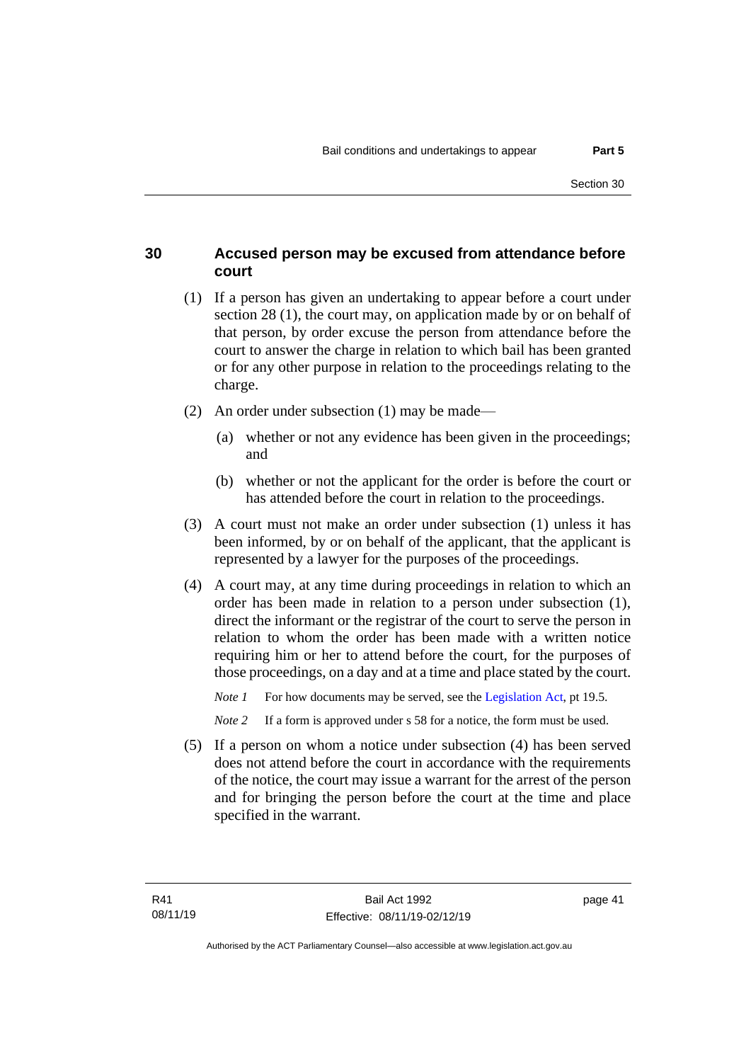## 30 Accused person may be excused from attendance before court

(1) If a person has given an undertaking to appear before a court under section 28 (1), the court may, on application made by or on behalf of that person, by order excuse the person from attendance before the court to answer the charge in relation to which bail has been granted or for any other purpose in relation to the proceedings relating to the charge.

(2) An order under subsection (1) may be made—

(a) whether or not any evidence has been given in the proceedings; and

(b) whether or not the applicant for the order is before the court or has attended before the court in relation to the proceedings.

(3) A court must not make an order under subsection (1) unless it has been informed, by or on behalf of the applicant, that the applicant is represented by a lawyer for the purposes of the proceedings.

(4) A court may, at any time during proceedings in relation to which an order has been made in relation to a person under subsection (1), direct the informant or the registrar of the court to serve the person in relation to whom the order has been made with a written notice requiring him or her to attend before the court, for the purposes of those proceedings, on a day and at a time and place stated by the court.

*Note 1* For how documents may be served, see the Legislation Act, pt 19.5.

*Note 2* If a form is approved under s 58 for a notice, the form must be used.

(5) If a person on whom a notice under subsection (4) has been served does not attend before the court in accordance with the requirements of the notice, the court may issue a warrant for the arrest of the person and for bringing the person before the court at the time and place specified in the warrant.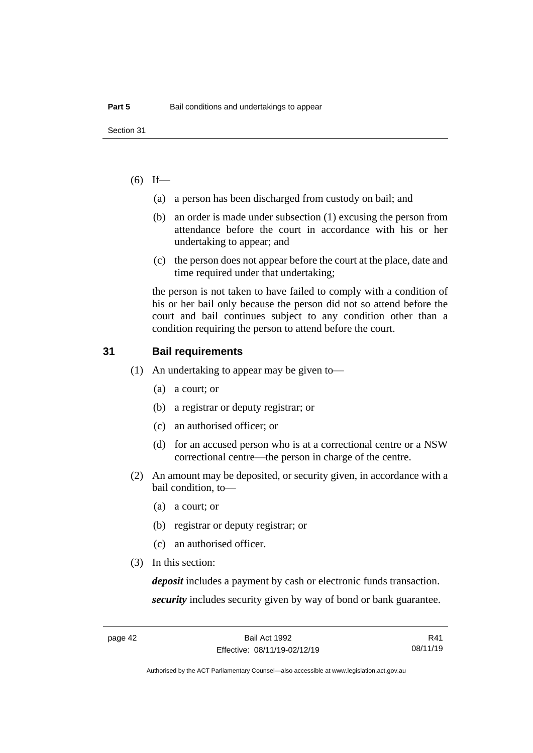(6) If—

(a) a person has been discharged from custody on bail; and

(b) an order is made under subsection (1) excusing the person from attendance before the court in accordance with his or her undertaking to appear; and

(c) the person does not appear before the court at the place, date and time required under that undertaking;

the person is not taken to have failed to comply with a condition of his or her bail only because the person did not so attend before the court and bail continues subject to any condition other than a condition requiring the person to attend before the court.

## 31 Bail requirements

(1) An undertaking to appear may be given to—

(a) a court; or

(b) a registrar or deputy registrar; or

(c) an authorised officer; or

(d) for an accused person who is at a correctional centre or a NSW correctional centre—the person in charge of the centre.

(2) An amount may be deposited, or security given, in accordance with a bail condition, to—

(a) a court; or

(b) registrar or deputy registrar; or

(c) an authorised officer.

(3) In this section:

***deposit*** includes a payment by cash or electronic funds transaction.

***security*** includes security given by way of bond or bank guarantee.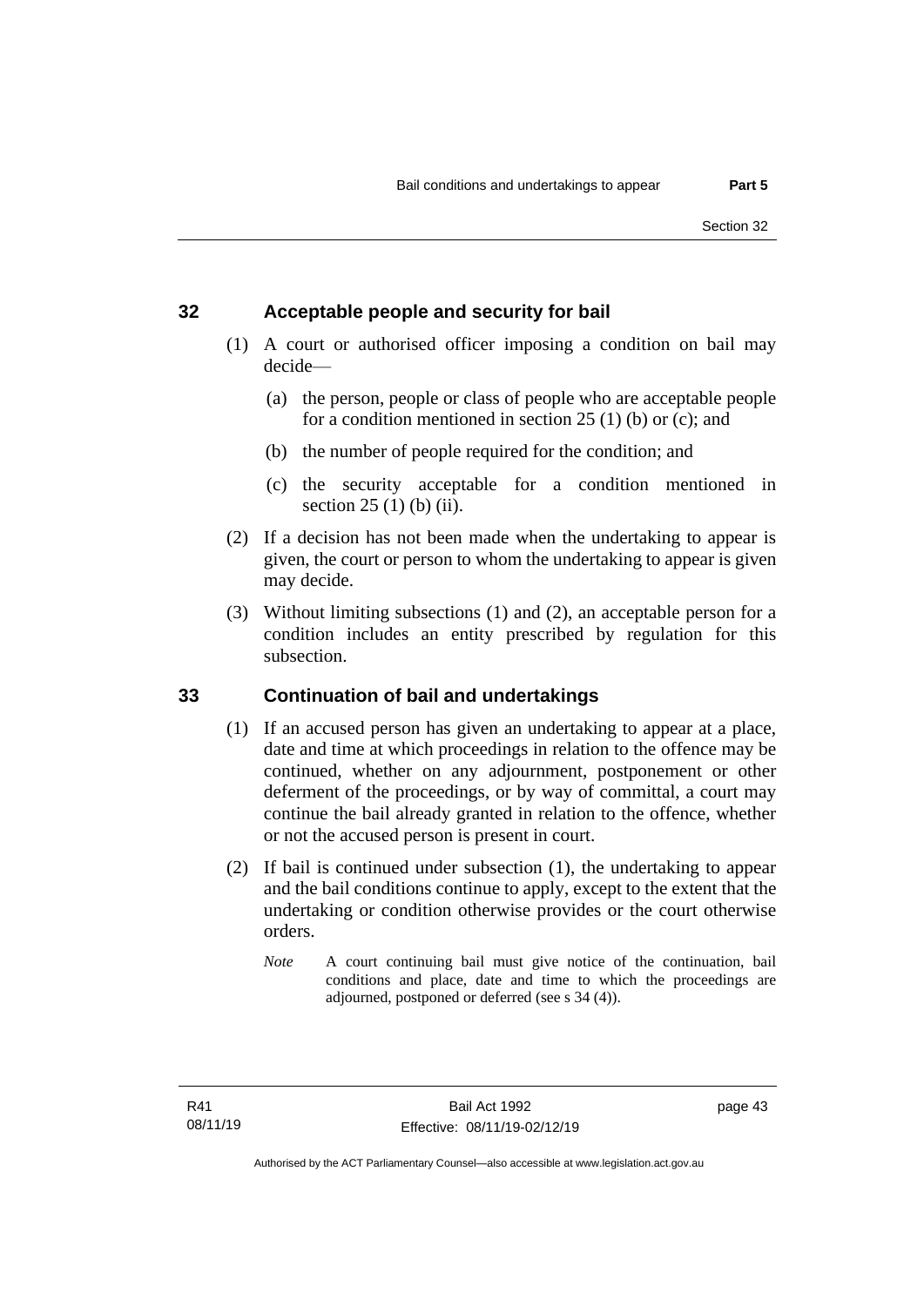## 32 Acceptable people and security for bail

(1) A court or authorised officer imposing a condition on bail may decide—

(a) the person, people or class of people who are acceptable people for a condition mentioned in section 25 (1) (b) or (c); and

(b) the number of people required for the condition; and

(c) the security acceptable for a condition mentioned in section 25 (1) (b) (ii).

(2) If a decision has not been made when the undertaking to appear is given, the court or person to whom the undertaking to appear is given may decide.

(3) Without limiting subsections (1) and (2), an acceptable person for a condition includes an entity prescribed by regulation for this subsection.

## 33 Continuation of bail and undertakings

(1) If an accused person has given an undertaking to appear at a place, date and time at which proceedings in relation to the offence may be continued, whether on any adjournment, postponement or other deferment of the proceedings, or by way of committal, a court may continue the bail already granted in relation to the offence, whether or not the accused person is present in court.

(2) If bail is continued under subsection (1), the undertaking to appear and the bail conditions continue to apply, except to the extent that the undertaking or condition otherwise provides or the court otherwise orders.

*Note* A court continuing bail must give notice of the continuation, bail conditions and place, date and time to which the proceedings are adjourned, postponed or deferred (see s 34 (4)).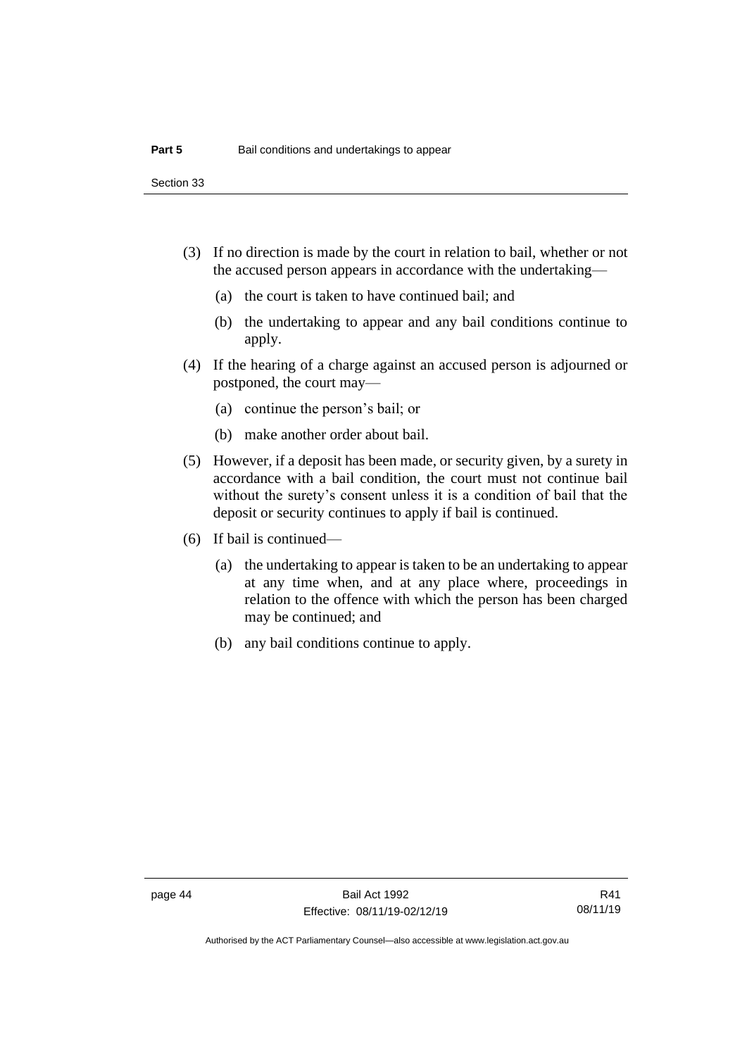(3) If no direction is made by the court in relation to bail, whether or not the accused person appears in accordance with the undertaking—

  (a) the court is taken to have continued bail; and

  (b) the undertaking to appear and any bail conditions continue to apply.

(4) If the hearing of a charge against an accused person is adjourned or postponed, the court may—

  (a) continue the person's bail; or

  (b) make another order about bail.

(5) However, if a deposit has been made, or security given, by a surety in accordance with a bail condition, the court must not continue bail without the surety's consent unless it is a condition of bail that the deposit or security continues to apply if bail is continued.

(6) If bail is continued—

  (a) the undertaking to appear is taken to be an undertaking to appear at any time when, and at any place where, proceedings in relation to the offence with which the person has been charged may be continued; and

  (b) any bail conditions continue to apply.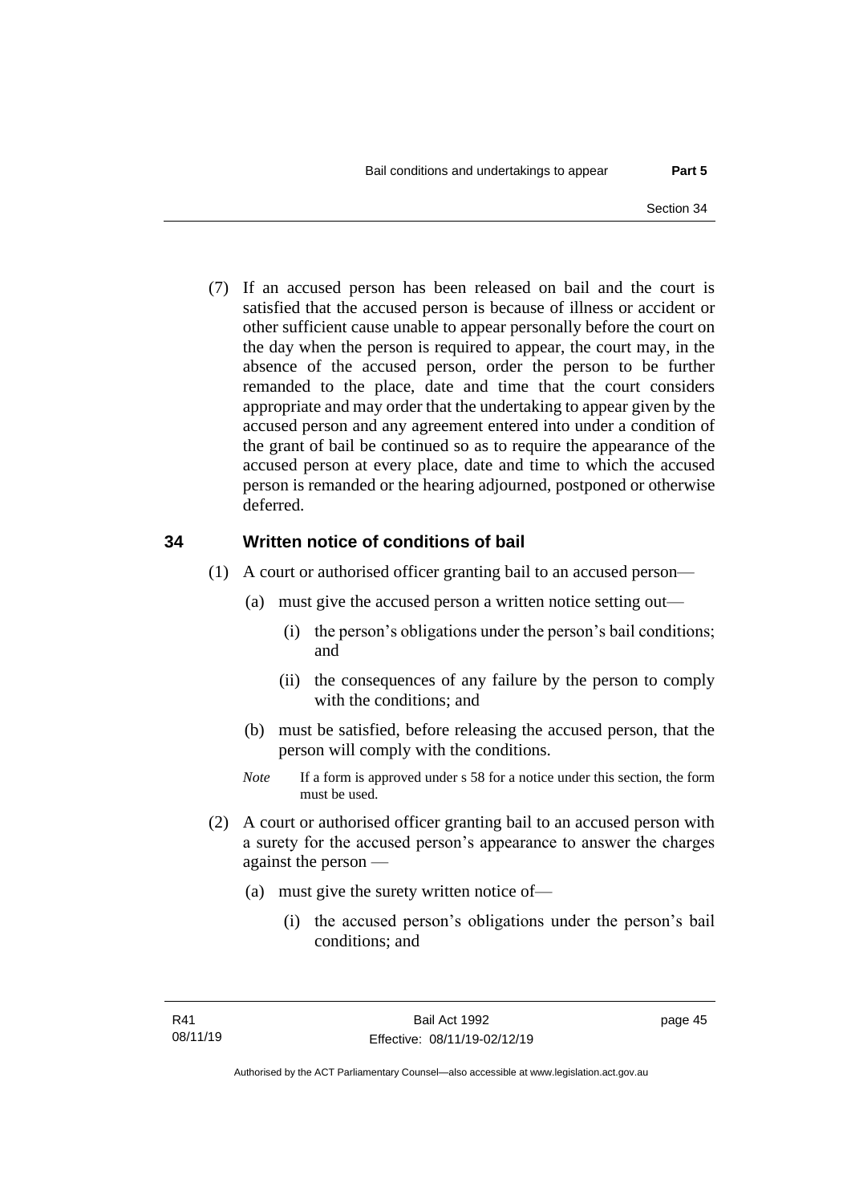(7) If an accused person has been released on bail and the court is satisfied that the accused person is because of illness or accident or other sufficient cause unable to appear personally before the court on the day when the person is required to appear, the court may, in the absence of the accused person, order the person to be further remanded to the place, date and time that the court considers appropriate and may order that the undertaking to appear given by the accused person and any agreement entered into under a condition of the grant of bail be continued so as to require the appearance of the accused person at every place, date and time to which the accused person is remanded or the hearing adjourned, postponed or otherwise deferred.

## 34 Written notice of conditions of bail

(1) A court or authorised officer granting bail to an accused person—

(a) must give the accused person a written notice setting out—

(i) the person's obligations under the person's bail conditions; and

(ii) the consequences of any failure by the person to comply with the conditions; and

(b) must be satisfied, before releasing the accused person, that the person will comply with the conditions.

*Note* If a form is approved under s 58 for a notice under this section, the form must be used.

(2) A court or authorised officer granting bail to an accused person with a surety for the accused person's appearance to answer the charges against the person —

(a) must give the surety written notice of—

(i) the accused person's obligations under the person's bail conditions; and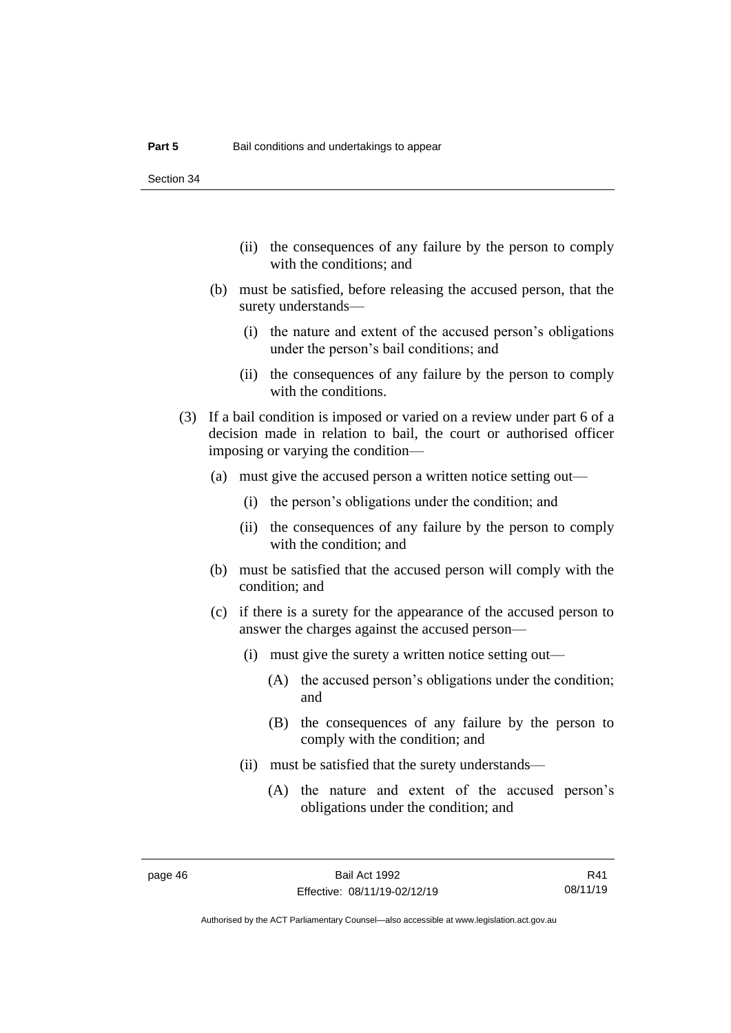(ii) the consequences of any failure by the person to comply with the conditions; and

(b) must be satisfied, before releasing the accused person, that the surety understands—

(i) the nature and extent of the accused person's obligations under the person's bail conditions; and

(ii) the consequences of any failure by the person to comply with the conditions.

(3) If a bail condition is imposed or varied on a review under part 6 of a decision made in relation to bail, the court or authorised officer imposing or varying the condition—

(a) must give the accused person a written notice setting out—

(i) the person's obligations under the condition; and

(ii) the consequences of any failure by the person to comply with the condition; and

(b) must be satisfied that the accused person will comply with the condition; and

(c) if there is a surety for the appearance of the accused person to answer the charges against the accused person—

(i) must give the surety a written notice setting out—

(A) the accused person's obligations under the condition; and

(B) the consequences of any failure by the person to comply with the condition; and

(ii) must be satisfied that the surety understands—

(A) the nature and extent of the accused person's obligations under the condition; and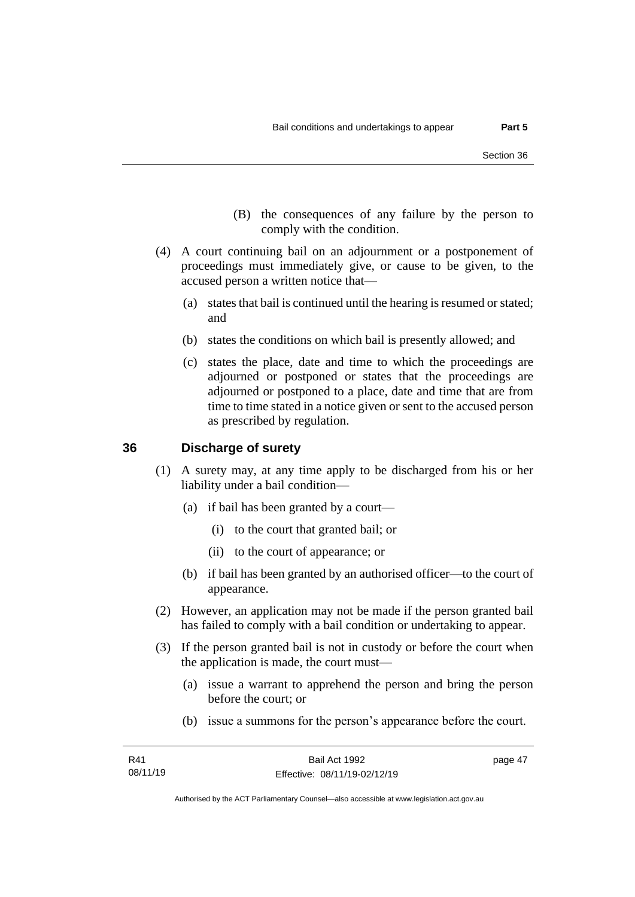(B) the consequences of any failure by the person to comply with the condition.

(4) A court continuing bail on an adjournment or a postponement of proceedings must immediately give, or cause to be given, to the accused person a written notice that—

(a) states that bail is continued until the hearing is resumed or stated; and

(b) states the conditions on which bail is presently allowed; and

(c) states the place, date and time to which the proceedings are adjourned or postponed or states that the proceedings are adjourned or postponed to a place, date and time that are from time to time stated in a notice given or sent to the accused person as prescribed by regulation.

## 36 Discharge of surety

(1) A surety may, at any time apply to be discharged from his or her liability under a bail condition—

(a) if bail has been granted by a court—

(i) to the court that granted bail; or

(ii) to the court of appearance; or

(b) if bail has been granted by an authorised officer—to the court of appearance.

(2) However, an application may not be made if the person granted bail has failed to comply with a bail condition or undertaking to appear.

(3) If the person granted bail is not in custody or before the court when the application is made, the court must—

(a) issue a warrant to apprehend the person and bring the person before the court; or

(b) issue a summons for the person's appearance before the court.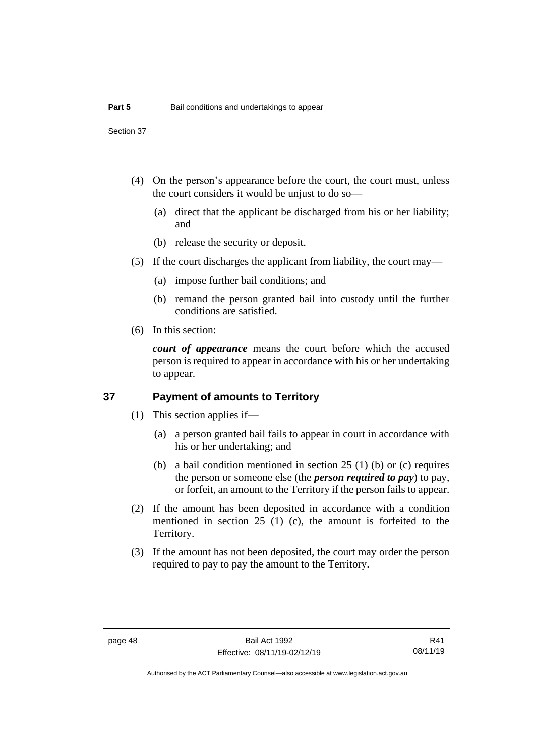(4) On the person's appearance before the court, the court must, unless the court considers it would be unjust to do so—

(a) direct that the applicant be discharged from his or her liability; and

(b) release the security or deposit.

(5) If the court discharges the applicant from liability, the court may—

(a) impose further bail conditions; and

(b) remand the person granted bail into custody until the further conditions are satisfied.

(6) In this section:

***court of appearance*** means the court before which the accused person is required to appear in accordance with his or her undertaking to appear.

## 37 Payment of amounts to Territory

(1) This section applies if—

(a) a person granted bail fails to appear in court in accordance with his or her undertaking; and

(b) a bail condition mentioned in section 25 (1) (b) or (c) requires the person or someone else (the ***person required to pay***) to pay, or forfeit, an amount to the Territory if the person fails to appear.

(2) If the amount has been deposited in accordance with a condition mentioned in section 25 (1) (c), the amount is forfeited to the Territory.

(3) If the amount has not been deposited, the court may order the person required to pay to pay the amount to the Territory.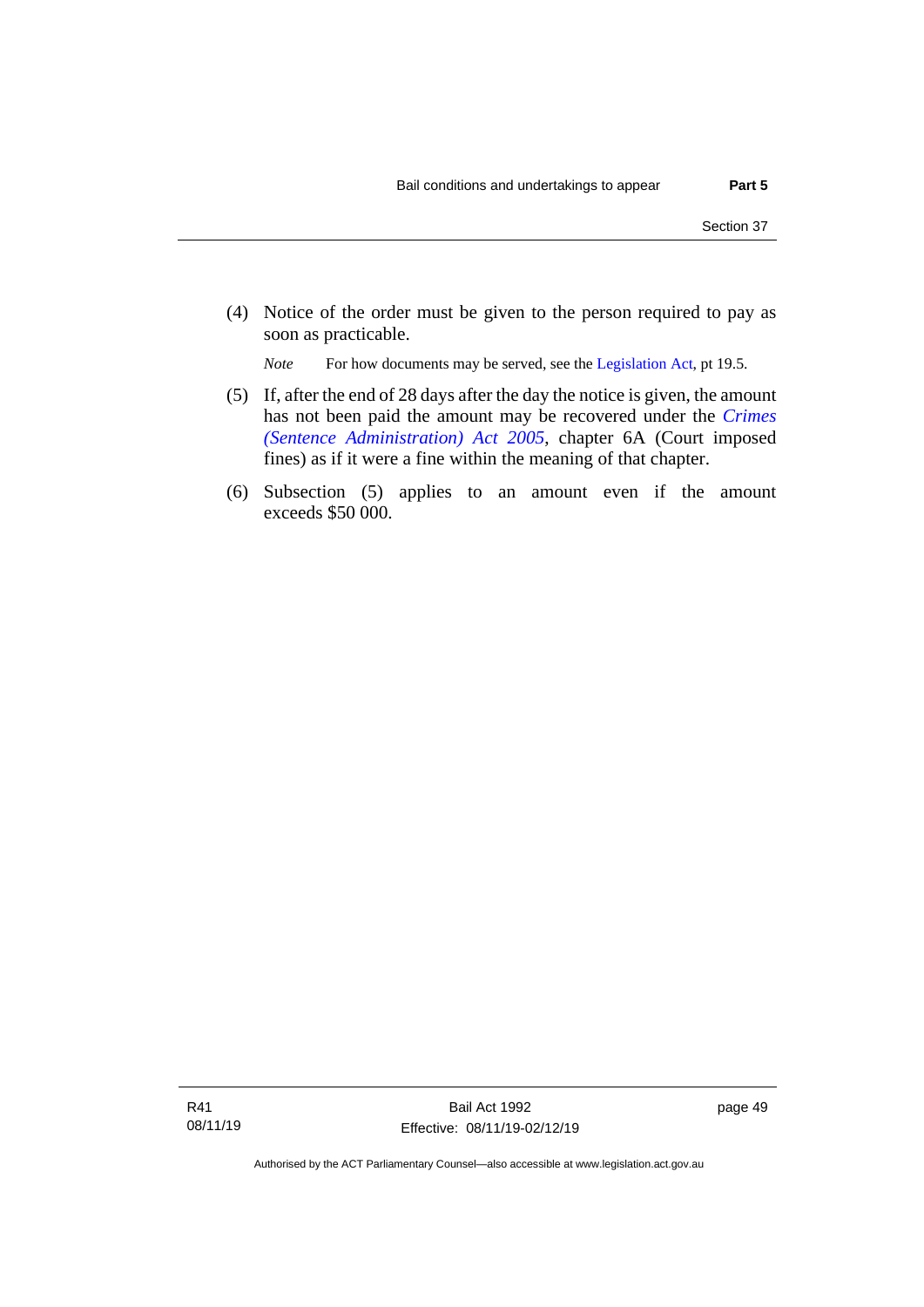(4) Notice of the order must be given to the person required to pay as soon as practicable.

*Note* For how documents may be served, see the Legislation Act, pt 19.5.

(5) If, after the end of 28 days after the day the notice is given, the amount has not been paid the amount may be recovered under the *Crimes (Sentence Administration) Act 2005*, chapter 6A (Court imposed fines) as if it were a fine within the meaning of that chapter.

(6) Subsection (5) applies to an amount even if the amount exceeds $50 000.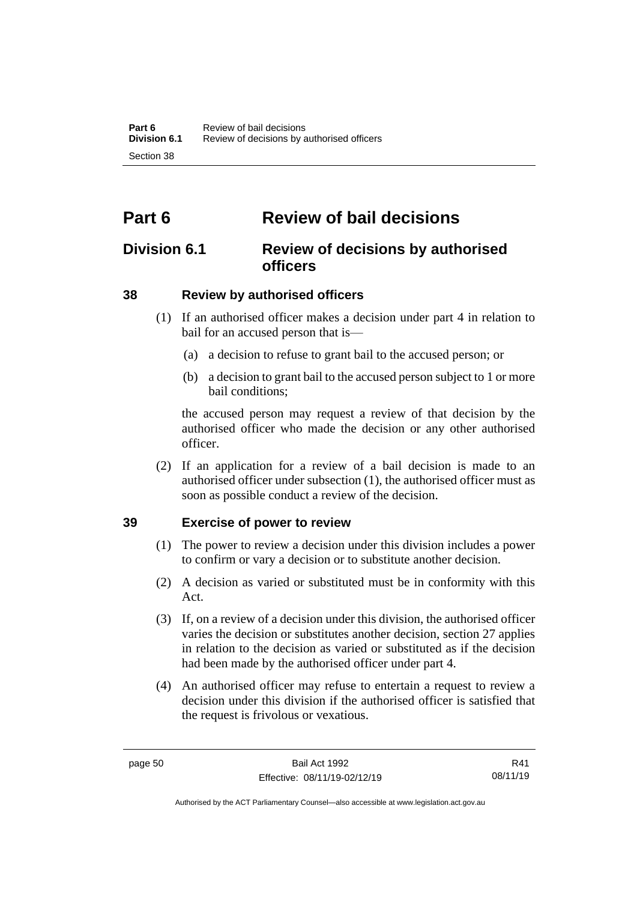# Part 6 Review of bail decisions

## Division 6.1 Review of decisions by authorised officers

### 38 Review by authorised officers

(1) If an authorised officer makes a decision under part 4 in relation to bail for an accused person that is—

(a) a decision to refuse to grant bail to the accused person; or

(b) a decision to grant bail to the accused person subject to 1 or more bail conditions;

the accused person may request a review of that decision by the authorised officer who made the decision or any other authorised officer.

(2) If an application for a review of a bail decision is made to an authorised officer under subsection (1), the authorised officer must as soon as possible conduct a review of the decision.

### 39 Exercise of power to review

(1) The power to review a decision under this division includes a power to confirm or vary a decision or to substitute another decision.

(2) A decision as varied or substituted must be in conformity with this Act.

(3) If, on a review of a decision under this division, the authorised officer varies the decision or substitutes another decision, section 27 applies in relation to the decision as varied or substituted as if the decision had been made by the authorised officer under part 4.

(4) An authorised officer may refuse to entertain a request to review a decision under this division if the authorised officer is satisfied that the request is frivolous or vexatious.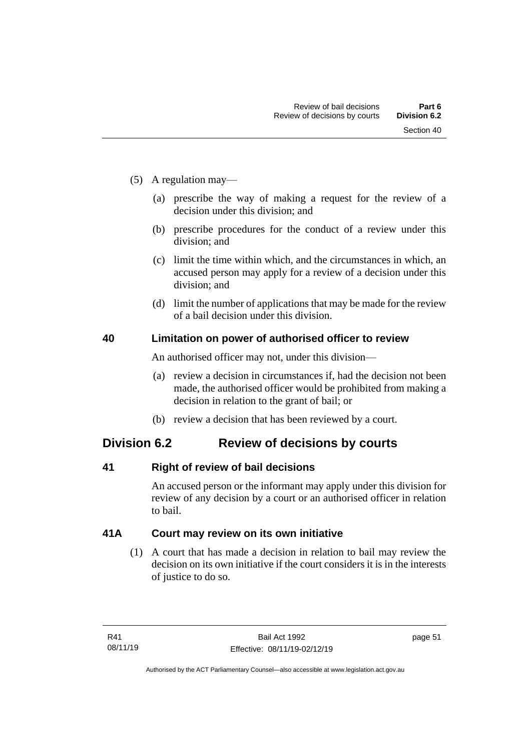(5) A regulation may—

  (a) prescribe the way of making a request for the review of a decision under this division; and

  (b) prescribe procedures for the conduct of a review under this division; and

  (c) limit the time within which, and the circumstances in which, an accused person may apply for a review of a decision under this division; and

  (d) limit the number of applications that may be made for the review of a bail decision under this division.

### 40 Limitation on power of authorised officer to review

An authorised officer may not, under this division—

  (a) review a decision in circumstances if, had the decision not been made, the authorised officer would be prohibited from making a decision in relation to the grant of bail; or

  (b) review a decision that has been reviewed by a court.

## Division 6.2 Review of decisions by courts

### 41 Right of review of bail decisions

An accused person or the informant may apply under this division for review of any decision by a court or an authorised officer in relation to bail.

### 41A Court may review on its own initiative

(1) A court that has made a decision in relation to bail may review the decision on its own initiative if the court considers it is in the interests of justice to do so.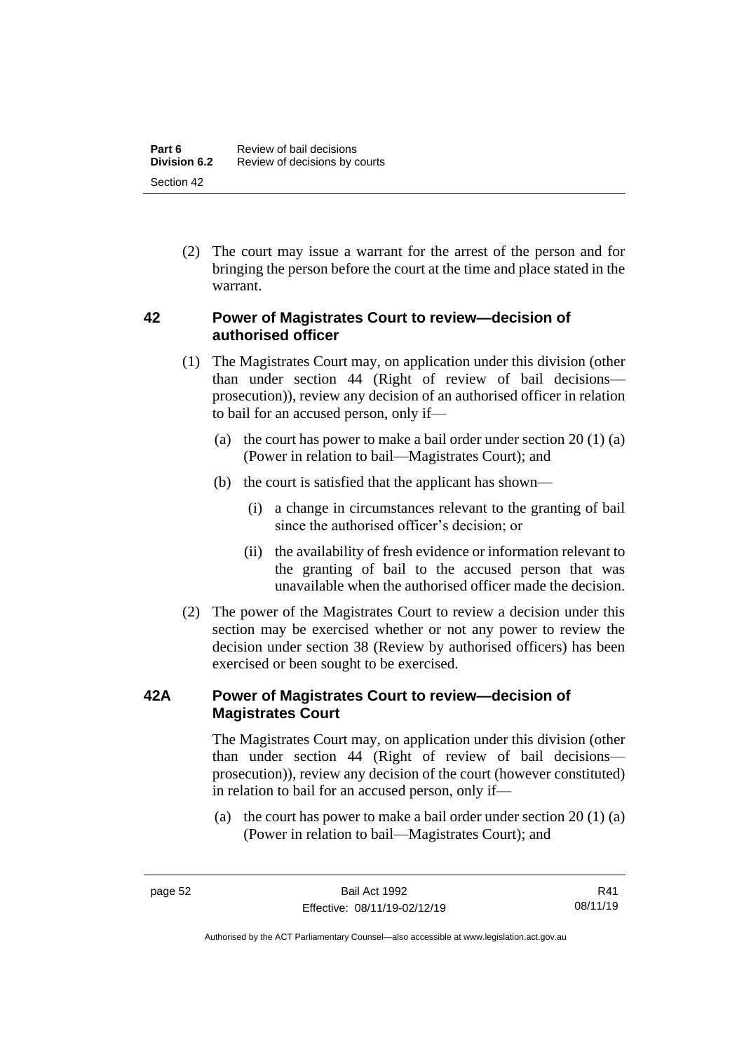(2) The court may issue a warrant for the arrest of the person and for bringing the person before the court at the time and place stated in the warrant.

### 42 Power of Magistrates Court to review—decision of authorised officer

(1) The Magistrates Court may, on application under this division (other than under section 44 (Right of review of bail decisions—prosecution)), review any decision of an authorised officer in relation to bail for an accused person, only if—

(a) the court has power to make a bail order under section 20 (1) (a) (Power in relation to bail—Magistrates Court); and

(b) the court is satisfied that the applicant has shown—

(i) a change in circumstances relevant to the granting of bail since the authorised officer's decision; or

(ii) the availability of fresh evidence or information relevant to the granting of bail to the accused person that was unavailable when the authorised officer made the decision.

(2) The power of the Magistrates Court to review a decision under this section may be exercised whether or not any power to review the decision under section 38 (Review by authorised officers) has been exercised or been sought to be exercised.

### 42A Power of Magistrates Court to review—decision of Magistrates Court

The Magistrates Court may, on application under this division (other than under section 44 (Right of review of bail decisions—prosecution)), review any decision of the court (however constituted) in relation to bail for an accused person, only if—

(a) the court has power to make a bail order under section 20 (1) (a) (Power in relation to bail—Magistrates Court); and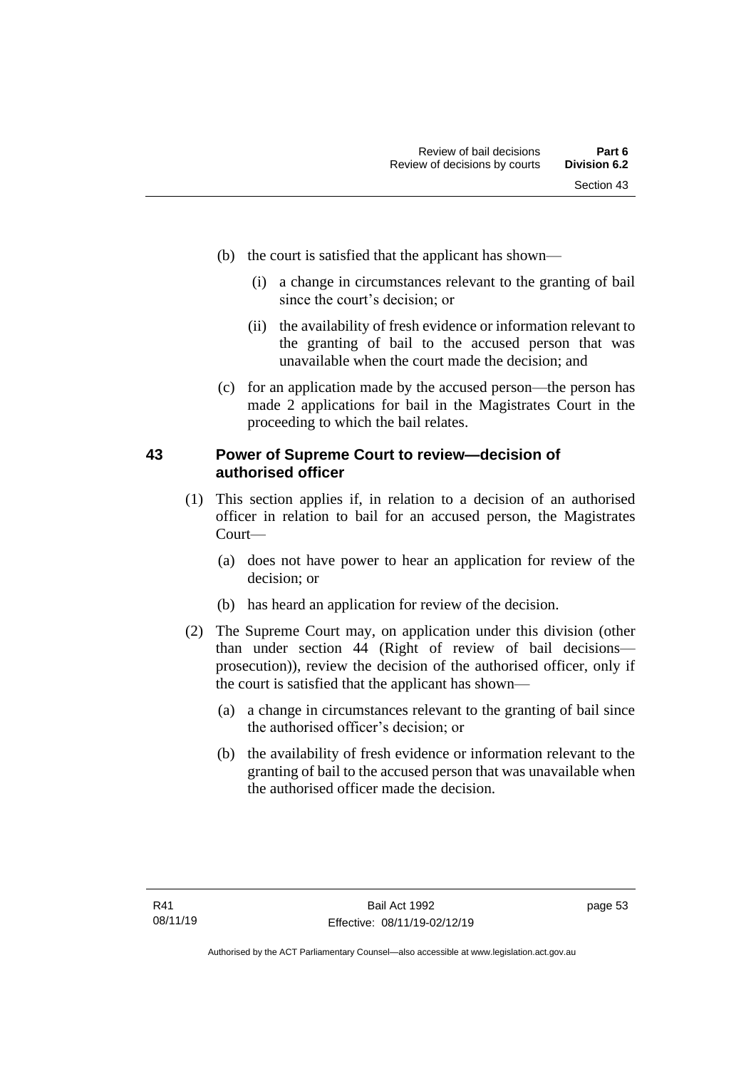(b) the court is satisfied that the applicant has shown—

  (i) a change in circumstances relevant to the granting of bail since the court's decision; or

  (ii) the availability of fresh evidence or information relevant to the granting of bail to the accused person that was unavailable when the court made the decision; and

(c) for an application made by the accused person—the person has made 2 applications for bail in the Magistrates Court in the proceeding to which the bail relates.

## 43 Power of Supreme Court to review—decision of authorised officer

(1) This section applies if, in relation to a decision of an authorised officer in relation to bail for an accused person, the Magistrates Court—

  (a) does not have power to hear an application for review of the decision; or

  (b) has heard an application for review of the decision.

(2) The Supreme Court may, on application under this division (other than under section 44 (Right of review of bail decisions—prosecution)), review the decision of the authorised officer, only if the court is satisfied that the applicant has shown—

  (a) a change in circumstances relevant to the granting of bail since the authorised officer's decision; or

  (b) the availability of fresh evidence or information relevant to the granting of bail to the accused person that was unavailable when the authorised officer made the decision.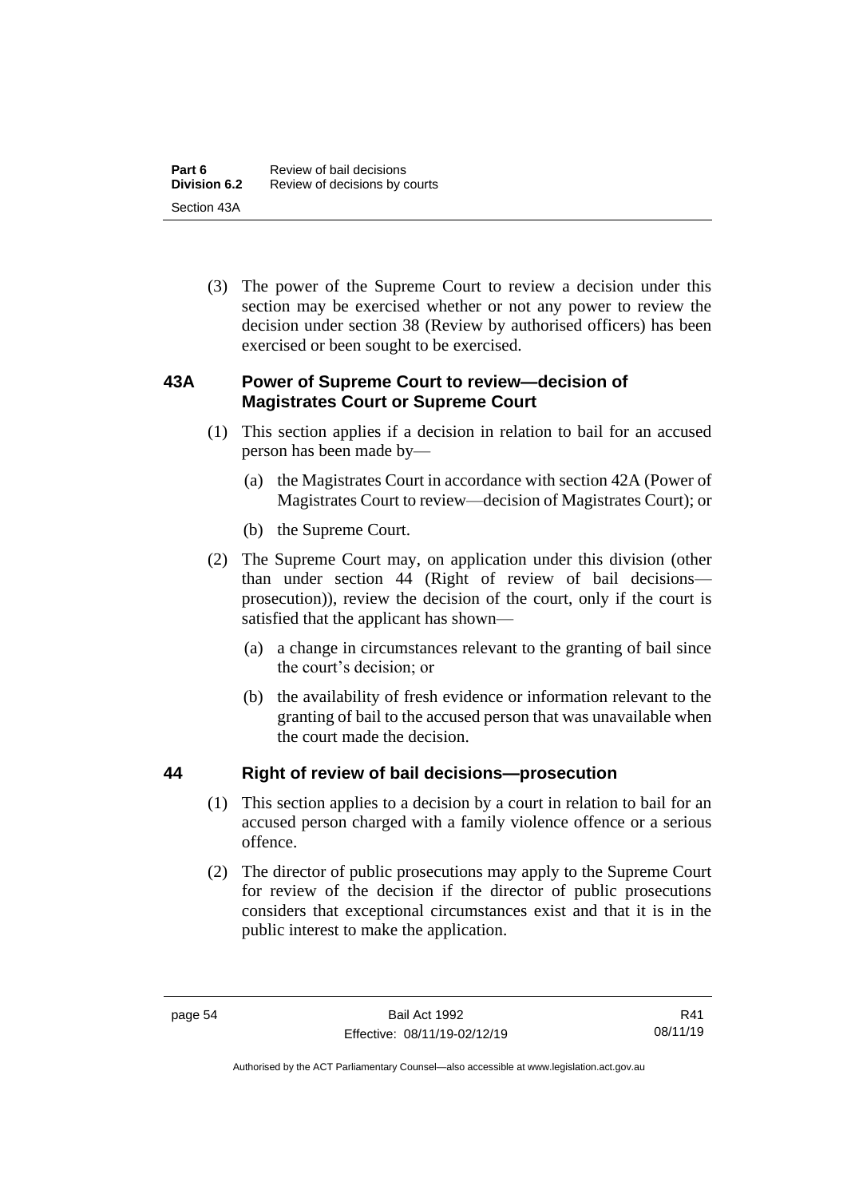(3) The power of the Supreme Court to review a decision under this section may be exercised whether or not any power to review the decision under section 38 (Review by authorised officers) has been exercised or been sought to be exercised.

## 43A Power of Supreme Court to review—decision of Magistrates Court or Supreme Court

(1) This section applies if a decision in relation to bail for an accused person has been made by—

(a) the Magistrates Court in accordance with section 42A (Power of Magistrates Court to review—decision of Magistrates Court); or

(b) the Supreme Court.

(2) The Supreme Court may, on application under this division (other than under section 44 (Right of review of bail decisions—prosecution)), review the decision of the court, only if the court is satisfied that the applicant has shown—

(a) a change in circumstances relevant to the granting of bail since the court's decision; or

(b) the availability of fresh evidence or information relevant to the granting of bail to the accused person that was unavailable when the court made the decision.

## 44 Right of review of bail decisions—prosecution

(1) This section applies to a decision by a court in relation to bail for an accused person charged with a family violence offence or a serious offence.

(2) The director of public prosecutions may apply to the Supreme Court for review of the decision if the director of public prosecutions considers that exceptional circumstances exist and that it is in the public interest to make the application.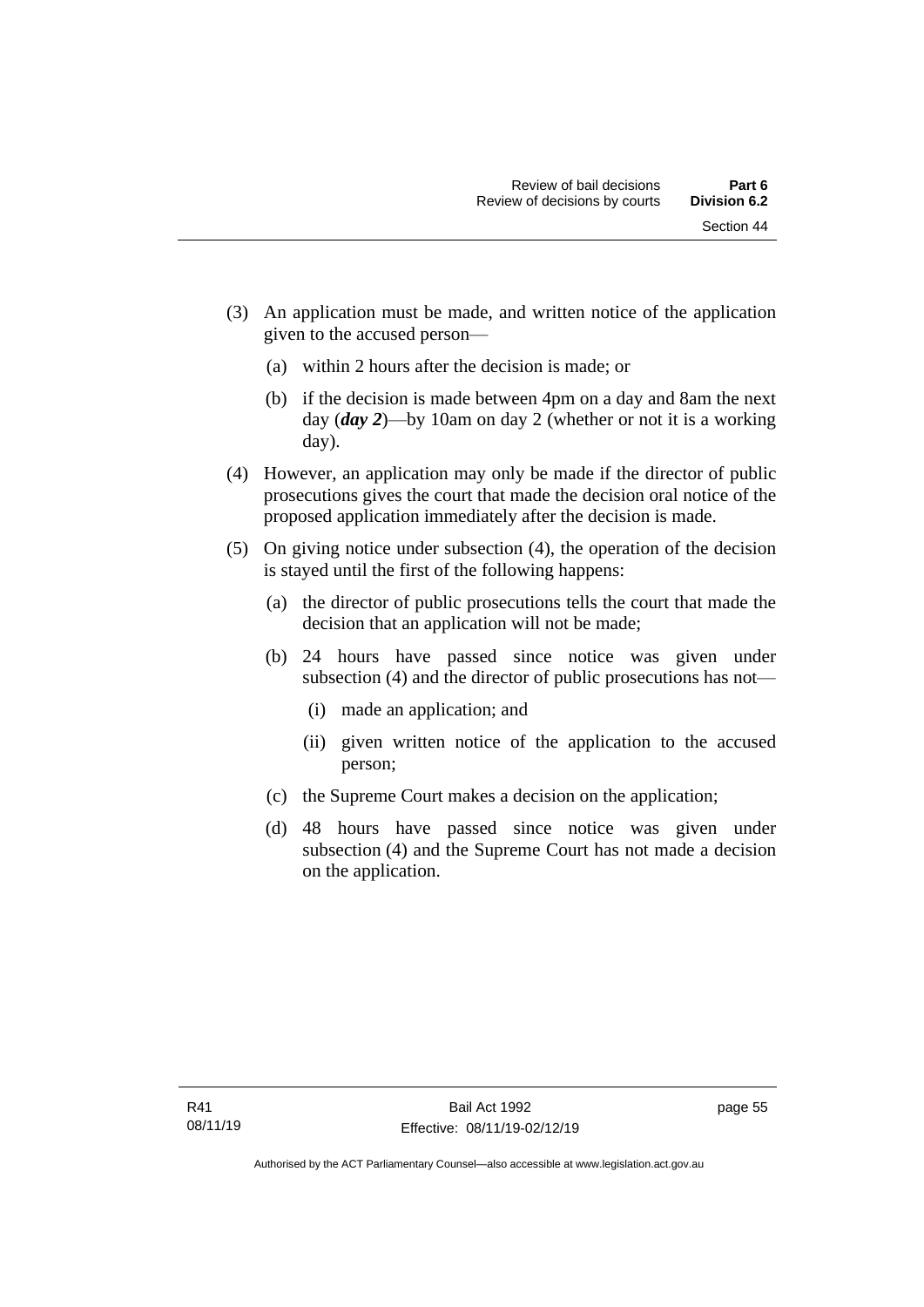(3) An application must be made, and written notice of the application given to the accused person—

  (a) within 2 hours after the decision is made; or

  (b) if the decision is made between 4pm on a day and 8am the next day (***day 2***)—by 10am on day 2 (whether or not it is a working day).

(4) However, an application may only be made if the director of public prosecutions gives the court that made the decision oral notice of the proposed application immediately after the decision is made.

(5) On giving notice under subsection (4), the operation of the decision is stayed until the first of the following happens:

  (a) the director of public prosecutions tells the court that made the decision that an application will not be made;

  (b) 24 hours have passed since notice was given under subsection (4) and the director of public prosecutions has not—

    (i) made an application; and

    (ii) given written notice of the application to the accused person;

  (c) the Supreme Court makes a decision on the application;

  (d) 48 hours have passed since notice was given under subsection (4) and the Supreme Court has not made a decision on the application.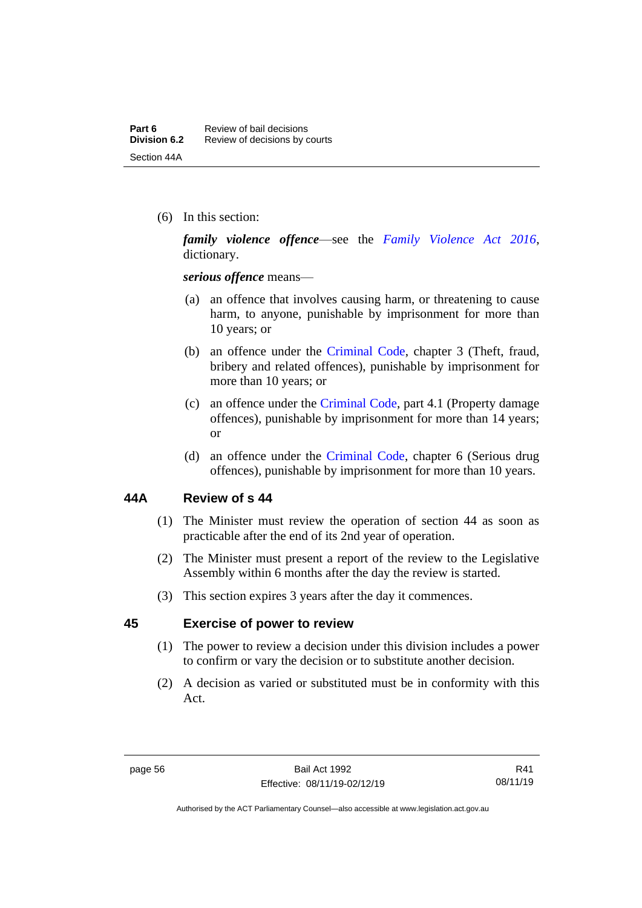(6) In this section:

***family violence offence***—see the *Family Violence Act 2016*, dictionary.

***serious offence*** means—

(a) an offence that involves causing harm, or threatening to cause harm, to anyone, punishable by imprisonment for more than 10 years; or

(b) an offence under the Criminal Code, chapter 3 (Theft, fraud, bribery and related offences), punishable by imprisonment for more than 10 years; or

(c) an offence under the Criminal Code, part 4.1 (Property damage offences), punishable by imprisonment for more than 14 years; or

(d) an offence under the Criminal Code, chapter 6 (Serious drug offences), punishable by imprisonment for more than 10 years.

### 44A Review of s 44

(1) The Minister must review the operation of section 44 as soon as practicable after the end of its 2nd year of operation.

(2) The Minister must present a report of the review to the Legislative Assembly within 6 months after the day the review is started.

(3) This section expires 3 years after the day it commences.

### 45 Exercise of power to review

(1) The power to review a decision under this division includes a power to confirm or vary the decision or to substitute another decision.

(2) A decision as varied or substituted must be in conformity with this Act.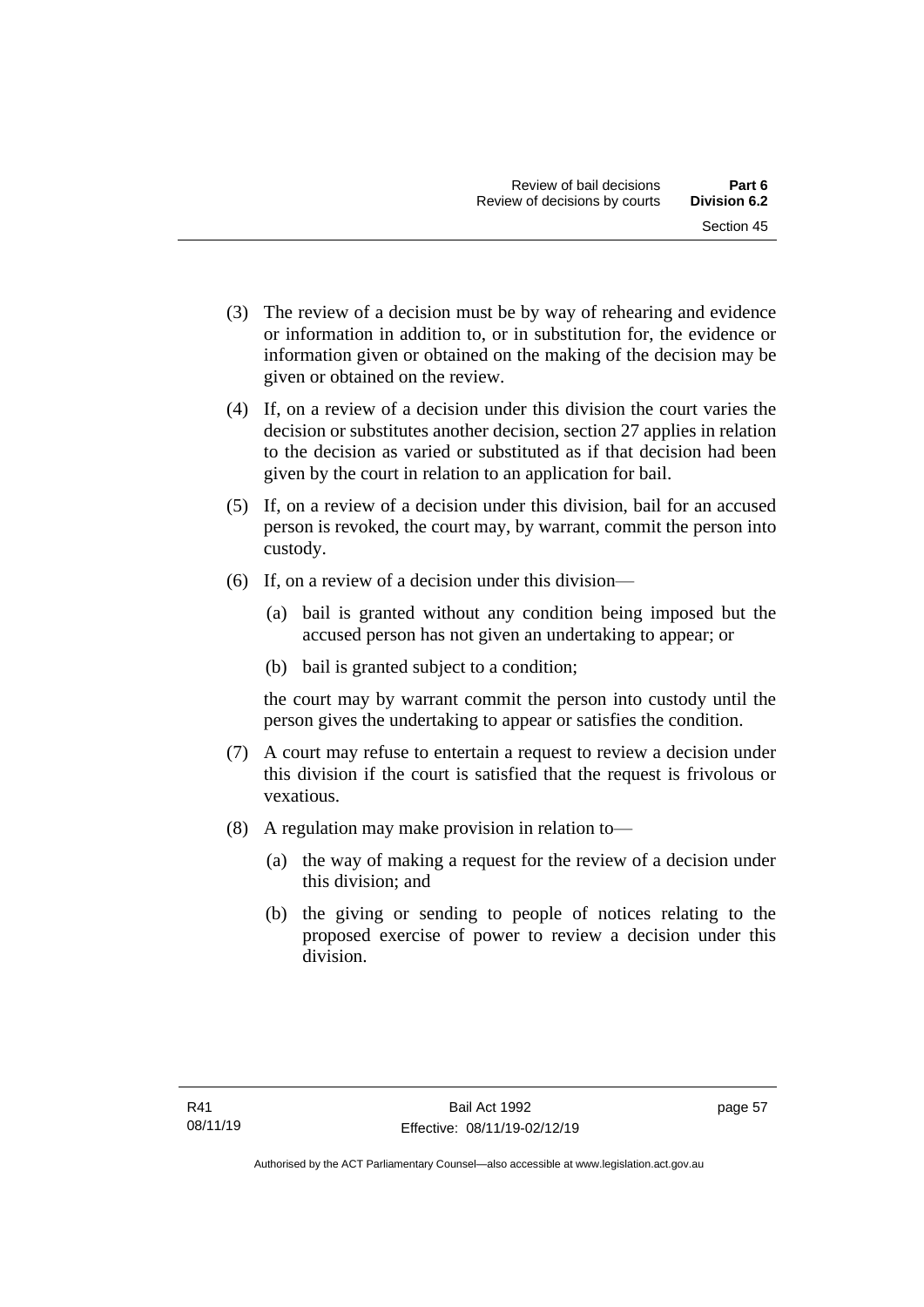(3) The review of a decision must be by way of rehearing and evidence or information in addition to, or in substitution for, the evidence or information given or obtained on the making of the decision may be given or obtained on the review.

(4) If, on a review of a decision under this division the court varies the decision or substitutes another decision, section 27 applies in relation to the decision as varied or substituted as if that decision had been given by the court in relation to an application for bail.

(5) If, on a review of a decision under this division, bail for an accused person is revoked, the court may, by warrant, commit the person into custody.

(6) If, on a review of a decision under this division—

   (a) bail is granted without any condition being imposed but the accused person has not given an undertaking to appear; or

   (b) bail is granted subject to a condition;

   the court may by warrant commit the person into custody until the person gives the undertaking to appear or satisfies the condition.

(7) A court may refuse to entertain a request to review a decision under this division if the court is satisfied that the request is frivolous or vexatious.

(8) A regulation may make provision in relation to—

   (a) the way of making a request for the review of a decision under this division; and

   (b) the giving or sending to people of notices relating to the proposed exercise of power to review a decision under this division.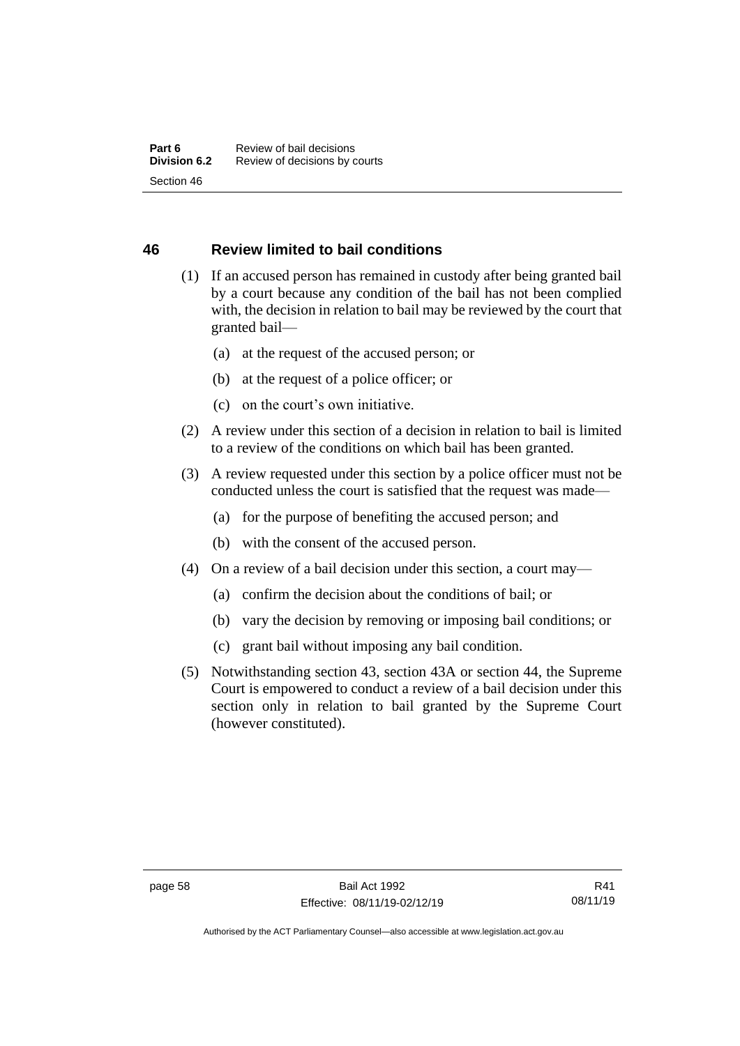## 46 Review limited to bail conditions

(1) If an accused person has remained in custody after being granted bail by a court because any condition of the bail has not been complied with, the decision in relation to bail may be reviewed by the court that granted bail—

(a) at the request of the accused person; or

(b) at the request of a police officer; or

(c) on the court's own initiative.

(2) A review under this section of a decision in relation to bail is limited to a review of the conditions on which bail has been granted.

(3) A review requested under this section by a police officer must not be conducted unless the court is satisfied that the request was made—

(a) for the purpose of benefiting the accused person; and

(b) with the consent of the accused person.

(4) On a review of a bail decision under this section, a court may—

(a) confirm the decision about the conditions of bail; or

(b) vary the decision by removing or imposing bail conditions; or

(c) grant bail without imposing any bail condition.

(5) Notwithstanding section 43, section 43A or section 44, the Supreme Court is empowered to conduct a review of a bail decision under this section only in relation to bail granted by the Supreme Court (however constituted).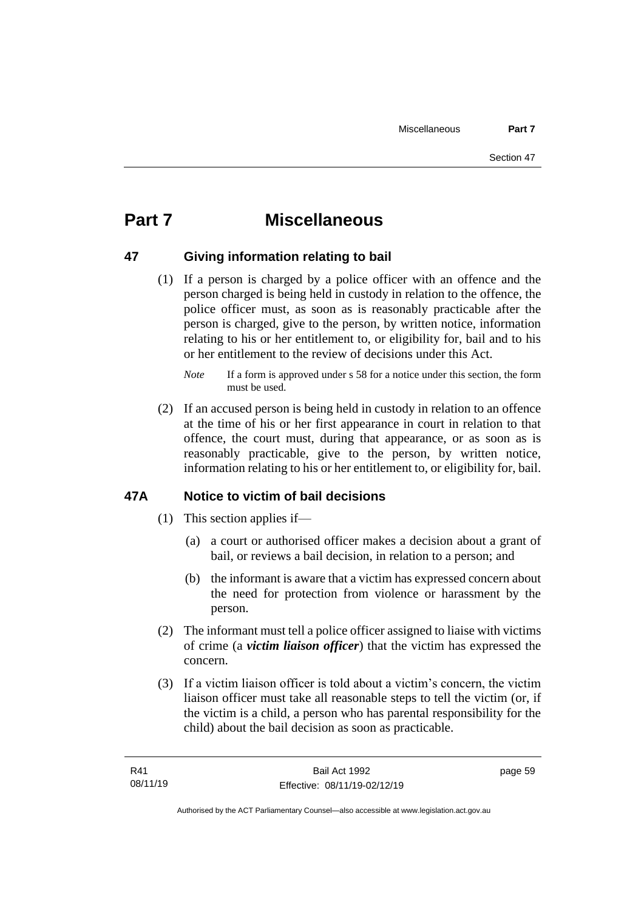# Part 7 Miscellaneous

## 47 Giving information relating to bail

(1) If a person is charged by a police officer with an offence and the person charged is being held in custody in relation to the offence, the police officer must, as soon as is reasonably practicable after the person is charged, give to the person, by written notice, information relating to his or her entitlement to, or eligibility for, bail and to his or her entitlement to the review of decisions under this Act.

*Note* If a form is approved under s 58 for a notice under this section, the form must be used.

(2) If an accused person is being held in custody in relation to an offence at the time of his or her first appearance in court in relation to that offence, the court must, during that appearance, or as soon as is reasonably practicable, give to the person, by written notice, information relating to his or her entitlement to, or eligibility for, bail.

## 47A Notice to victim of bail decisions

(1) This section applies if—

(a) a court or authorised officer makes a decision about a grant of bail, or reviews a bail decision, in relation to a person; and

(b) the informant is aware that a victim has expressed concern about the need for protection from violence or harassment by the person.

(2) The informant must tell a police officer assigned to liaise with victims of crime (a ***victim liaison officer***) that the victim has expressed the concern.

(3) If a victim liaison officer is told about a victim's concern, the victim liaison officer must take all reasonable steps to tell the victim (or, if the victim is a child, a person who has parental responsibility for the child) about the bail decision as soon as practicable.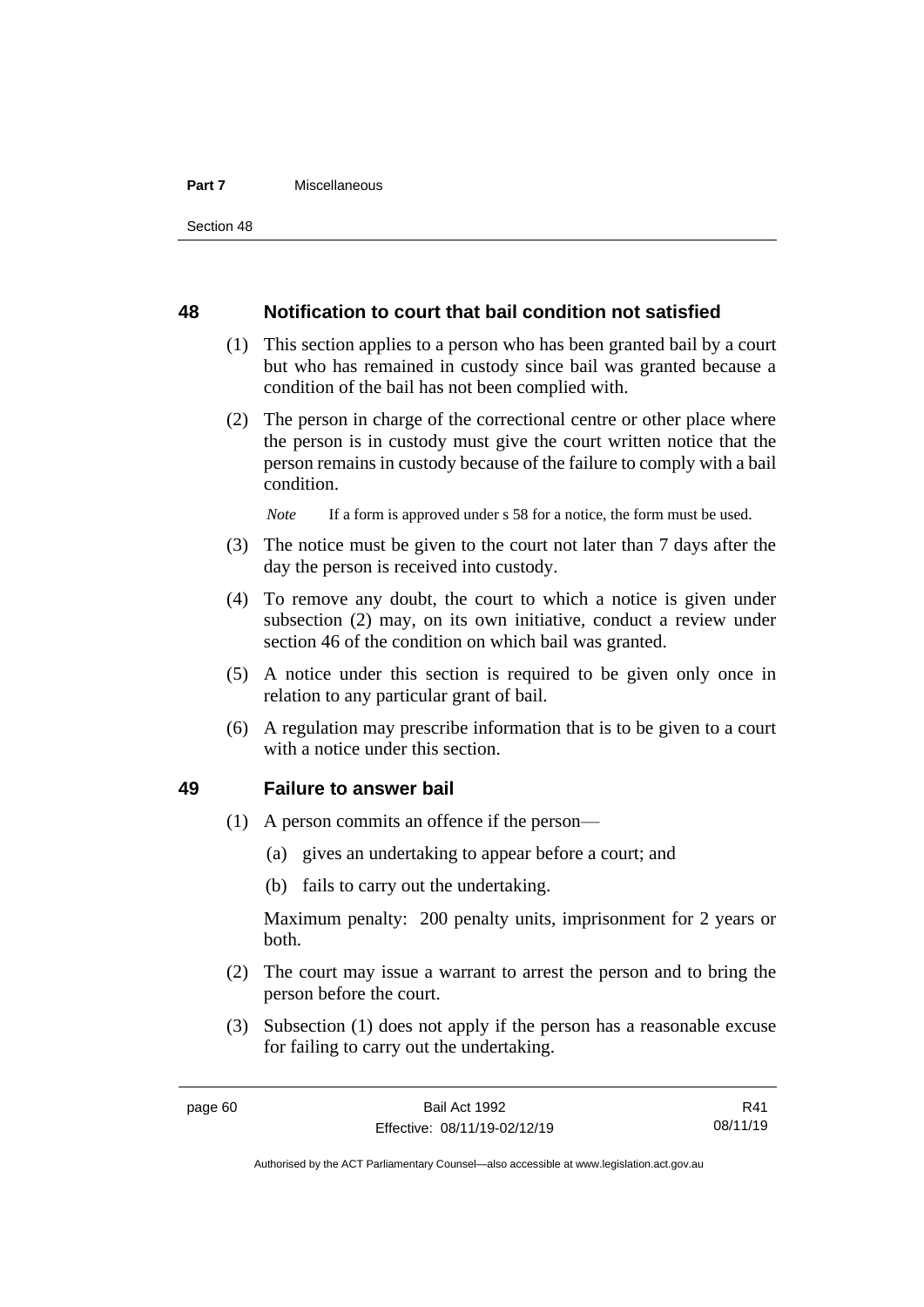## 48 Notification to court that bail condition not satisfied

(1) This section applies to a person who has been granted bail by a court but who has remained in custody since bail was granted because a condition of the bail has not been complied with.

(2) The person in charge of the correctional centre or other place where the person is in custody must give the court written notice that the person remains in custody because of the failure to comply with a bail condition.

*Note* If a form is approved under s 58 for a notice, the form must be used.

(3) The notice must be given to the court not later than 7 days after the day the person is received into custody.

(4) To remove any doubt, the court to which a notice is given under subsection (2) may, on its own initiative, conduct a review under section 46 of the condition on which bail was granted.

(5) A notice under this section is required to be given only once in relation to any particular grant of bail.

(6) A regulation may prescribe information that is to be given to a court with a notice under this section.

## 49 Failure to answer bail

(1) A person commits an offence if the person—

(a) gives an undertaking to appear before a court; and

(b) fails to carry out the undertaking.

Maximum penalty: 200 penalty units, imprisonment for 2 years or both.

(2) The court may issue a warrant to arrest the person and to bring the person before the court.

(3) Subsection (1) does not apply if the person has a reasonable excuse for failing to carry out the undertaking.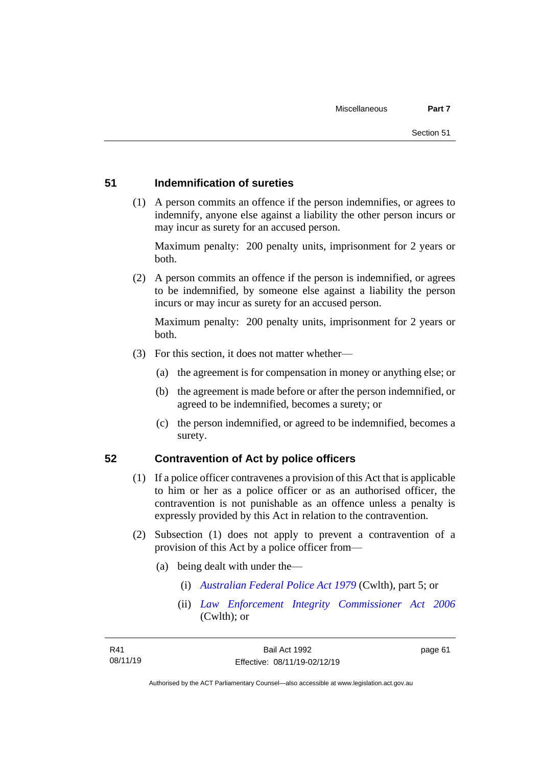## 51 Indemnification of sureties

(1) A person commits an offence if the person indemnifies, or agrees to indemnify, anyone else against a liability the other person incurs or may incur as surety for an accused person.

Maximum penalty: 200 penalty units, imprisonment for 2 years or both.

(2) A person commits an offence if the person is indemnified, or agrees to be indemnified, by someone else against a liability the person incurs or may incur as surety for an accused person.

Maximum penalty: 200 penalty units, imprisonment for 2 years or both.

(3) For this section, it does not matter whether—

(a) the agreement is for compensation in money or anything else; or

(b) the agreement is made before or after the person indemnified, or agreed to be indemnified, becomes a surety; or

(c) the person indemnified, or agreed to be indemnified, becomes a surety.

## 52 Contravention of Act by police officers

(1) If a police officer contravenes a provision of this Act that is applicable to him or her as a police officer or as an authorised officer, the contravention is not punishable as an offence unless a penalty is expressly provided by this Act in relation to the contravention.

(2) Subsection (1) does not apply to prevent a contravention of a provision of this Act by a police officer from—

(a) being dealt with under the—

(i) *Australian Federal Police Act 1979* (Cwlth), part 5; or

(ii) *Law Enforcement Integrity Commissioner Act 2006* (Cwlth); or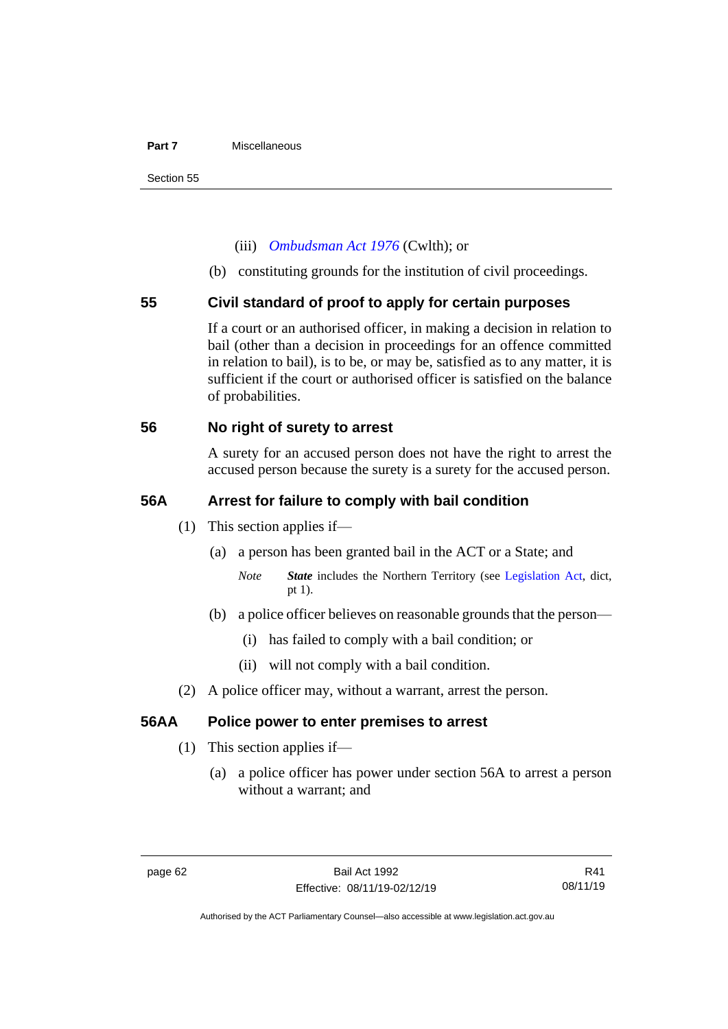(iii) *Ombudsman Act 1976* (Cwlth); or

(b) constituting grounds for the institution of civil proceedings.

## 55 Civil standard of proof to apply for certain purposes

If a court or an authorised officer, in making a decision in relation to bail (other than a decision in proceedings for an offence committed in relation to bail), is to be, or may be, satisfied as to any matter, it is sufficient if the court or authorised officer is satisfied on the balance of probabilities.

## 56 No right of surety to arrest

A surety for an accused person does not have the right to arrest the accused person because the surety is a surety for the accused person.

## 56A Arrest for failure to comply with bail condition

(1) This section applies if—

(a) a person has been granted bail in the ACT or a State; and

*Note* ***State*** includes the Northern Territory (see Legislation Act, dict, pt 1).

(b) a police officer believes on reasonable grounds that the person—

(i) has failed to comply with a bail condition; or

(ii) will not comply with a bail condition.

(2) A police officer may, without a warrant, arrest the person.

## 56AA Police power to enter premises to arrest

(1) This section applies if—

(a) a police officer has power under section 56A to arrest a person without a warrant; and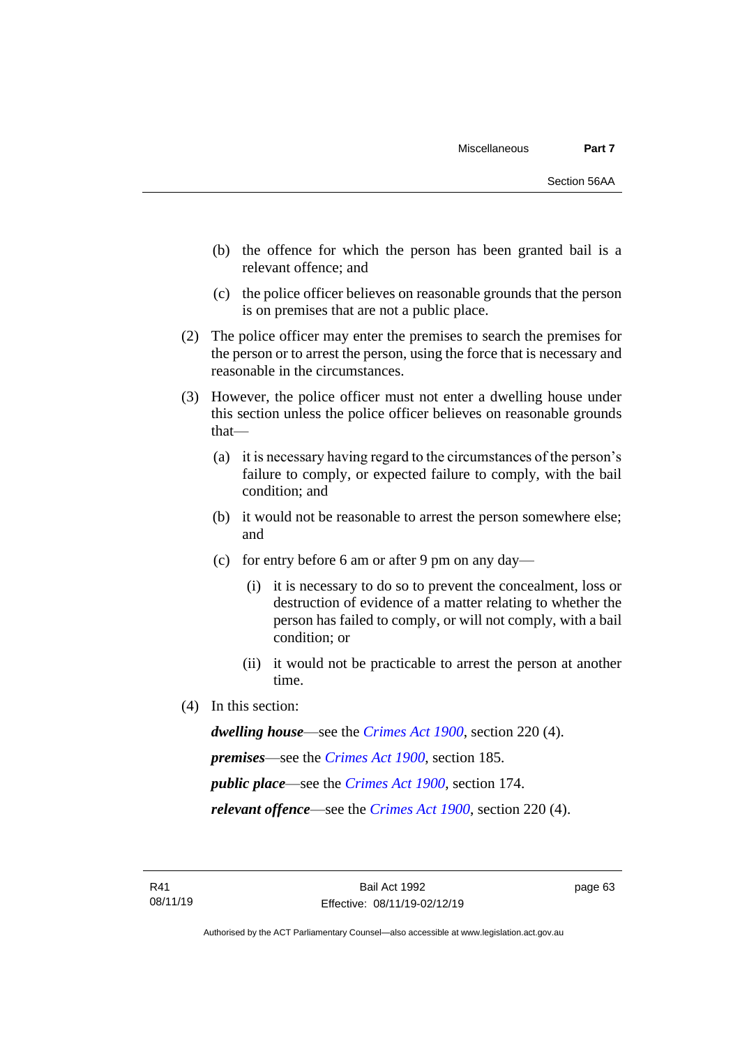(b) the offence for which the person has been granted bail is a relevant offence; and

(c) the police officer believes on reasonable grounds that the person is on premises that are not a public place.

(2) The police officer may enter the premises to search the premises for the person or to arrest the person, using the force that is necessary and reasonable in the circumstances.

(3) However, the police officer must not enter a dwelling house under this section unless the police officer believes on reasonable grounds that—

(a) it is necessary having regard to the circumstances of the person's failure to comply, or expected failure to comply, with the bail condition; and

(b) it would not be reasonable to arrest the person somewhere else; and

(c) for entry before 6 am or after 9 pm on any day—

(i) it is necessary to do so to prevent the concealment, loss or destruction of evidence of a matter relating to whether the person has failed to comply, or will not comply, with a bail condition; or

(ii) it would not be practicable to arrest the person at another time.

(4) In this section:

***dwelling house***—see the *Crimes Act 1900*, section 220 (4).

***premises***—see the *Crimes Act 1900*, section 185.

***public place***—see the *Crimes Act 1900*, section 174.

***relevant offence***—see the *Crimes Act 1900*, section 220 (4).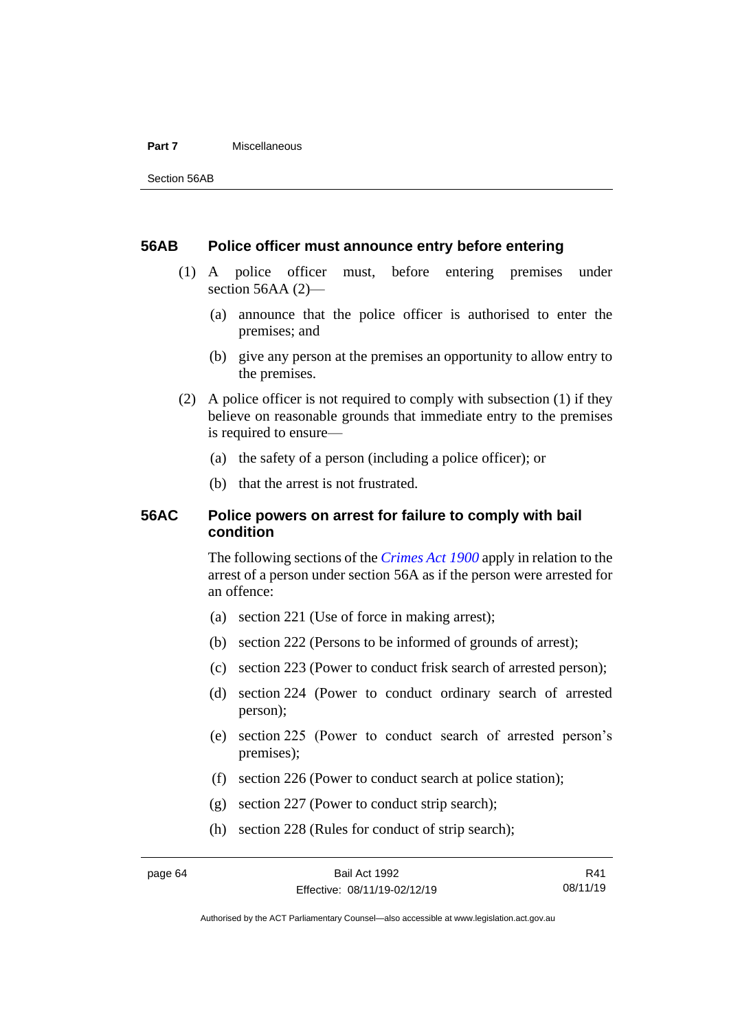### 56AB Police officer must announce entry before entering

(1) A police officer must, before entering premises under section 56AA (2)—

(a) announce that the police officer is authorised to enter the premises; and

(b) give any person at the premises an opportunity to allow entry to the premises.

(2) A police officer is not required to comply with subsection (1) if they believe on reasonable grounds that immediate entry to the premises is required to ensure—

(a) the safety of a person (including a police officer); or

(b) that the arrest is not frustrated.

### 56AC Police powers on arrest for failure to comply with bail condition

The following sections of the *Crimes Act 1900* apply in relation to the arrest of a person under section 56A as if the person were arrested for an offence:

(a) section 221 (Use of force in making arrest);

(b) section 222 (Persons to be informed of grounds of arrest);

(c) section 223 (Power to conduct frisk search of arrested person);

(d) section 224 (Power to conduct ordinary search of arrested person);

(e) section 225 (Power to conduct search of arrested person's premises);

(f) section 226 (Power to conduct search at police station);

(g) section 227 (Power to conduct strip search);

(h) section 228 (Rules for conduct of strip search);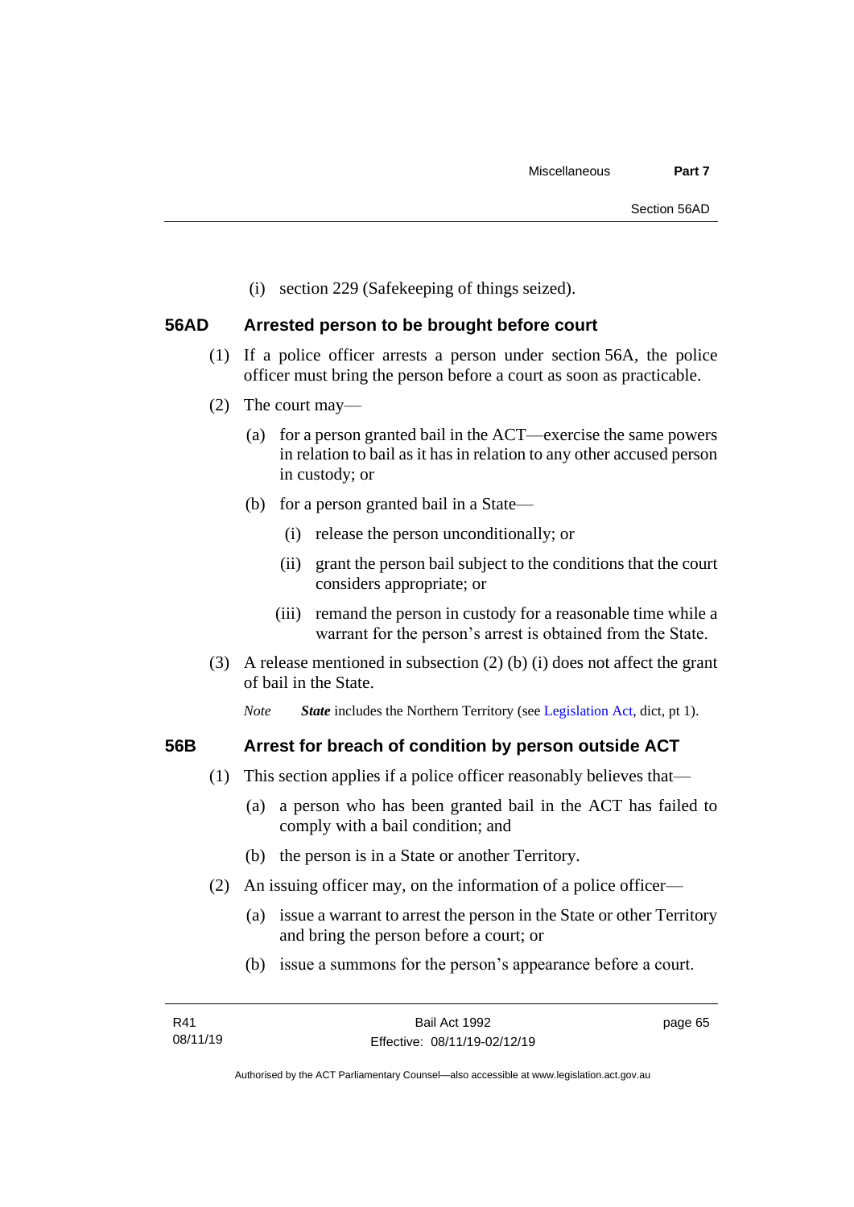(i) section 229 (Safekeeping of things seized).

## 56AD Arrested person to be brought before court

(1) If a police officer arrests a person under section 56A, the police officer must bring the person before a court as soon as practicable.

(2) The court may—

(a) for a person granted bail in the ACT—exercise the same powers in relation to bail as it has in relation to any other accused person in custody; or

(b) for a person granted bail in a State—

(i) release the person unconditionally; or

(ii) grant the person bail subject to the conditions that the court considers appropriate; or

(iii) remand the person in custody for a reasonable time while a warrant for the person's arrest is obtained from the State.

(3) A release mentioned in subsection (2) (b) (i) does not affect the grant of bail in the State.

*Note* ***State*** includes the Northern Territory (see Legislation Act, dict, pt 1).

## 56B Arrest for breach of condition by person outside ACT

(1) This section applies if a police officer reasonably believes that—

(a) a person who has been granted bail in the ACT has failed to comply with a bail condition; and

(b) the person is in a State or another Territory.

(2) An issuing officer may, on the information of a police officer—

(a) issue a warrant to arrest the person in the State or other Territory and bring the person before a court; or

(b) issue a summons for the person's appearance before a court.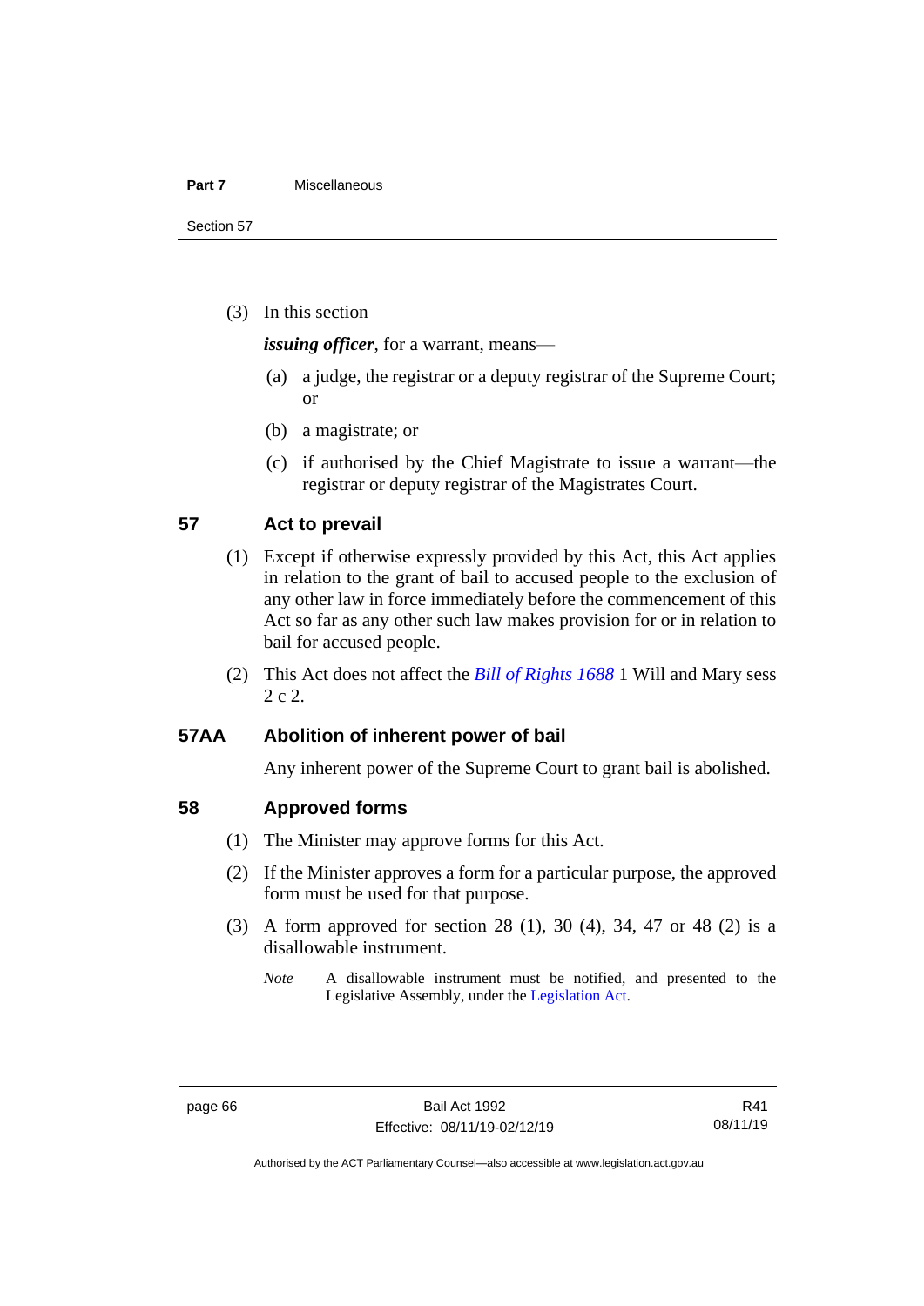(3) In this section

***issuing officer***, for a warrant, means—

(a) a judge, the registrar or a deputy registrar of the Supreme Court; or

(b) a magistrate; or

(c) if authorised by the Chief Magistrate to issue a warrant—the registrar or deputy registrar of the Magistrates Court.

## 57 Act to prevail

(1) Except if otherwise expressly provided by this Act, this Act applies in relation to the grant of bail to accused people to the exclusion of any other law in force immediately before the commencement of this Act so far as any other such law makes provision for or in relation to bail for accused people.

(2) This Act does not affect the *Bill of Rights 1688* 1 Will and Mary sess 2 c 2.

## 57AA Abolition of inherent power of bail

Any inherent power of the Supreme Court to grant bail is abolished.

## 58 Approved forms

(1) The Minister may approve forms for this Act.

(2) If the Minister approves a form for a particular purpose, the approved form must be used for that purpose.

(3) A form approved for section 28 (1), 30 (4), 34, 47 or 48 (2) is a disallowable instrument.

*Note* A disallowable instrument must be notified, and presented to the Legislative Assembly, under the Legislation Act.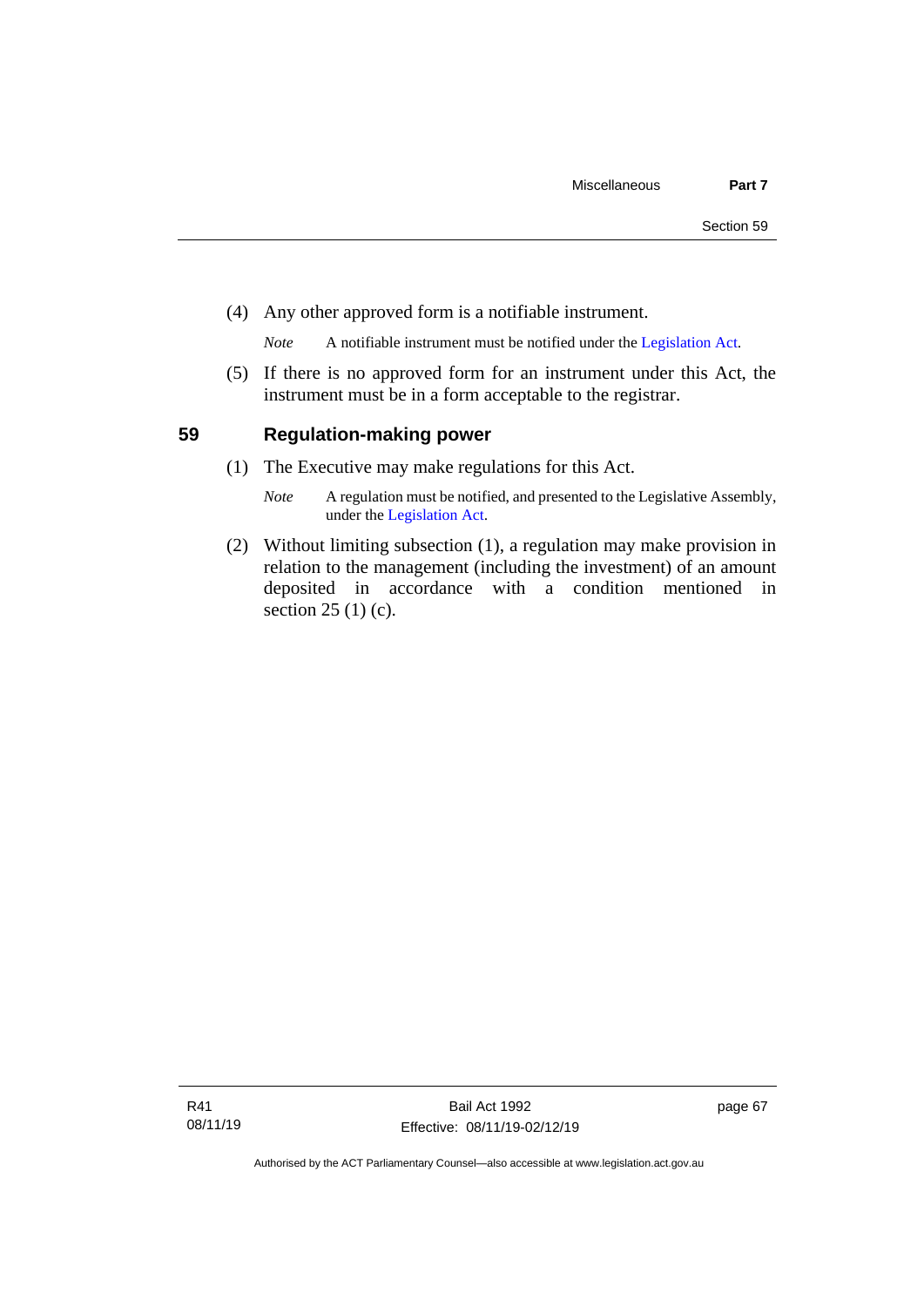(4) Any other approved form is a notifiable instrument.

*Note* A notifiable instrument must be notified under the Legislation Act.

(5) If there is no approved form for an instrument under this Act, the instrument must be in a form acceptable to the registrar.

## 59 Regulation-making power

(1) The Executive may make regulations for this Act.

*Note* A regulation must be notified, and presented to the Legislative Assembly, under the Legislation Act.

(2) Without limiting subsection (1), a regulation may make provision in relation to the management (including the investment) of an amount deposited in accordance with a condition mentioned in section 25 (1) (c).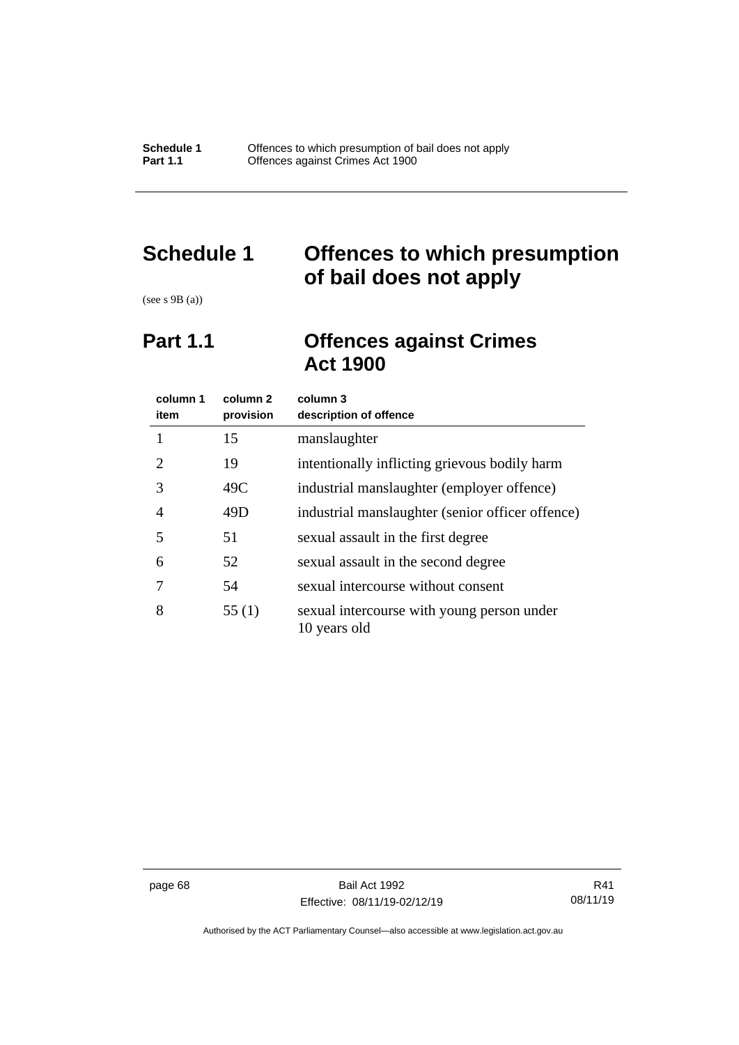# Schedule 1 Offences to which presumption of bail does not apply

(see s 9B (a))

## Part 1.1 Offences against Crimes Act 1900

| column 1 item | column 2 provision | column 3 description of offence |
|---|---|---|
| 1 | 15 | manslaughter |
| 2 | 19 | intentionally inflicting grievous bodily harm |
| 3 | 49C | industrial manslaughter (employer offence) |
| 4 | 49D | industrial manslaughter (senior officer offence) |
| 5 | 51 | sexual assault in the first degree |
| 6 | 52 | sexual assault in the second degree |
| 7 | 54 | sexual intercourse without consent |
| 8 | 55 (1) | sexual intercourse with young person under 10 years old |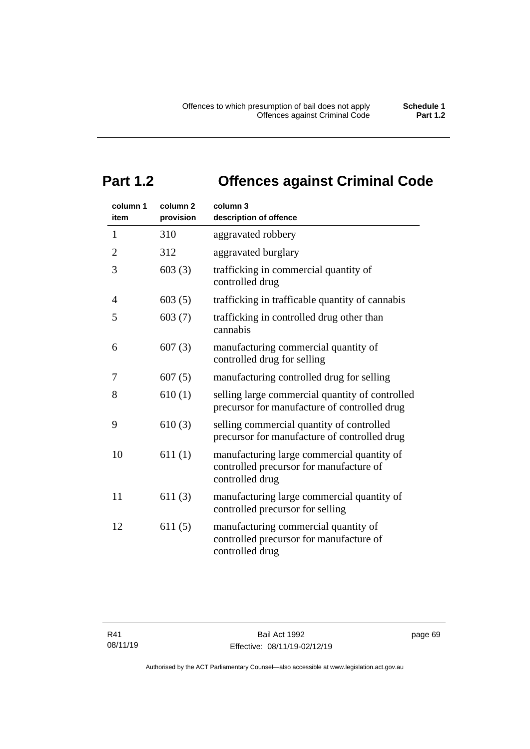# Part 1.2 Offences against Criminal Code

| column 1 item | column 2 provision | column 3 description of offence |
|---|---|---|
| 1 | 310 | aggravated robbery |
| 2 | 312 | aggravated burglary |
| 3 | 603 (3) | trafficking in commercial quantity of controlled drug |
| 4 | 603 (5) | trafficking in trafficable quantity of cannabis |
| 5 | 603 (7) | trafficking in controlled drug other than cannabis |
| 6 | 607 (3) | manufacturing commercial quantity of controlled drug for selling |
| 7 | 607 (5) | manufacturing controlled drug for selling |
| 8 | 610 (1) | selling large commercial quantity of controlled precursor for manufacture of controlled drug |
| 9 | 610 (3) | selling commercial quantity of controlled precursor for manufacture of controlled drug |
| 10 | 611 (1) | manufacturing large commercial quantity of controlled precursor for manufacture of controlled drug |
| 11 | 611 (3) | manufacturing large commercial quantity of controlled precursor for selling |
| 12 | 611 (5) | manufacturing commercial quantity of controlled precursor for manufacture of controlled drug |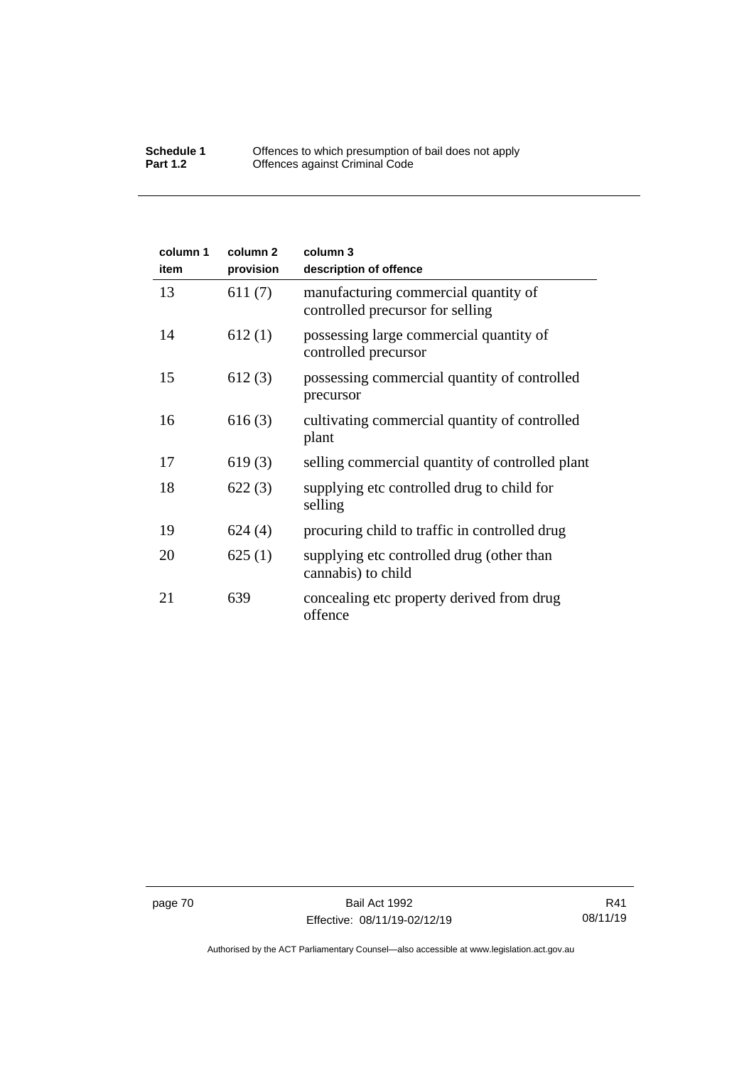| column 1 item | column 2 provision | column 3 description of offence |
| --- | --- | --- |
| 13 | 611 (7) | manufacturing commercial quantity of controlled precursor for selling |
| 14 | 612 (1) | possessing large commercial quantity of controlled precursor |
| 15 | 612 (3) | possessing commercial quantity of controlled precursor |
| 16 | 616 (3) | cultivating commercial quantity of controlled plant |
| 17 | 619 (3) | selling commercial quantity of controlled plant |
| 18 | 622 (3) | supplying etc controlled drug to child for selling |
| 19 | 624 (4) | procuring child to traffic in controlled drug |
| 20 | 625 (1) | supplying etc controlled drug (other than cannabis) to child |
| 21 | 639 | concealing etc property derived from drug offence |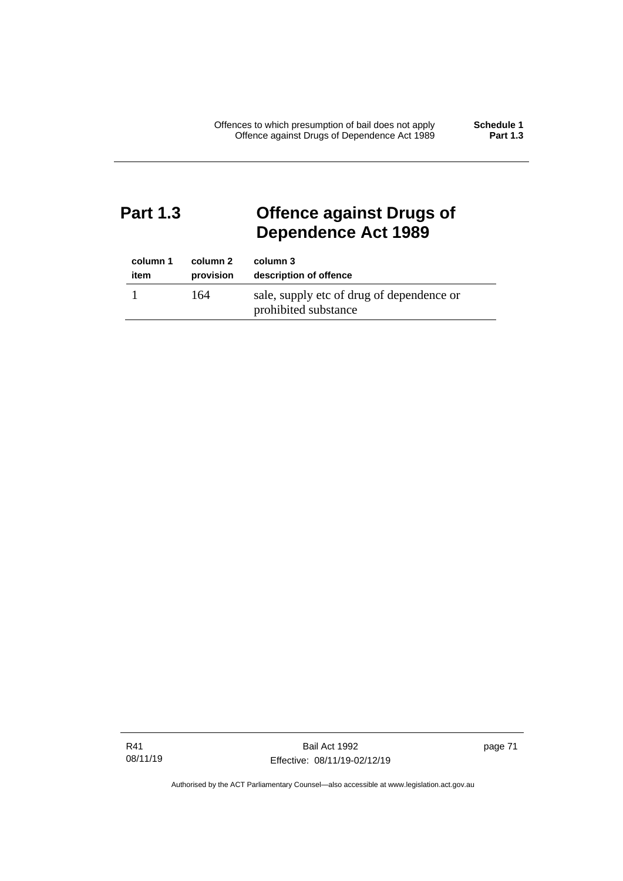## Part 1.3 Offence against Drugs of Dependence Act 1989

| column 1<br>item | column 2<br>provision | column 3<br>description of offence |
|---|---|---|
| 1 | 164 | sale, supply etc of drug of dependence or prohibited substance |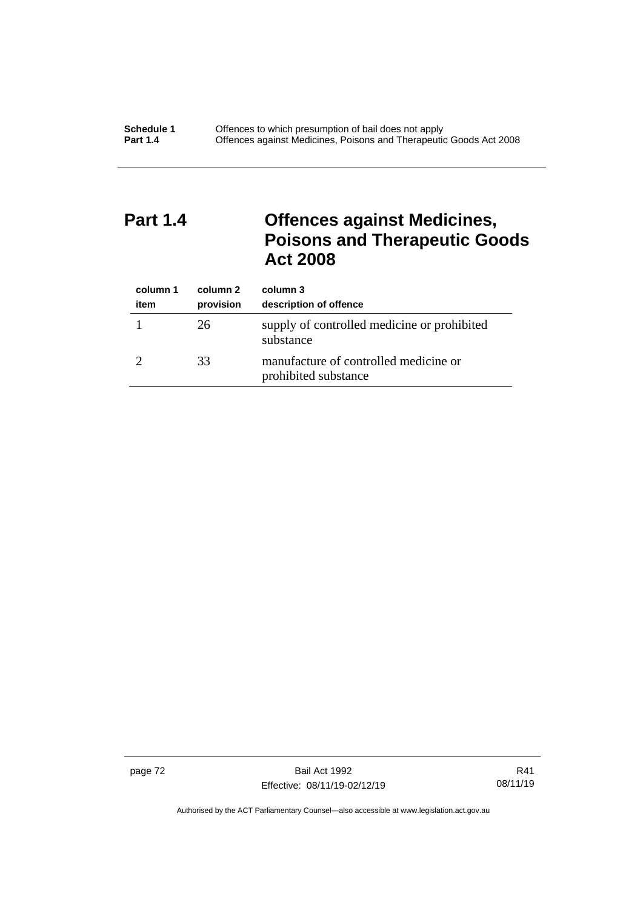## Part 1.4 Offences against Medicines, Poisons and Therapeutic Goods Act 2008

| column 1<br>item | column 2<br>provision | column 3<br>description of offence |
|---|---|---|
| 1 | 26 | supply of controlled medicine or prohibited substance |
| 2 | 33 | manufacture of controlled medicine or prohibited substance |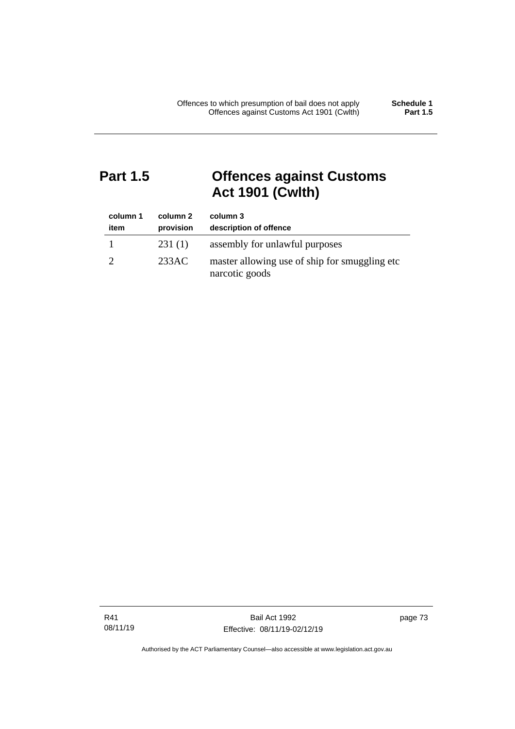# Part 1.5 Offences against Customs Act 1901 (Cwlth)

| column 1<br>item | column 2<br>provision | column 3<br>description of offence |
|---|---|---|
| 1 | 231 (1) | assembly for unlawful purposes |
| 2 | 233AC | master allowing use of ship for smuggling etc narcotic goods |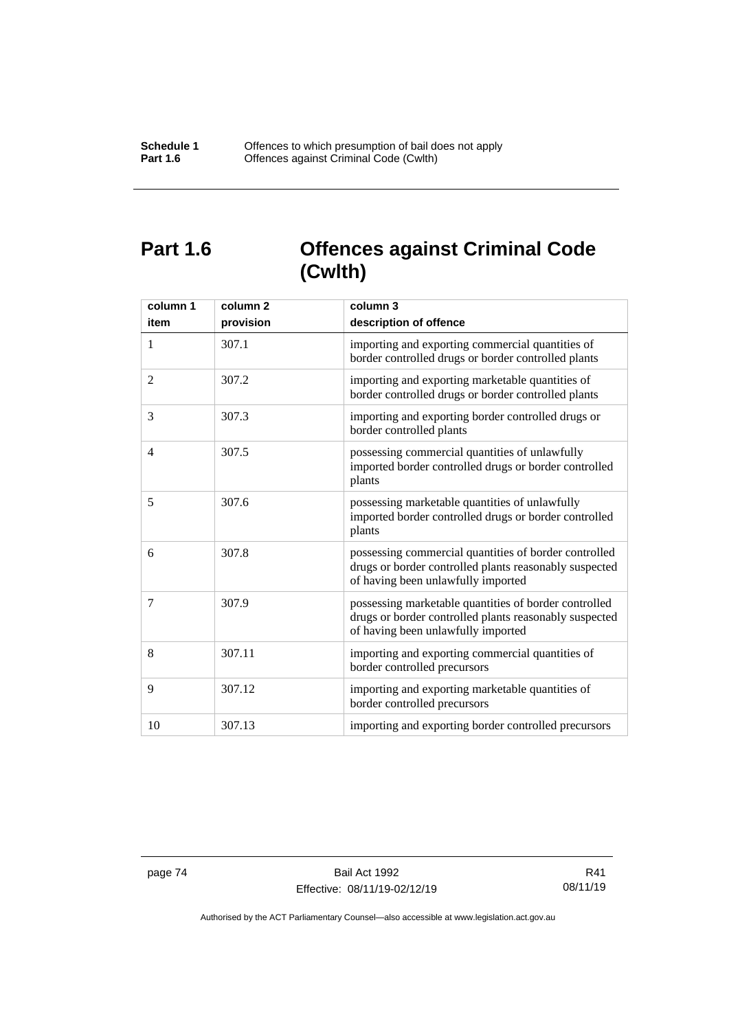## Part 1.6 Offences against Criminal Code (Cwlth)

| column 1<br>item | column 2<br>provision | column 3<br>description of offence |
|---|---|---|
| 1 | 307.1 | importing and exporting commercial quantities of border controlled drugs or border controlled plants |
| 2 | 307.2 | importing and exporting marketable quantities of border controlled drugs or border controlled plants |
| 3 | 307.3 | importing and exporting border controlled drugs or border controlled plants |
| 4 | 307.5 | possessing commercial quantities of unlawfully imported border controlled drugs or border controlled plants |
| 5 | 307.6 | possessing marketable quantities of unlawfully imported border controlled drugs or border controlled plants |
| 6 | 307.8 | possessing commercial quantities of border controlled drugs or border controlled plants reasonably suspected of having been unlawfully imported |
| 7 | 307.9 | possessing marketable quantities of border controlled drugs or border controlled plants reasonably suspected of having been unlawfully imported |
| 8 | 307.11 | importing and exporting commercial quantities of border controlled precursors |
| 9 | 307.12 | importing and exporting marketable quantities of border controlled precursors |
| 10 | 307.13 | importing and exporting border controlled precursors |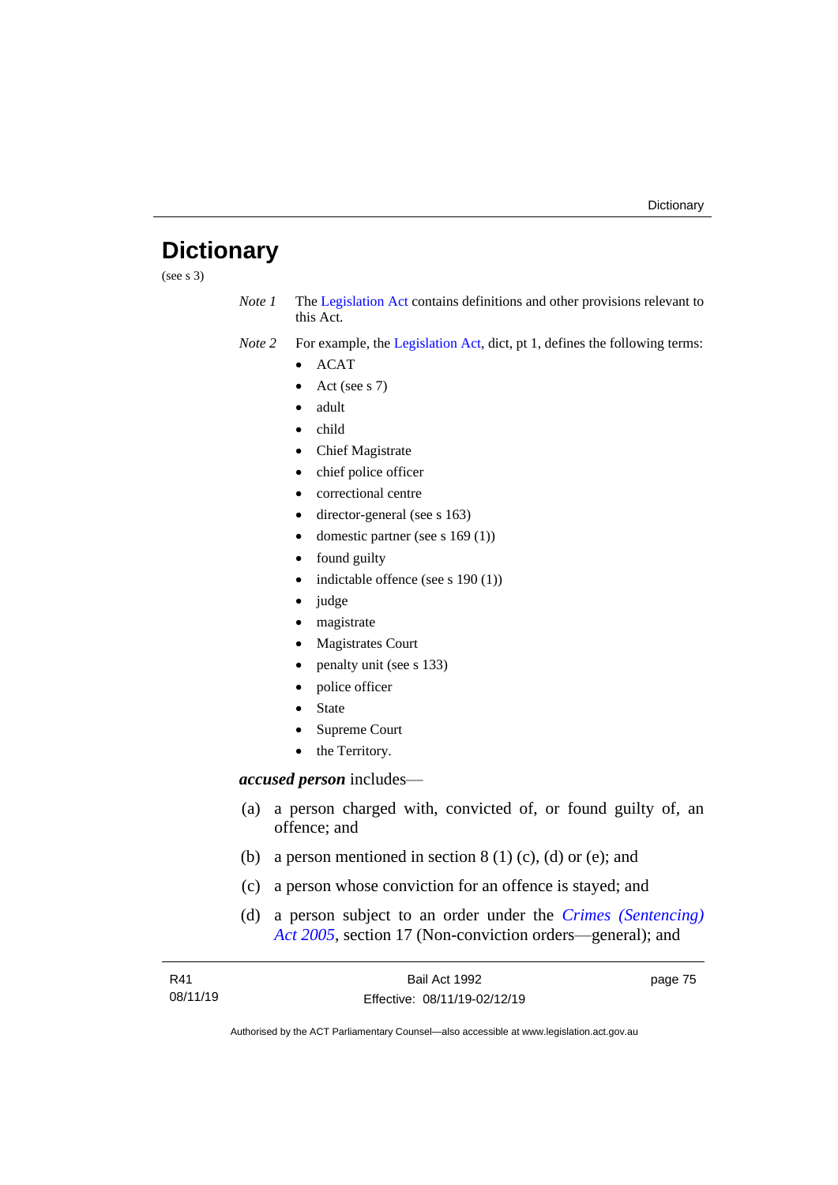# Dictionary

(see s 3)

*Note 1* The Legislation Act contains definitions and other provisions relevant to this Act.

*Note 2* For example, the Legislation Act, dict, pt 1, defines the following terms:

- ACAT
- Act (see s 7)
- adult
- child
- Chief Magistrate
- chief police officer
- correctional centre
- director-general (see s 163)
- domestic partner (see s 169 (1))
- found guilty
- indictable offence (see s 190 (1))
- judge
- magistrate
- Magistrates Court
- penalty unit (see s 133)
- police officer
- State
- Supreme Court
- the Territory.

***accused person*** includes—

(a) a person charged with, convicted of, or found guilty of, an offence; and

(b) a person mentioned in section 8 (1) (c), (d) or (e); and

(c) a person whose conviction for an offence is stayed; and

(d) a person subject to an order under the *Crimes (Sentencing) Act 2005*, section 17 (Non-conviction orders—general); and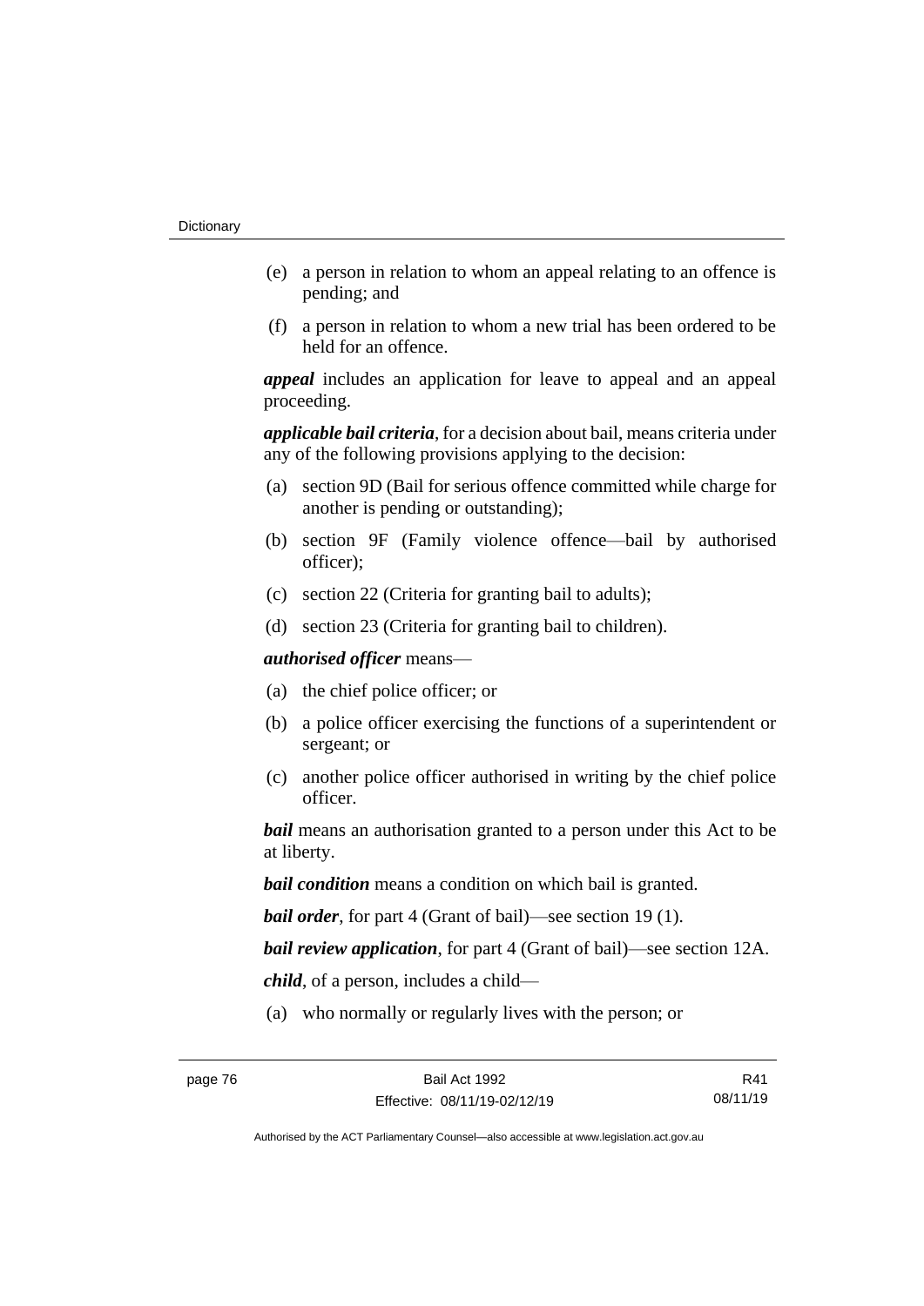(e) a person in relation to whom an appeal relating to an offence is pending; and

(f) a person in relation to whom a new trial has been ordered to be held for an offence.

***appeal*** includes an application for leave to appeal and an appeal proceeding.

***applicable bail criteria***, for a decision about bail, means criteria under any of the following provisions applying to the decision:

(a) section 9D (Bail for serious offence committed while charge for another is pending or outstanding);

(b) section 9F (Family violence offence—bail by authorised officer);

(c) section 22 (Criteria for granting bail to adults);

(d) section 23 (Criteria for granting bail to children).

***authorised officer*** means—

(a) the chief police officer; or

(b) a police officer exercising the functions of a superintendent or sergeant; or

(c) another police officer authorised in writing by the chief police officer.

***bail*** means an authorisation granted to a person under this Act to be at liberty.

***bail condition*** means a condition on which bail is granted.

***bail order***, for part 4 (Grant of bail)—see section 19 (1).

***bail review application***, for part 4 (Grant of bail)—see section 12A.

***child***, of a person, includes a child—

(a) who normally or regularly lives with the person; or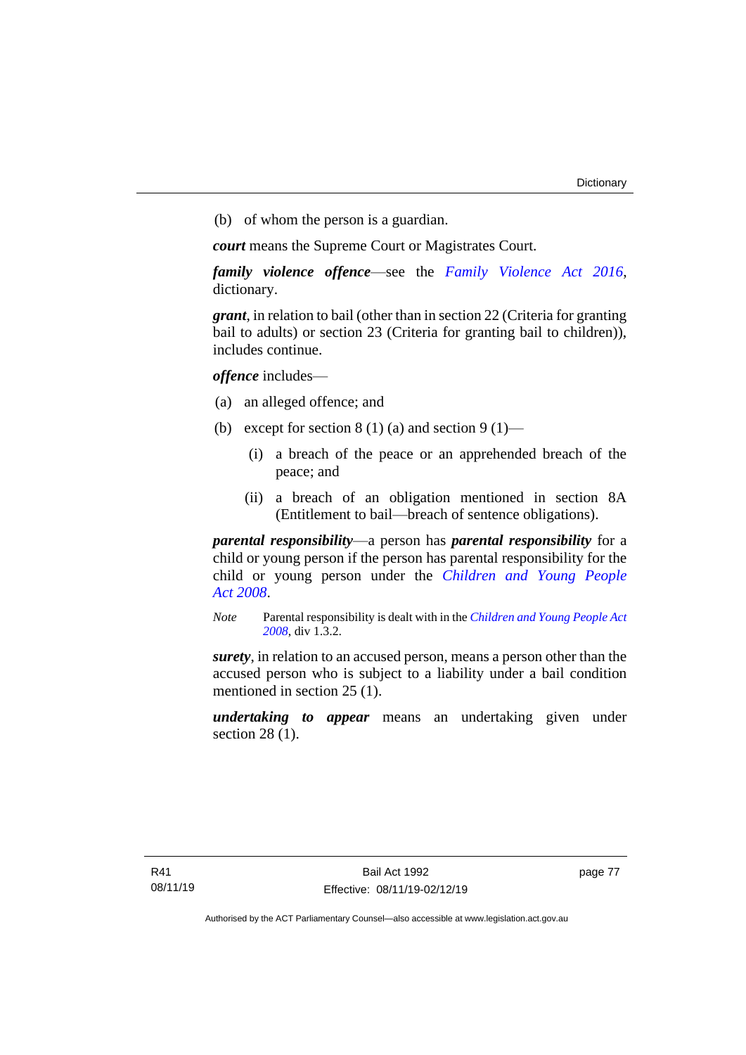(b) of whom the person is a guardian.

***court*** means the Supreme Court or Magistrates Court.

***family violence offence***—see the *Family Violence Act 2016*, dictionary.

***grant***, in relation to bail (other than in section 22 (Criteria for granting bail to adults) or section 23 (Criteria for granting bail to children)), includes continue.

***offence*** includes—

(a) an alleged offence; and

(b) except for section 8 (1) (a) and section 9 (1)—

  (i) a breach of the peace or an apprehended breach of the peace; and

  (ii) a breach of an obligation mentioned in section 8A (Entitlement to bail—breach of sentence obligations).

***parental responsibility***—a person has ***parental responsibility*** for a child or young person if the person has parental responsibility for the child or young person under the *Children and Young People Act 2008*.

*Note* Parental responsibility is dealt with in the *Children and Young People Act 2008*, div 1.3.2.

***surety***, in relation to an accused person, means a person other than the accused person who is subject to a liability under a bail condition mentioned in section 25 (1).

***undertaking to appear*** means an undertaking given under section 28 (1).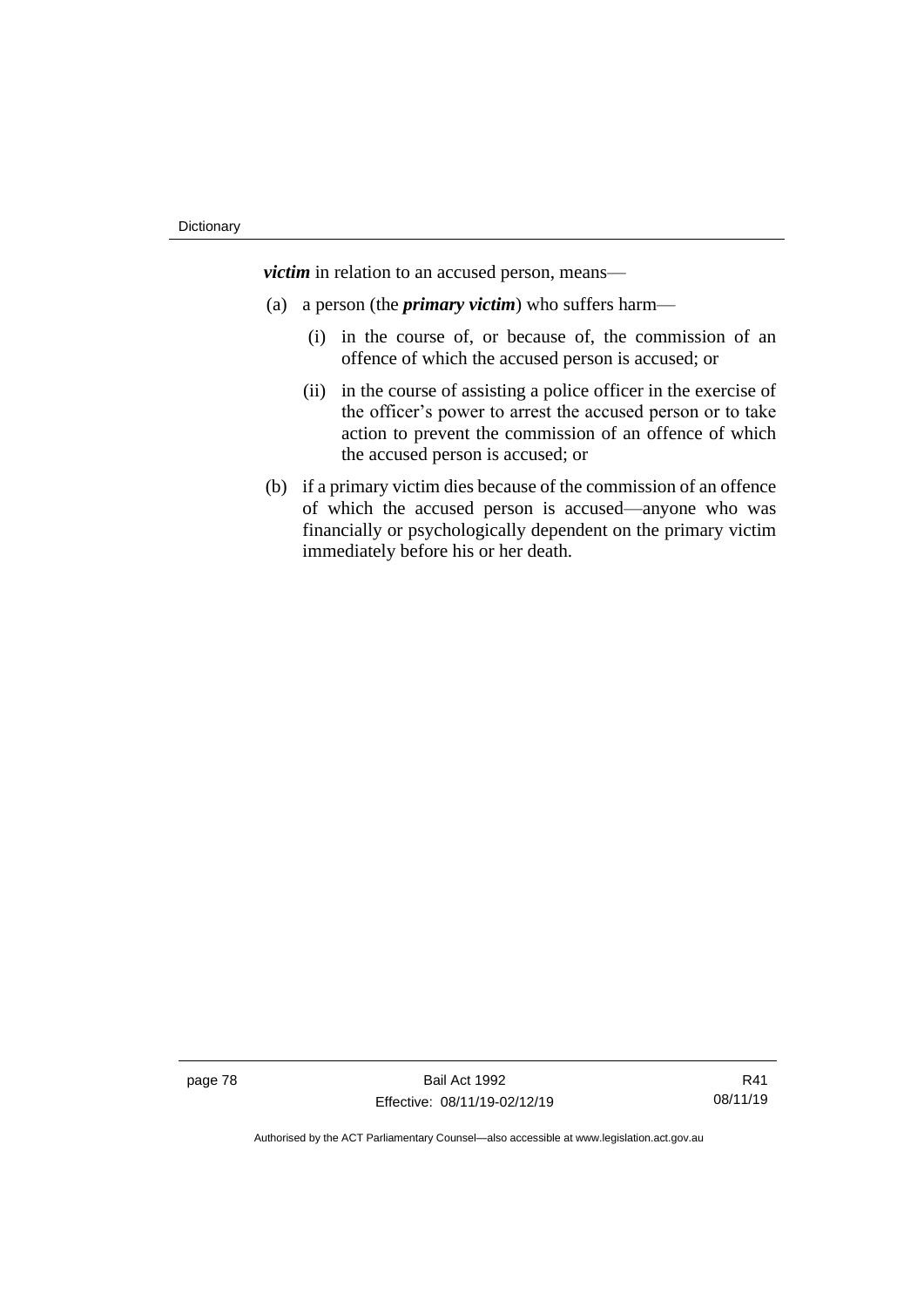***victim*** in relation to an accused person, means—

(a) a person (the ***primary victim***) who suffers harm—

   (i) in the course of, or because of, the commission of an offence of which the accused person is accused; or

   (ii) in the course of assisting a police officer in the exercise of the officer's power to arrest the accused person or to take action to prevent the commission of an offence of which the accused person is accused; or

(b) if a primary victim dies because of the commission of an offence of which the accused person is accused—anyone who was financially or psychologically dependent on the primary victim immediately before his or her death.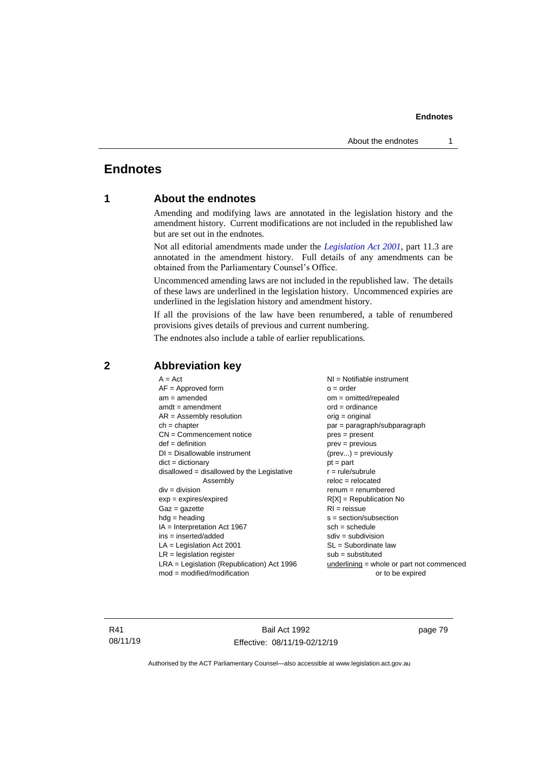# Endnotes

## 1 About the endnotes

Amending and modifying laws are annotated in the legislation history and the amendment history. Current modifications are not included in the republished law but are set out in the endnotes.

Not all editorial amendments made under the *Legislation Act 2001*, part 11.3 are annotated in the amendment history. Full details of any amendments can be obtained from the Parliamentary Counsel's Office.

Uncommenced amending laws are not included in the republished law. The details of these laws are underlined in the legislation history. Uncommenced expiries are underlined in the legislation history and amendment history.

If all the provisions of the law have been renumbered, a table of renumbered provisions gives details of previous and current numbering.

The endnotes also include a table of earlier republications.

## 2 Abbreviation key

A = Act
AF = Approved form
am = amended
amdt = amendment
AR = Assembly resolution
ch = chapter
CN = Commencement notice
def = definition
DI = Disallowable instrument
dict = dictionary
disallowed = disallowed by the Legislative Assembly
div = division
exp = expires/expired
Gaz = gazette
hdg = heading
IA = Interpretation Act 1967
ins = inserted/added
LA = Legislation Act 2001
LR = legislation register
LRA = Legislation (Republication) Act 1996
mod = modified/modification
NI = Notifiable instrument
o = order
om = omitted/repealed
ord = ordinance
orig = original
par = paragraph/subparagraph
pres = present
prev = previous
(prev...) = previously
pt = part
r = rule/subrule
reloc = relocated
renum = renumbered
R[X] = Republication No
RI = reissue
s = section/subsection
sch = schedule
sdiv = subdivision
SL = Subordinate law
sub = substituted
underlining = whole or part not commenced or to be expired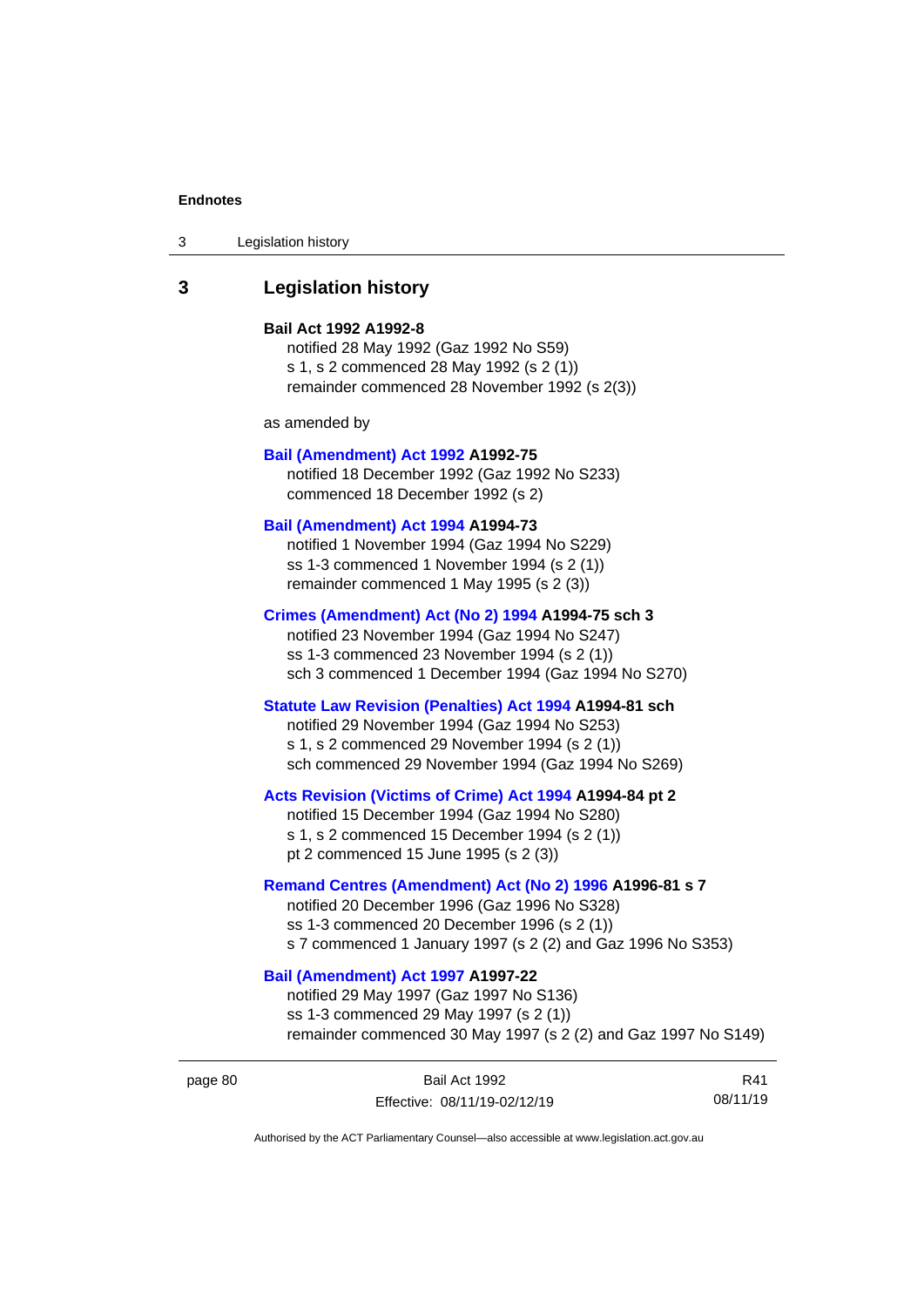## 3 Legislation history

**Bail Act 1992 A1992-8**

notified 28 May 1992 (Gaz 1992 No S59)
s 1, s 2 commenced 28 May 1992 (s 2 (1))
remainder commenced 28 November 1992 (s 2(3))

as amended by

**Bail (Amendment) Act 1992 A1992-75**

notified 18 December 1992 (Gaz 1992 No S233)
commenced 18 December 1992 (s 2)

**Bail (Amendment) Act 1994 A1994-73**

notified 1 November 1994 (Gaz 1994 No S229)
ss 1-3 commenced 1 November 1994 (s 2 (1))
remainder commenced 1 May 1995 (s 2 (3))

**Crimes (Amendment) Act (No 2) 1994 A1994-75 sch 3**

notified 23 November 1994 (Gaz 1994 No S247)
ss 1-3 commenced 23 November 1994 (s 2 (1))
sch 3 commenced 1 December 1994 (Gaz 1994 No S270)

**Statute Law Revision (Penalties) Act 1994 A1994-81 sch**

notified 29 November 1994 (Gaz 1994 No S253)
s 1, s 2 commenced 29 November 1994 (s 2 (1))
sch commenced 29 November 1994 (Gaz 1994 No S269)

**Acts Revision (Victims of Crime) Act 1994 A1994-84 pt 2**

notified 15 December 1994 (Gaz 1994 No S280)
s 1, s 2 commenced 15 December 1994 (s 2 (1))
pt 2 commenced 15 June 1995 (s 2 (3))

**Remand Centres (Amendment) Act (No 2) 1996 A1996-81 s 7**

notified 20 December 1996 (Gaz 1996 No S328)
ss 1-3 commenced 20 December 1996 (s 2 (1))
s 7 commenced 1 January 1997 (s 2 (2) and Gaz 1996 No S353)

**Bail (Amendment) Act 1997 A1997-22**

notified 29 May 1997 (Gaz 1997 No S136)
ss 1-3 commenced 29 May 1997 (s 2 (1))
remainder commenced 30 May 1997 (s 2 (2) and Gaz 1997 No S149)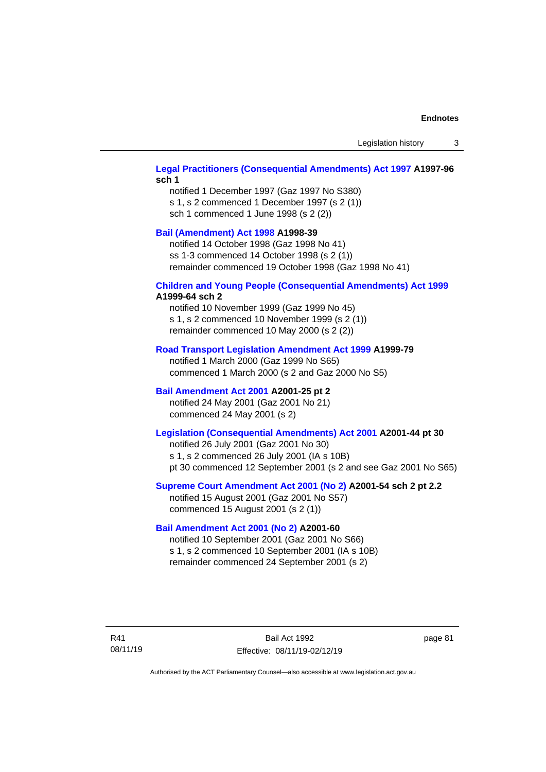**Legal Practitioners (Consequential Amendments) Act 1997 A1997-96 sch 1**

notified 1 December 1997 (Gaz 1997 No S380)
s 1, s 2 commenced 1 December 1997 (s 2 (1))
sch 1 commenced 1 June 1998 (s 2 (2))

**Bail (Amendment) Act 1998 A1998-39**

notified 14 October 1998 (Gaz 1998 No 41)
ss 1-3 commenced 14 October 1998 (s 2 (1))
remainder commenced 19 October 1998 (Gaz 1998 No 41)

**Children and Young People (Consequential Amendments) Act 1999 A1999-64 sch 2**

notified 10 November 1999 (Gaz 1999 No 45)
s 1, s 2 commenced 10 November 1999 (s 2 (1))
remainder commenced 10 May 2000 (s 2 (2))

**Road Transport Legislation Amendment Act 1999 A1999-79**

notified 1 March 2000 (Gaz 1999 No S65)
commenced 1 March 2000 (s 2 and Gaz 2000 No S5)

**Bail Amendment Act 2001 A2001-25 pt 2**

notified 24 May 2001 (Gaz 2001 No 21)
commenced 24 May 2001 (s 2)

**Legislation (Consequential Amendments) Act 2001 A2001-44 pt 30**

notified 26 July 2001 (Gaz 2001 No 30)
s 1, s 2 commenced 26 July 2001 (IA s 10B)
pt 30 commenced 12 September 2001 (s 2 and see Gaz 2001 No S65)

**Supreme Court Amendment Act 2001 (No 2) A2001-54 sch 2 pt 2.2**

notified 15 August 2001 (Gaz 2001 No S57)
commenced 15 August 2001 (s 2 (1))

**Bail Amendment Act 2001 (No 2) A2001-60**

notified 10 September 2001 (Gaz 2001 No S66)
s 1, s 2 commenced 10 September 2001 (IA s 10B)
remainder commenced 24 September 2001 (s 2)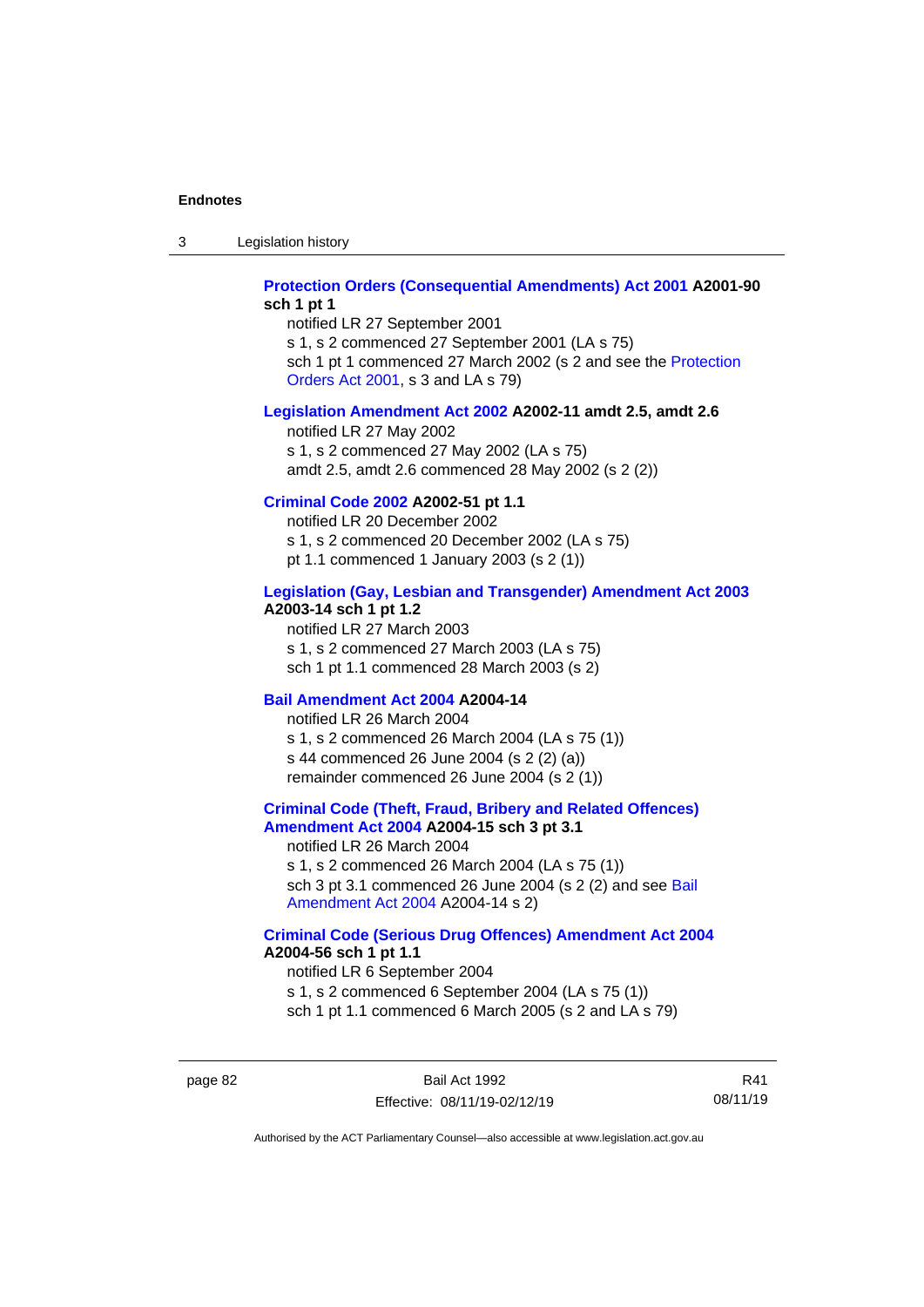**Protection Orders (Consequential Amendments) Act 2001 A2001-90 sch 1 pt 1**

notified LR 27 September 2001
s 1, s 2 commenced 27 September 2001 (LA s 75)
sch 1 pt 1 commenced 27 March 2002 (s 2 and see the Protection Orders Act 2001, s 3 and LA s 79)

**Legislation Amendment Act 2002 A2002-11 amdt 2.5, amdt 2.6**

notified LR 27 May 2002
s 1, s 2 commenced 27 May 2002 (LA s 75)
amdt 2.5, amdt 2.6 commenced 28 May 2002 (s 2 (2))

**Criminal Code 2002 A2002-51 pt 1.1**

notified LR 20 December 2002
s 1, s 2 commenced 20 December 2002 (LA s 75)
pt 1.1 commenced 1 January 2003 (s 2 (1))

**Legislation (Gay, Lesbian and Transgender) Amendment Act 2003 A2003-14 sch 1 pt 1.2**

notified LR 27 March 2003
s 1, s 2 commenced 27 March 2003 (LA s 75)
sch 1 pt 1.1 commenced 28 March 2003 (s 2)

**Bail Amendment Act 2004 A2004-14**

notified LR 26 March 2004
s 1, s 2 commenced 26 March 2004 (LA s 75 (1))
s 44 commenced 26 June 2004 (s 2 (2) (a))
remainder commenced 26 June 2004 (s 2 (1))

**Criminal Code (Theft, Fraud, Bribery and Related Offences) Amendment Act 2004 A2004-15 sch 3 pt 3.1**

notified LR 26 March 2004
s 1, s 2 commenced 26 March 2004 (LA s 75 (1))
sch 3 pt 3.1 commenced 26 June 2004 (s 2 (2) and see Bail Amendment Act 2004 A2004-14 s 2)

**Criminal Code (Serious Drug Offences) Amendment Act 2004 A2004-56 sch 1 pt 1.1**

notified LR 6 September 2004
s 1, s 2 commenced 6 September 2004 (LA s 75 (1))
sch 1 pt 1.1 commenced 6 March 2005 (s 2 and LA s 79)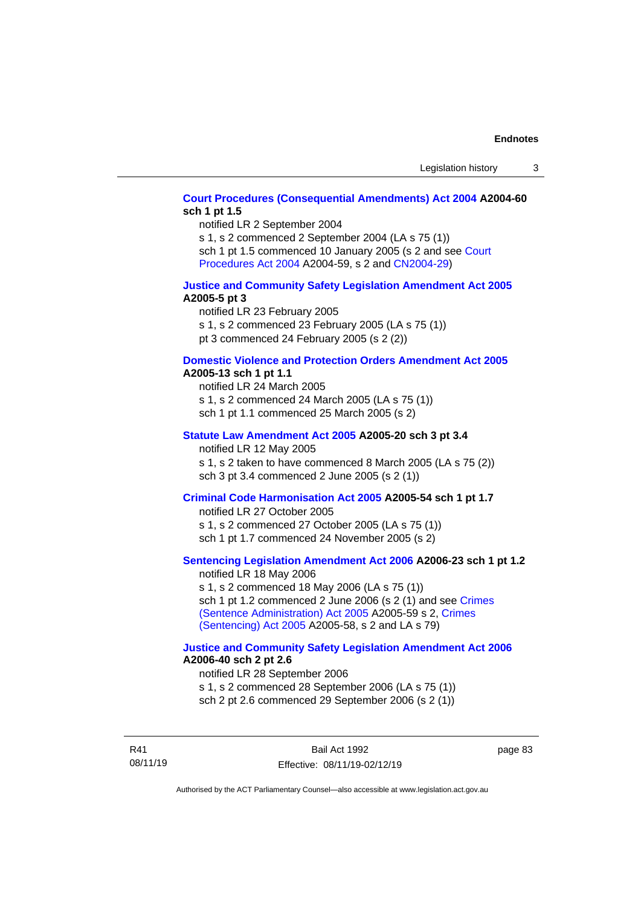**Court Procedures (Consequential Amendments) Act 2004 A2004-60 sch 1 pt 1.5**

notified LR 2 September 2004
s 1, s 2 commenced 2 September 2004 (LA s 75 (1))
sch 1 pt 1.5 commenced 10 January 2005 (s 2 and see Court Procedures Act 2004 A2004-59, s 2 and CN2004-29)

**Justice and Community Safety Legislation Amendment Act 2005 A2005-5 pt 3**

notified LR 23 February 2005
s 1, s 2 commenced 23 February 2005 (LA s 75 (1))
pt 3 commenced 24 February 2005 (s 2 (2))

**Domestic Violence and Protection Orders Amendment Act 2005 A2005-13 sch 1 pt 1.1**

notified LR 24 March 2005
s 1, s 2 commenced 24 March 2005 (LA s 75 (1))
sch 1 pt 1.1 commenced 25 March 2005 (s 2)

**Statute Law Amendment Act 2005 A2005-20 sch 3 pt 3.4**

notified LR 12 May 2005
s 1, s 2 taken to have commenced 8 March 2005 (LA s 75 (2))
sch 3 pt 3.4 commenced 2 June 2005 (s 2 (1))

**Criminal Code Harmonisation Act 2005 A2005-54 sch 1 pt 1.7**

notified LR 27 October 2005
s 1, s 2 commenced 27 October 2005 (LA s 75 (1))
sch 1 pt 1.7 commenced 24 November 2005 (s 2)

**Sentencing Legislation Amendment Act 2006 A2006-23 sch 1 pt 1.2**

notified LR 18 May 2006
s 1, s 2 commenced 18 May 2006 (LA s 75 (1))
sch 1 pt 1.2 commenced 2 June 2006 (s 2 (1) and see Crimes (Sentence Administration) Act 2005 A2005-59 s 2, Crimes (Sentencing) Act 2005 A2005-58, s 2 and LA s 79)

**Justice and Community Safety Legislation Amendment Act 2006 A2006-40 sch 2 pt 2.6**

notified LR 28 September 2006
s 1, s 2 commenced 28 September 2006 (LA s 75 (1))
sch 2 pt 2.6 commenced 29 September 2006 (s 2 (1))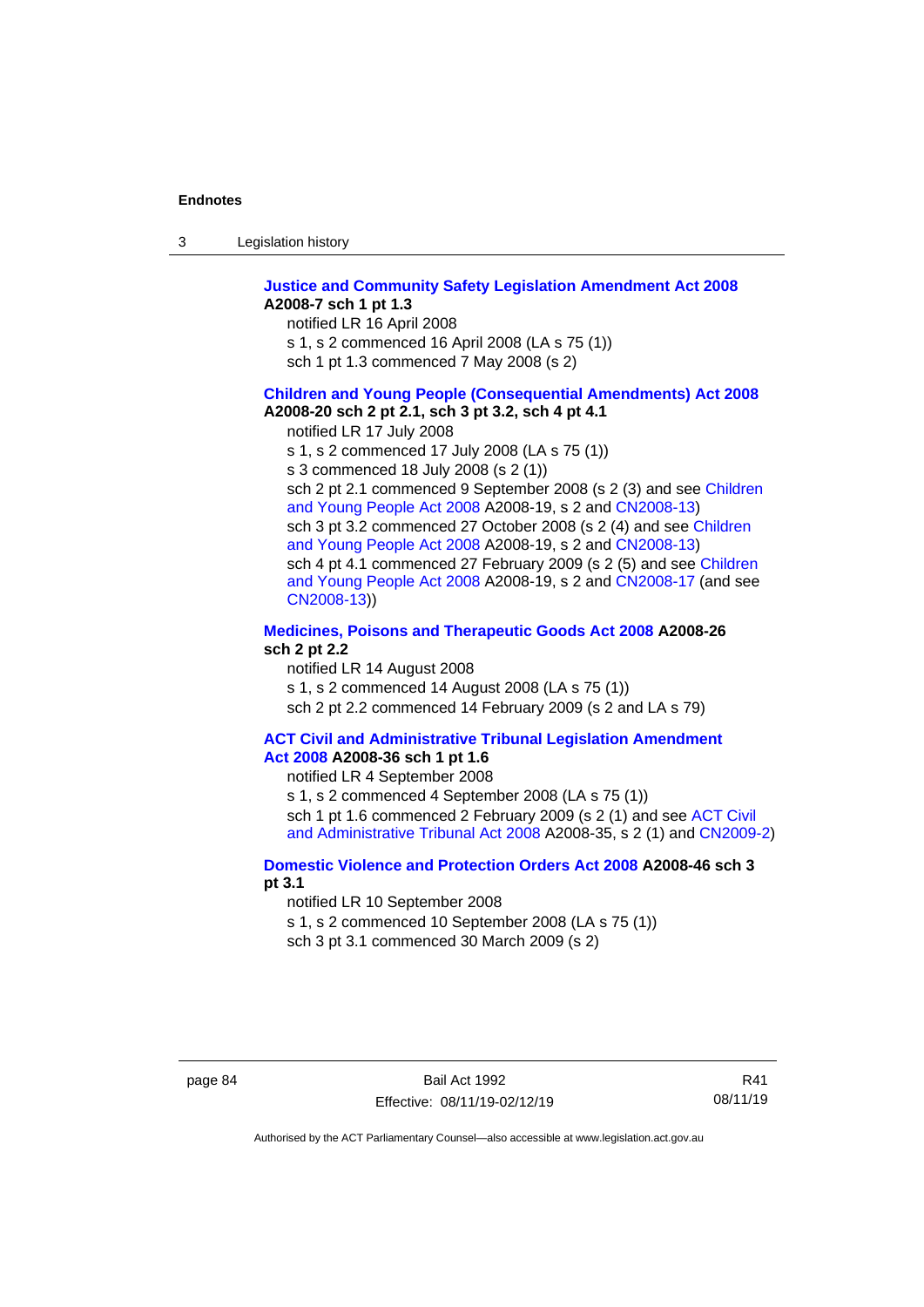**Justice and Community Safety Legislation Amendment Act 2008 A2008-7 sch 1 pt 1.3**

notified LR 16 April 2008

s 1, s 2 commenced 16 April 2008 (LA s 75 (1))

sch 1 pt 1.3 commenced 7 May 2008 (s 2)

**Children and Young People (Consequential Amendments) Act 2008 A2008-20 sch 2 pt 2.1, sch 3 pt 3.2, sch 4 pt 4.1**

notified LR 17 July 2008

s 1, s 2 commenced 17 July 2008 (LA s 75 (1))

s 3 commenced 18 July 2008 (s 2 (1))

sch 2 pt 2.1 commenced 9 September 2008 (s 2 (3) and see Children and Young People Act 2008 A2008-19, s 2 and CN2008-13)

sch 3 pt 3.2 commenced 27 October 2008 (s 2 (4) and see Children and Young People Act 2008 A2008-19, s 2 and CN2008-13)

sch 4 pt 4.1 commenced 27 February 2009 (s 2 (5) and see Children and Young People Act 2008 A2008-19, s 2 and CN2008-17 (and see CN2008-13))

**Medicines, Poisons and Therapeutic Goods Act 2008 A2008-26 sch 2 pt 2.2**

notified LR 14 August 2008

s 1, s 2 commenced 14 August 2008 (LA s 75 (1))

sch 2 pt 2.2 commenced 14 February 2009 (s 2 and LA s 79)

**ACT Civil and Administrative Tribunal Legislation Amendment Act 2008 A2008-36 sch 1 pt 1.6**

notified LR 4 September 2008

s 1, s 2 commenced 4 September 2008 (LA s 75 (1))

sch 1 pt 1.6 commenced 2 February 2009 (s 2 (1) and see ACT Civil and Administrative Tribunal Act 2008 A2008-35, s 2 (1) and CN2009-2)

**Domestic Violence and Protection Orders Act 2008 A2008-46 sch 3 pt 3.1**

notified LR 10 September 2008

s 1, s 2 commenced 10 September 2008 (LA s 75 (1))

sch 3 pt 3.1 commenced 30 March 2009 (s 2)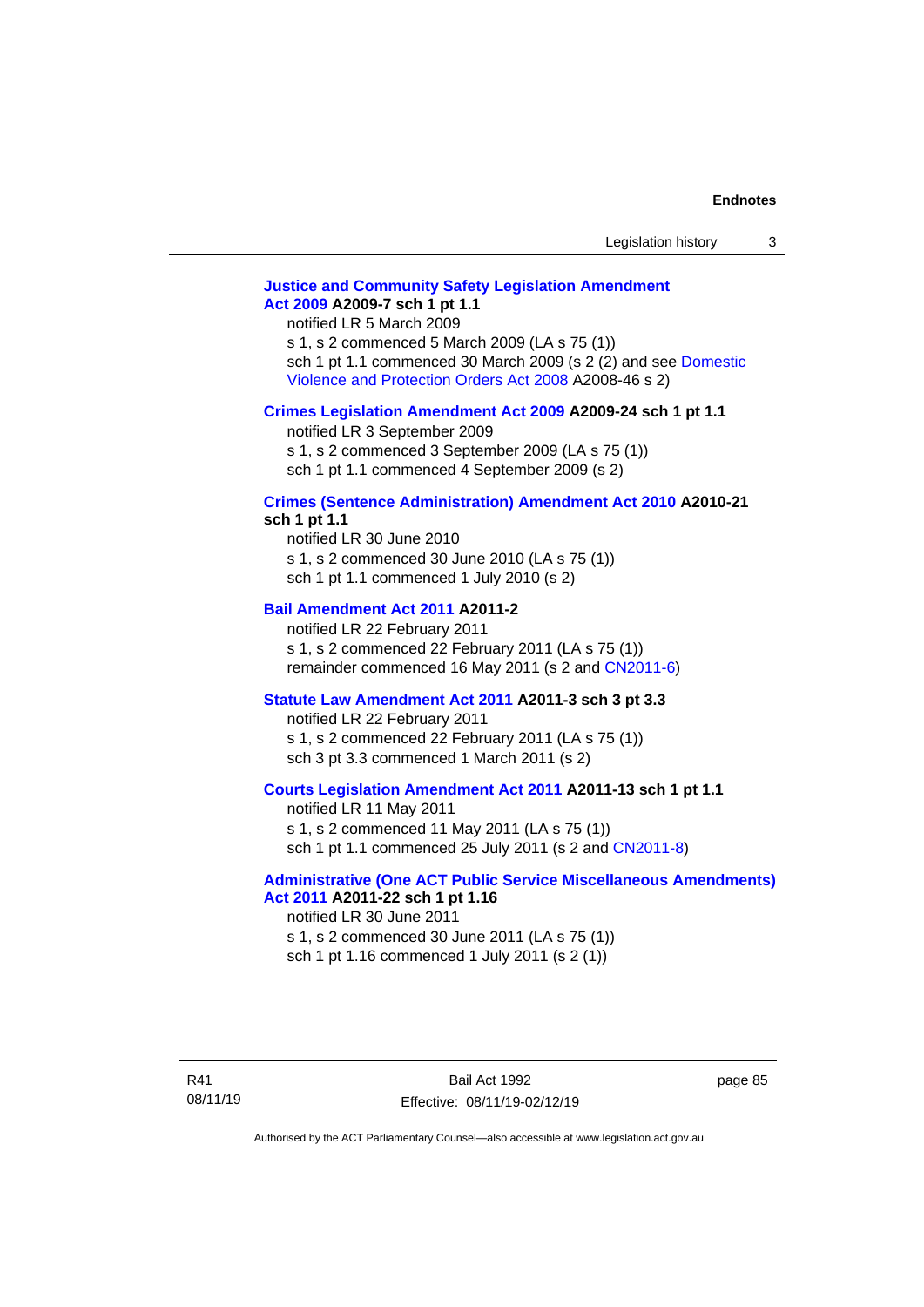**Justice and Community Safety Legislation Amendment Act 2009 A2009-7 sch 1 pt 1.1**

notified LR 5 March 2009

s 1, s 2 commenced 5 March 2009 (LA s 75 (1))

sch 1 pt 1.1 commenced 30 March 2009 (s 2 (2) and see Domestic Violence and Protection Orders Act 2008 A2008-46 s 2)

**Crimes Legislation Amendment Act 2009 A2009-24 sch 1 pt 1.1**

notified LR 3 September 2009

s 1, s 2 commenced 3 September 2009 (LA s 75 (1))

sch 1 pt 1.1 commenced 4 September 2009 (s 2)

**Crimes (Sentence Administration) Amendment Act 2010 A2010-21 sch 1 pt 1.1**

notified LR 30 June 2010

s 1, s 2 commenced 30 June 2010 (LA s 75 (1))

sch 1 pt 1.1 commenced 1 July 2010 (s 2)

**Bail Amendment Act 2011 A2011-2**

notified LR 22 February 2011

s 1, s 2 commenced 22 February 2011 (LA s 75 (1))

remainder commenced 16 May 2011 (s 2 and CN2011-6)

**Statute Law Amendment Act 2011 A2011-3 sch 3 pt 3.3**

notified LR 22 February 2011

s 1, s 2 commenced 22 February 2011 (LA s 75 (1))

sch 3 pt 3.3 commenced 1 March 2011 (s 2)

**Courts Legislation Amendment Act 2011 A2011-13 sch 1 pt 1.1**

notified LR 11 May 2011

s 1, s 2 commenced 11 May 2011 (LA s 75 (1))

sch 1 pt 1.1 commenced 25 July 2011 (s 2 and CN2011-8)

**Administrative (One ACT Public Service Miscellaneous Amendments) Act 2011 A2011-22 sch 1 pt 1.16**

notified LR 30 June 2011

s 1, s 2 commenced 30 June 2011 (LA s 75 (1))

sch 1 pt 1.16 commenced 1 July 2011 (s 2 (1))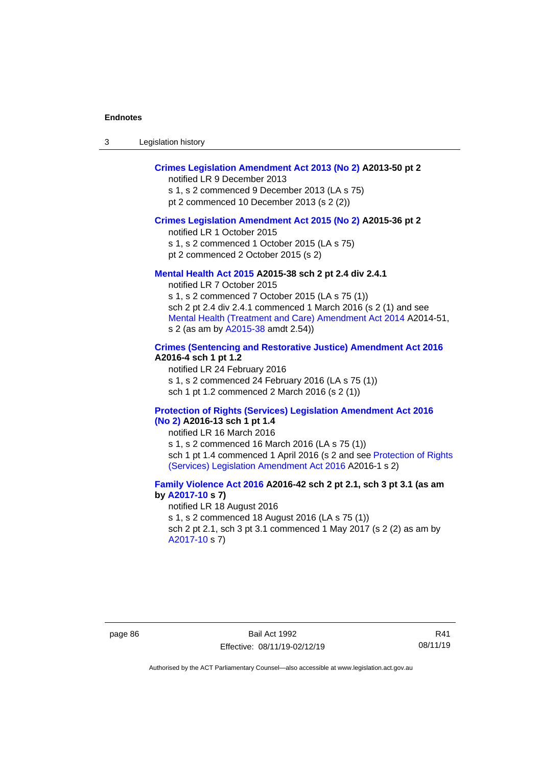**Crimes Legislation Amendment Act 2013 (No 2) A2013-50 pt 2**

notified LR 9 December 2013

s 1, s 2 commenced 9 December 2013 (LA s 75)

pt 2 commenced 10 December 2013 (s 2 (2))

**Crimes Legislation Amendment Act 2015 (No 2) A2015-36 pt 2**

notified LR 1 October 2015

s 1, s 2 commenced 1 October 2015 (LA s 75)

pt 2 commenced 2 October 2015 (s 2)

**Mental Health Act 2015 A2015-38 sch 2 pt 2.4 div 2.4.1**

notified LR 7 October 2015

s 1, s 2 commenced 7 October 2015 (LA s 75 (1))

sch 2 pt 2.4 div 2.4.1 commenced 1 March 2016 (s 2 (1) and see Mental Health (Treatment and Care) Amendment Act 2014 A2014-51, s 2 (as am by A2015-38 amdt 2.54))

**Crimes (Sentencing and Restorative Justice) Amendment Act 2016 A2016-4 sch 1 pt 1.2**

notified LR 24 February 2016

s 1, s 2 commenced 24 February 2016 (LA s 75 (1))

sch 1 pt 1.2 commenced 2 March 2016 (s 2 (1))

**Protection of Rights (Services) Legislation Amendment Act 2016 (No 2) A2016-13 sch 1 pt 1.4**

notified LR 16 March 2016

s 1, s 2 commenced 16 March 2016 (LA s 75 (1))

sch 1 pt 1.4 commenced 1 April 2016 (s 2 and see Protection of Rights (Services) Legislation Amendment Act 2016 A2016-1 s 2)

**Family Violence Act 2016 A2016-42 sch 2 pt 2.1, sch 3 pt 3.1 (as am by A2017-10 s 7)**

notified LR 18 August 2016

s 1, s 2 commenced 18 August 2016 (LA s 75 (1))

sch 2 pt 2.1, sch 3 pt 3.1 commenced 1 May 2017 (s 2 (2) as am by A2017-10 s 7)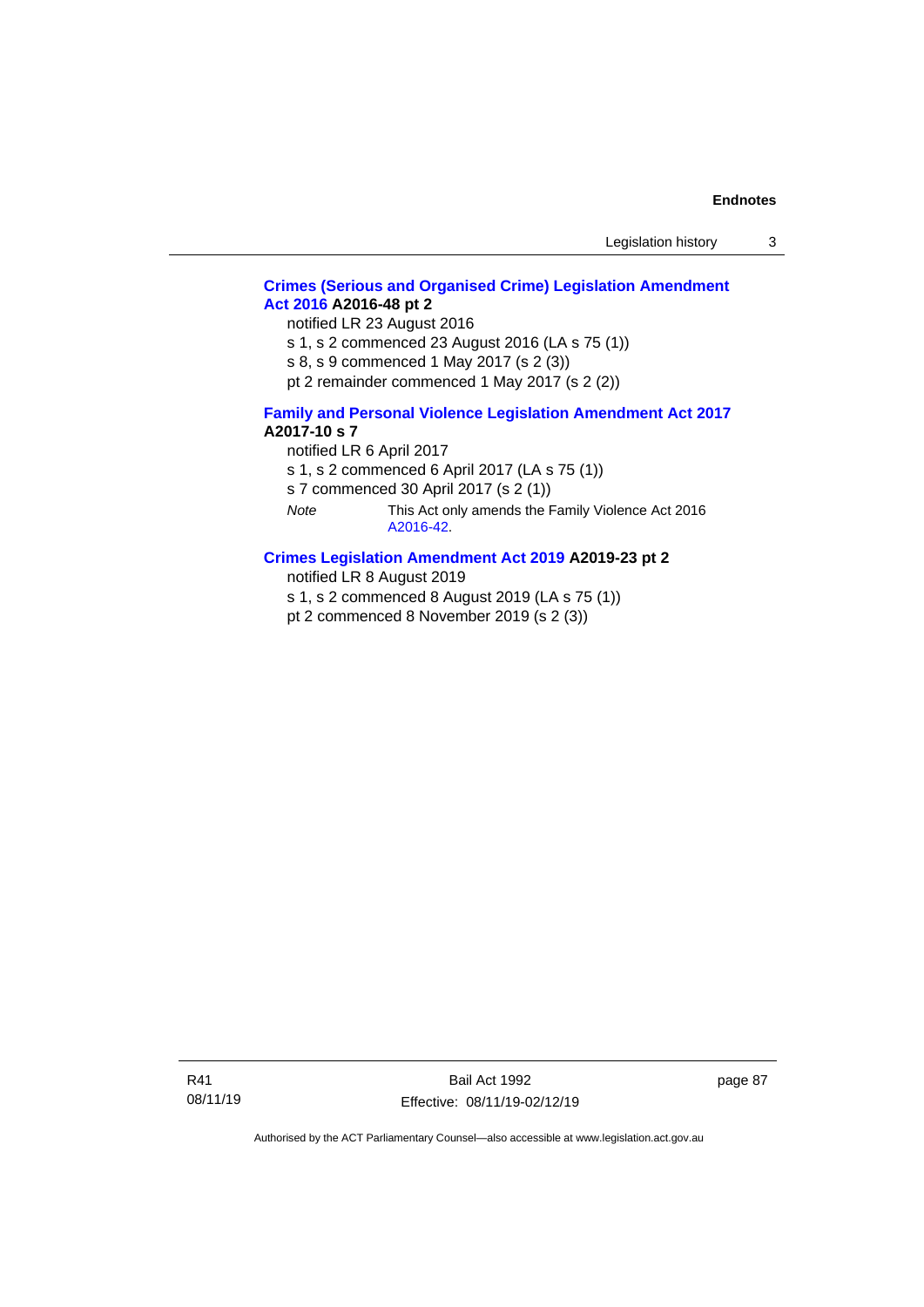**Crimes (Serious and Organised Crime) Legislation Amendment Act 2016 A2016-48 pt 2**

notified LR 23 August 2016

s 1, s 2 commenced 23 August 2016 (LA s 75 (1))

s 8, s 9 commenced 1 May 2017 (s 2 (3))

pt 2 remainder commenced 1 May 2017 (s 2 (2))

**Family and Personal Violence Legislation Amendment Act 2017 A2017-10 s 7**

notified LR 6 April 2017

s 1, s 2 commenced 6 April 2017 (LA s 75 (1))

s 7 commenced 30 April 2017 (s 2 (1))

*Note* This Act only amends the Family Violence Act 2016 A2016-42.

**Crimes Legislation Amendment Act 2019 A2019-23 pt 2**

notified LR 8 August 2019

s 1, s 2 commenced 8 August 2019 (LA s 75 (1))

pt 2 commenced 8 November 2019 (s 2 (3))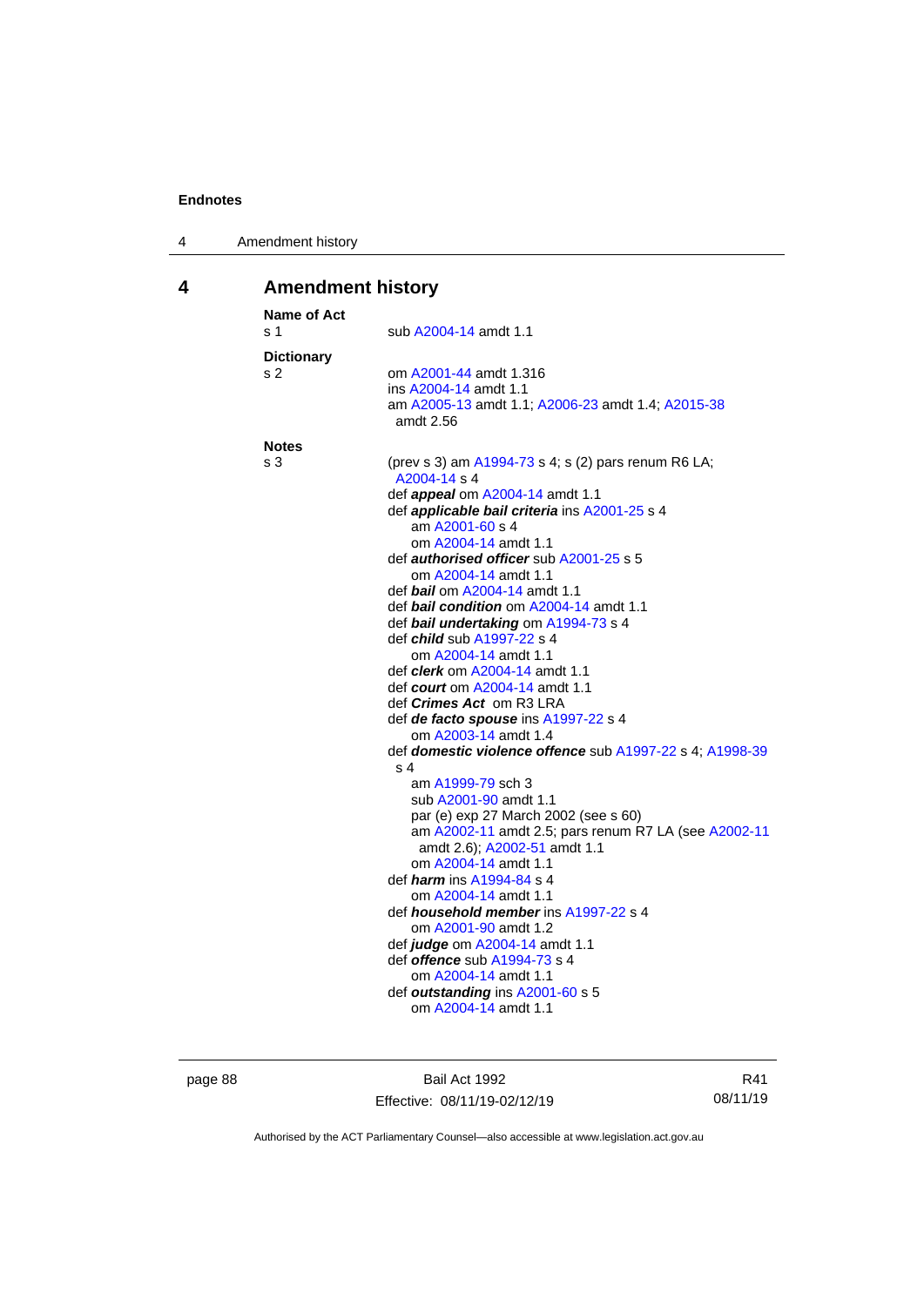## 4 Amendment history

**Name of Act**
s 1 sub A2004-14 amdt 1.1

**Dictionary**
s 2 om A2001-44 amdt 1.316
ins A2004-14 amdt 1.1
am A2005-13 amdt 1.1; A2006-23 amdt 1.4; A2015-38 amdt 2.56

**Notes**
s 3 (prev s 3) am A1994-73 s 4; s (2) pars renum R6 LA; A2004-14 s 4
def ***appeal*** om A2004-14 amdt 1.1
def ***applicable bail criteria*** ins A2001-25 s 4
am A2001-60 s 4
om A2004-14 amdt 1.1
def ***authorised officer*** sub A2001-25 s 5
om A2004-14 amdt 1.1
def ***bail*** om A2004-14 amdt 1.1
def ***bail condition*** om A2004-14 amdt 1.1
def ***bail undertaking*** om A1994-73 s 4
def ***child*** sub A1997-22 s 4
om A2004-14 amdt 1.1
def ***clerk*** om A2004-14 amdt 1.1
def ***court*** om A2004-14 amdt 1.1
def ***Crimes Act*** om R3 LRA
def ***de facto spouse*** ins A1997-22 s 4
om A2003-14 amdt 1.4
def ***domestic violence offence*** sub A1997-22 s 4; A1998-39 s 4
am A1999-79 sch 3
sub A2001-90 amdt 1.1
par (e) exp 27 March 2002 (see s 60)
am A2002-11 amdt 2.5; pars renum R7 LA (see A2002-11 amdt 2.6); A2002-51 amdt 1.1
om A2004-14 amdt 1.1
def ***harm*** ins A1994-84 s 4
om A2004-14 amdt 1.1
def ***household member*** ins A1997-22 s 4
om A2001-90 amdt 1.2
def ***judge*** om A2004-14 amdt 1.1
def ***offence*** sub A1994-73 s 4
om A2004-14 amdt 1.1
def ***outstanding*** ins A2001-60 s 5
om A2004-14 amdt 1.1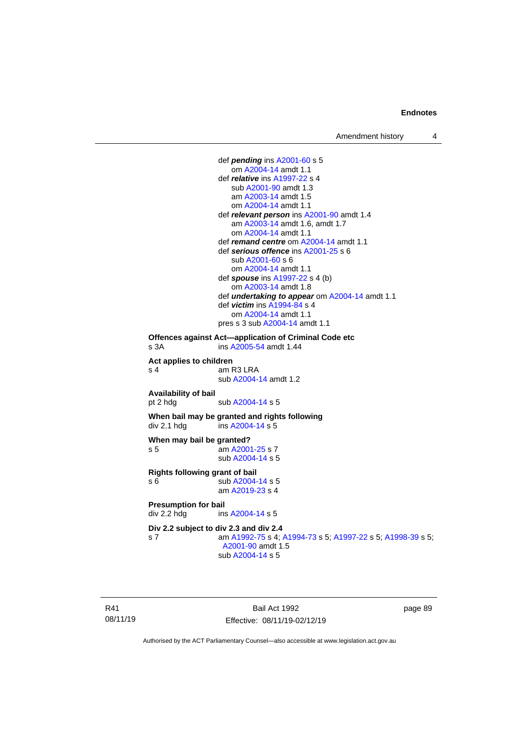def ***pending*** ins A2001-60 s 5
om A2004-14 amdt 1.1
def ***relative*** ins A1997-22 s 4
sub A2001-90 amdt 1.3
am A2003-14 amdt 1.5
om A2004-14 amdt 1.1
def ***relevant person*** ins A2001-90 amdt 1.4
am A2003-14 amdt 1.6, amdt 1.7
om A2004-14 amdt 1.1
def ***remand centre*** om A2004-14 amdt 1.1
def ***serious offence*** ins A2001-25 s 6
sub A2001-60 s 6
om A2004-14 amdt 1.1
def ***spouse*** ins A1997-22 s 4 (b)
om A2003-14 amdt 1.8
def ***undertaking to appear*** om A2004-14 amdt 1.1
def ***victim*** ins A1994-84 s 4
om A2004-14 amdt 1.1
pres s 3 sub A2004-14 amdt 1.1

**Offences against Act—application of Criminal Code etc**
s 3A ins A2005-54 amdt 1.44

**Act applies to children**
s 4 am R3 LRA
sub A2004-14 amdt 1.2

**Availability of bail**
pt 2 hdg sub A2004-14 s 5

**When bail may be granted and rights following**
div 2.1 hdg ins A2004-14 s 5

**When may bail be granted?**
s 5 am A2001-25 s 7
sub A2004-14 s 5

**Rights following grant of bail**
s 6 sub A2004-14 s 5
am A2019-23 s 4

**Presumption for bail**
div 2.2 hdg ins A2004-14 s 5

**Div 2.2 subject to div 2.3 and div 2.4**
s 7 am A1992-75 s 4; A1994-73 s 5; A1997-22 s 5; A1998-39 s 5; A2001-90 amdt 1.5
sub A2004-14 s 5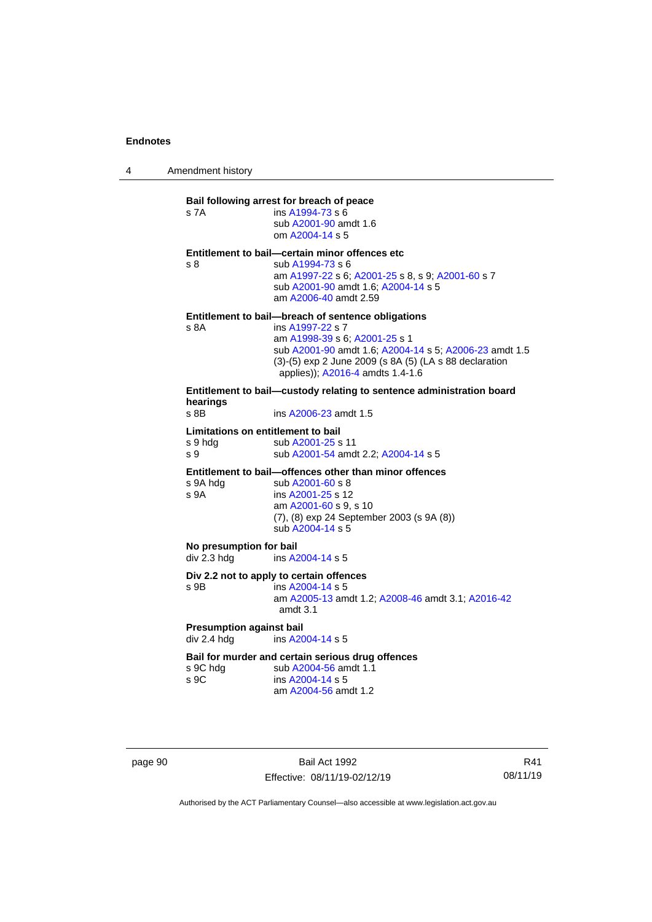**Bail following arrest for breach of peace**

| | |
|---|---|
| s 7A | ins A1994-73 s 6 |
| | sub A2001-90 amdt 1.6 |
| | om A2004-14 s 5 |

**Entitlement to bail—certain minor offences etc**

| | |
|---|---|
| s 8 | sub A1994-73 s 6 |
| | am A1997-22 s 6; A2001-25 s 8, s 9; A2001-60 s 7 |
| | sub A2001-90 amdt 1.6; A2004-14 s 5 |
| | am A2006-40 amdt 2.59 |

**Entitlement to bail—breach of sentence obligations**

| | |
|---|---|
| s 8A | ins A1997-22 s 7 |
| | am A1998-39 s 6; A2001-25 s 1 |
| | sub A2001-90 amdt 1.6; A2004-14 s 5; A2006-23 amdt 1.5 |
| | (3)-(5) exp 2 June 2009 (s 8A (5) (LA s 88 declaration applies)); A2016-4 amdts 1.4-1.6 |

**Entitlement to bail—custody relating to sentence administration board hearings**

| | |
|---|---|
| s 8B | ins A2006-23 amdt 1.5 |

**Limitations on entitlement to bail**

| | |
|---|---|
| s 9 hdg | sub A2001-25 s 11 |
| s 9 | sub A2001-54 amdt 2.2; A2004-14 s 5 |

**Entitlement to bail—offences other than minor offences**

| | |
|---|---|
| s 9A hdg | sub A2001-60 s 8 |
| s 9A | ins A2001-25 s 12 |
| | am A2001-60 s 9, s 10 |
| | (7), (8) exp 24 September 2003 (s 9A (8)) |
| | sub A2004-14 s 5 |

**No presumption for bail**

| | |
|---|---|
| div 2.3 hdg | ins A2004-14 s 5 |

**Div 2.2 not to apply to certain offences**

| | |
|---|---|
| s 9B | ins A2004-14 s 5 |
| | am A2005-13 amdt 1.2; A2008-46 amdt 3.1; A2016-42 amdt 3.1 |

**Presumption against bail**

| | |
|---|---|
| div 2.4 hdg | ins A2004-14 s 5 |

**Bail for murder and certain serious drug offences**

| | |
|---|---|
| s 9C hdg | sub A2004-56 amdt 1.1 |
| s 9C | ins A2004-14 s 5 |
| | am A2004-56 amdt 1.2 |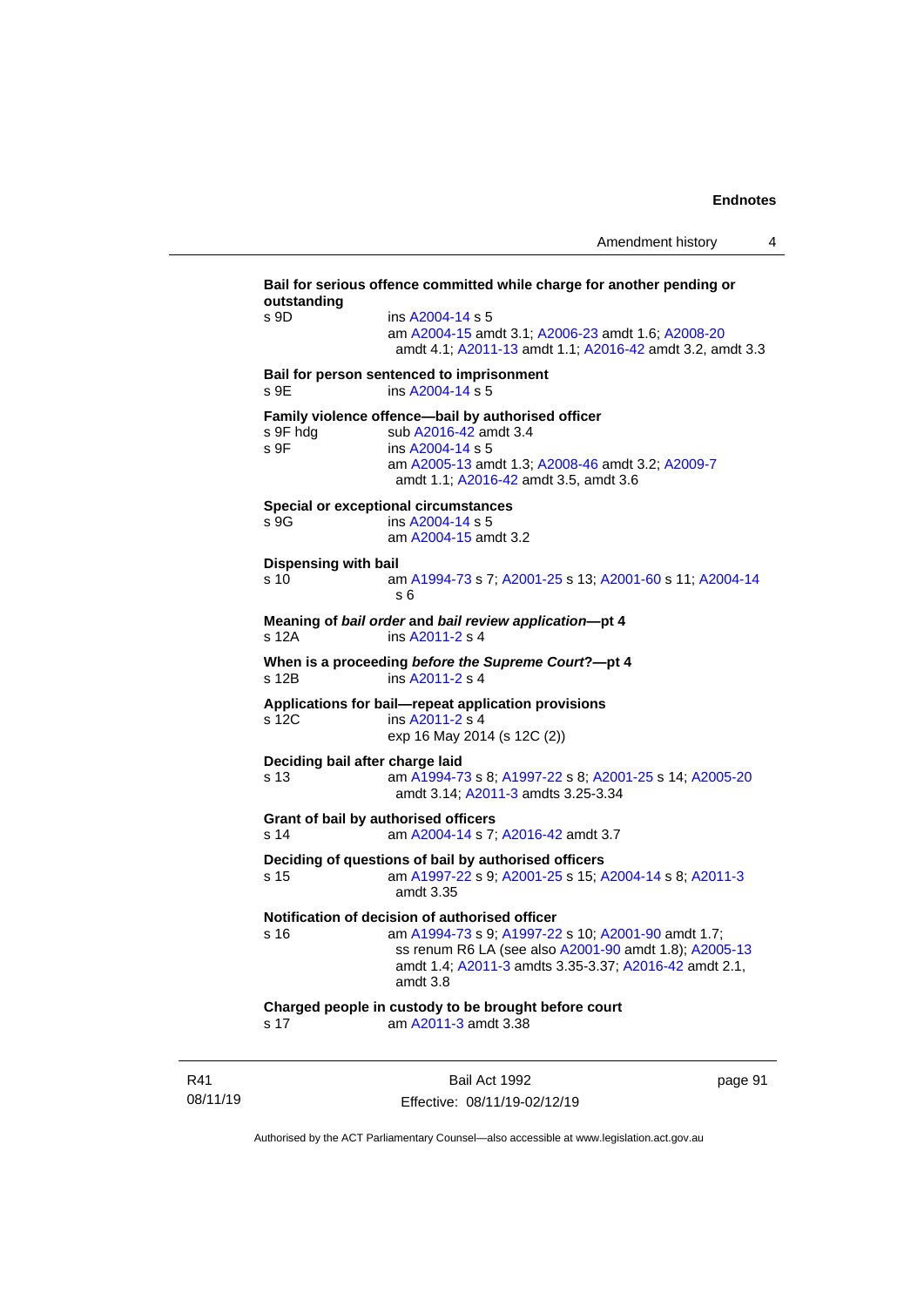**Bail for serious offence committed while charge for another pending or outstanding**

s 9D ins A2004-14 s 5
am A2004-15 amdt 3.1; A2006-23 amdt 1.6; A2008-20 amdt 4.1; A2011-13 amdt 1.1; A2016-42 amdt 3.2, amdt 3.3

**Bail for person sentenced to imprisonment**

s 9E ins A2004-14 s 5

**Family violence offence—bail by authorised officer**

s 9F hdg sub A2016-42 amdt 3.4
s 9F ins A2004-14 s 5
am A2005-13 amdt 1.3; A2008-46 amdt 3.2; A2009-7 amdt 1.1; A2016-42 amdt 3.5, amdt 3.6

**Special or exceptional circumstances**

s 9G ins A2004-14 s 5
am A2004-15 amdt 3.2

**Dispensing with bail**

s 10 am A1994-73 s 7; A2001-25 s 13; A2001-60 s 11; A2004-14 s 6

**Meaning of *bail order* and *bail review application*—pt 4**

s 12A ins A2011-2 s 4

**When is a proceeding *before the Supreme Court*?—pt 4**

s 12B ins A2011-2 s 4

**Applications for bail—repeat application provisions**

s 12C ins A2011-2 s 4
exp 16 May 2014 (s 12C (2))

**Deciding bail after charge laid**

s 13 am A1994-73 s 8; A1997-22 s 8; A2001-25 s 14; A2005-20 amdt 3.14; A2011-3 amdts 3.25-3.34

**Grant of bail by authorised officers**

s 14 am A2004-14 s 7; A2016-42 amdt 3.7

**Deciding of questions of bail by authorised officers**

s 15 am A1997-22 s 9; A2001-25 s 15; A2004-14 s 8; A2011-3 amdt 3.35

**Notification of decision of authorised officer**

s 16 am A1994-73 s 9; A1997-22 s 10; A2001-90 amdt 1.7; ss renum R6 LA (see also A2001-90 amdt 1.8); A2005-13 amdt 1.4; A2011-3 amdts 3.35-3.37; A2016-42 amdt 2.1, amdt 3.8

**Charged people in custody to be brought before court**

s 17 am A2011-3 amdt 3.38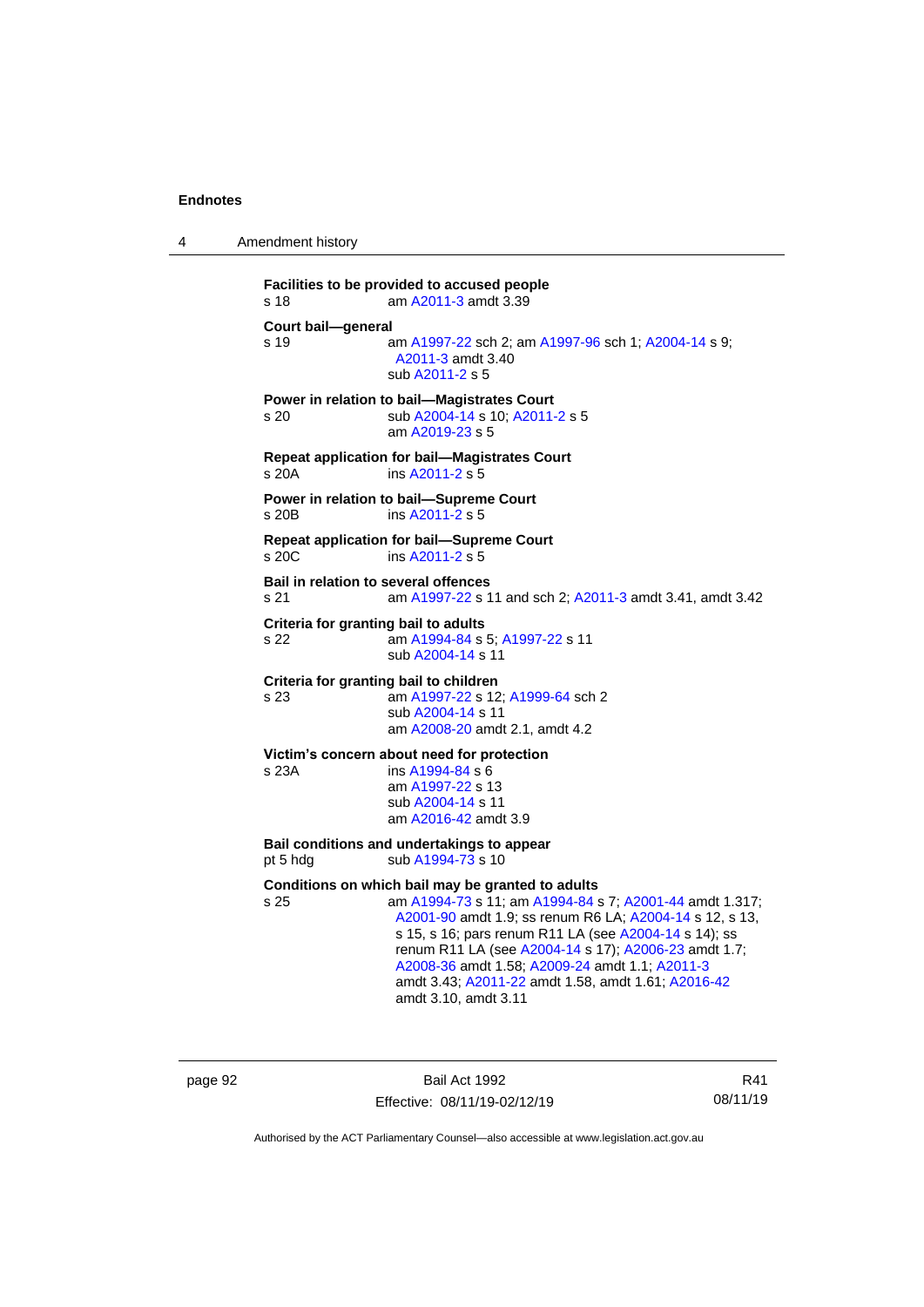**Facilities to be provided to accused people**

s 18 am A2011-3 amdt 3.39

**Court bail—general**

s 19 am A1997-22 sch 2; am A1997-96 sch 1; A2004-14 s 9; A2011-3 amdt 3.40
sub A2011-2 s 5

**Power in relation to bail—Magistrates Court**

s 20 sub A2004-14 s 10; A2011-2 s 5
am A2019-23 s 5

**Repeat application for bail—Magistrates Court**

s 20A ins A2011-2 s 5

**Power in relation to bail—Supreme Court**

s 20B ins A2011-2 s 5

**Repeat application for bail—Supreme Court**

s 20C ins A2011-2 s 5

**Bail in relation to several offences**

s 21 am A1997-22 s 11 and sch 2; A2011-3 amdt 3.41, amdt 3.42

**Criteria for granting bail to adults**

s 22 am A1994-84 s 5; A1997-22 s 11
sub A2004-14 s 11

**Criteria for granting bail to children**

s 23 am A1997-22 s 12; A1999-64 sch 2
sub A2004-14 s 11
am A2008-20 amdt 2.1, amdt 4.2

**Victim's concern about need for protection**

s 23A ins A1994-84 s 6
am A1997-22 s 13
sub A2004-14 s 11
am A2016-42 amdt 3.9

**Bail conditions and undertakings to appear**

pt 5 hdg sub A1994-73 s 10

**Conditions on which bail may be granted to adults**

s 25 am A1994-73 s 11; am A1994-84 s 7; A2001-44 amdt 1.317; A2001-90 amdt 1.9; ss renum R6 LA; A2004-14 s 12, s 13, s 15, s 16; pars renum R11 LA (see A2004-14 s 14); ss renum R11 LA (see A2004-14 s 17); A2006-23 amdt 1.7; A2008-36 amdt 1.58; A2009-24 amdt 1.1; A2011-3 amdt 3.43; A2011-22 amdt 1.58, amdt 1.61; A2016-42 amdt 3.10, amdt 3.11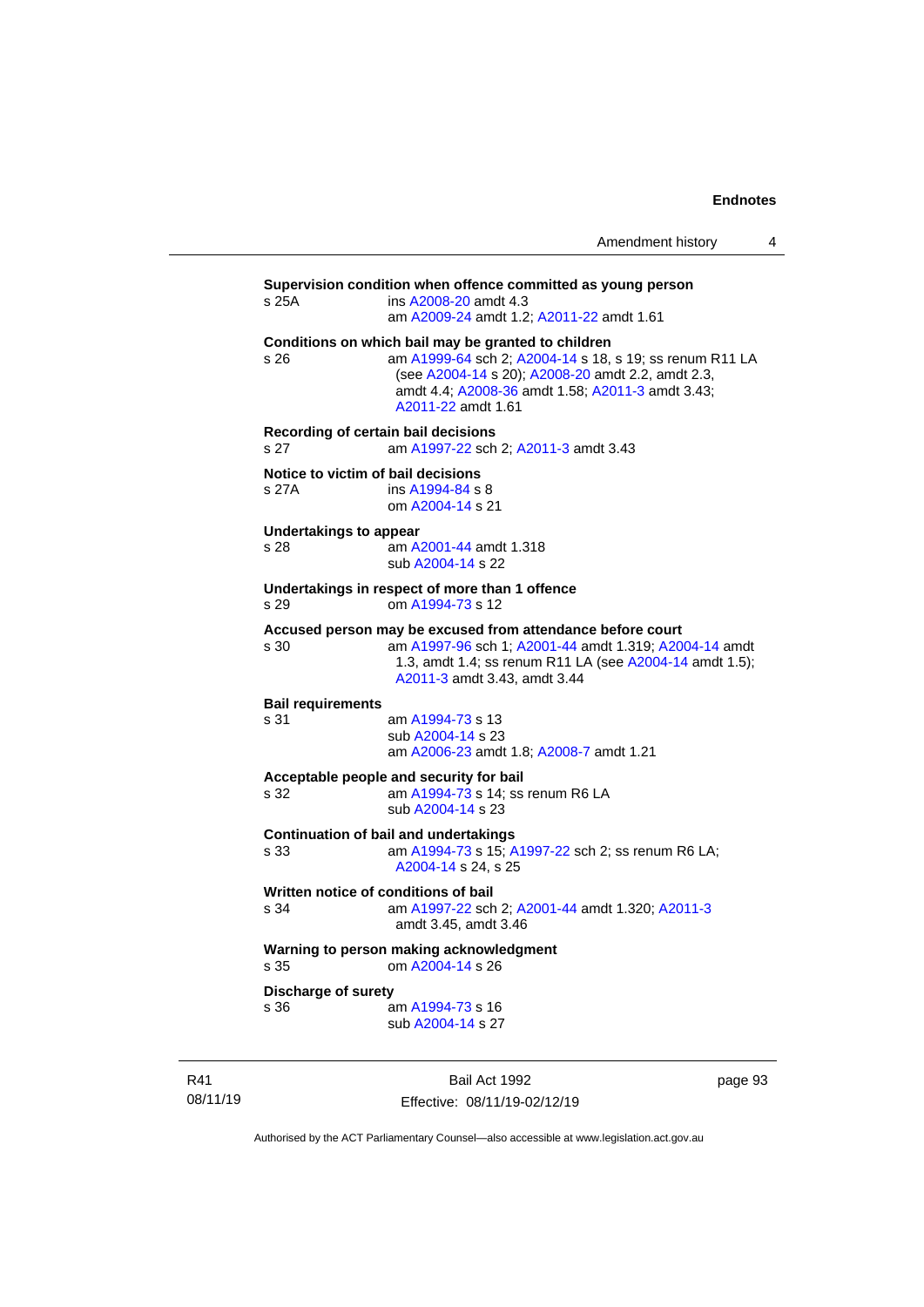**Supervision condition when offence committed as young person**

s 25A ins A2008-20 amdt 4.3
am A2009-24 amdt 1.2; A2011-22 amdt 1.61

**Conditions on which bail may be granted to children**

s 26 am A1999-64 sch 2; A2004-14 s 18, s 19; ss renum R11 LA (see A2004-14 s 20); A2008-20 amdt 2.2, amdt 2.3, amdt 4.4; A2008-36 amdt 1.58; A2011-3 amdt 3.43; A2011-22 amdt 1.61

**Recording of certain bail decisions**

s 27 am A1997-22 sch 2; A2011-3 amdt 3.43

**Notice to victim of bail decisions**

s 27A ins A1994-84 s 8
om A2004-14 s 21

**Undertakings to appear**

s 28 am A2001-44 amdt 1.318
sub A2004-14 s 22

**Undertakings in respect of more than 1 offence**

s 29 om A1994-73 s 12

**Accused person may be excused from attendance before court**

s 30 am A1997-96 sch 1; A2001-44 amdt 1.319; A2004-14 amdt 1.3, amdt 1.4; ss renum R11 LA (see A2004-14 amdt 1.5); A2011-3 amdt 3.43, amdt 3.44

**Bail requirements**

s 31 am A1994-73 s 13
sub A2004-14 s 23
am A2006-23 amdt 1.8; A2008-7 amdt 1.21

**Acceptable people and security for bail**

s 32 am A1994-73 s 14; ss renum R6 LA
sub A2004-14 s 23

**Continuation of bail and undertakings**

s 33 am A1994-73 s 15; A1997-22 sch 2; ss renum R6 LA; A2004-14 s 24, s 25

**Written notice of conditions of bail**

s 34 am A1997-22 sch 2; A2001-44 amdt 1.320; A2011-3 amdt 3.45, amdt 3.46

**Warning to person making acknowledgment**

s 35 om A2004-14 s 26

**Discharge of surety**

s 36 am A1994-73 s 16
sub A2004-14 s 27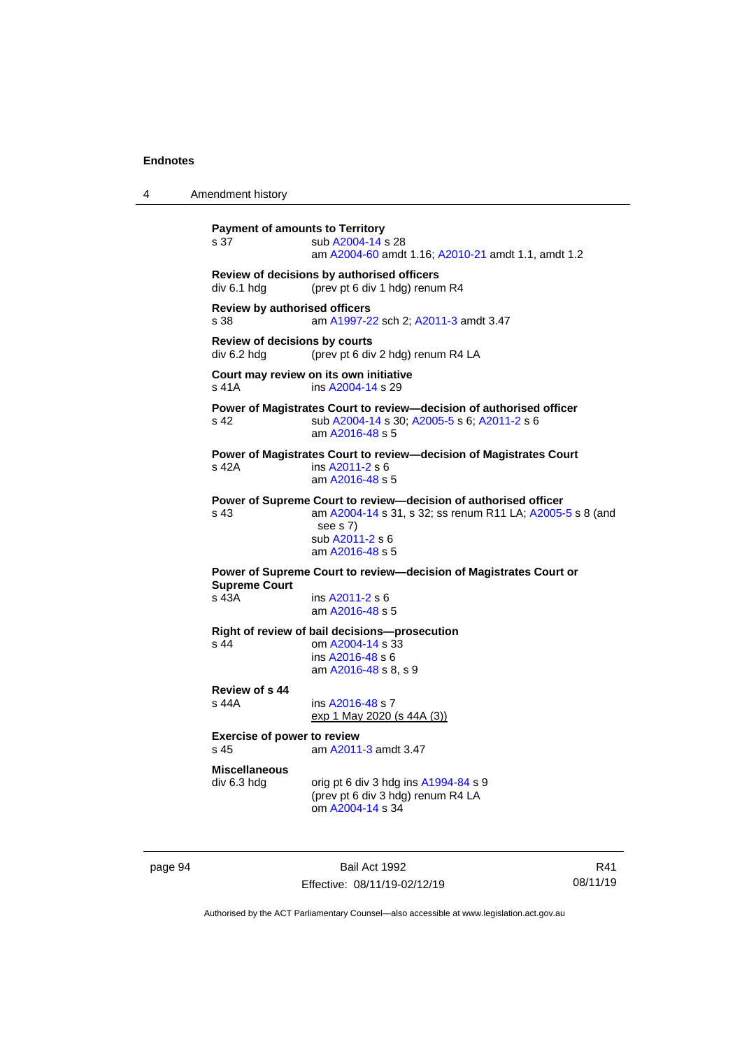**Payment of amounts to Territory**

s 37 — sub A2004-14 s 28
am A2004-60 amdt 1.16; A2010-21 amdt 1.1, amdt 1.2

**Review of decisions by authorised officers**

div 6.1 hdg — (prev pt 6 div 1 hdg) renum R4

**Review by authorised officers**

s 38 — am A1997-22 sch 2; A2011-3 amdt 3.47

**Review of decisions by courts**

div 6.2 hdg — (prev pt 6 div 2 hdg) renum R4 LA

**Court may review on its own initiative**

s 41A — ins A2004-14 s 29

**Power of Magistrates Court to review—decision of authorised officer**

s 42 — sub A2004-14 s 30; A2005-5 s 6; A2011-2 s 6
am A2016-48 s 5

**Power of Magistrates Court to review—decision of Magistrates Court**

s 42A — ins A2011-2 s 6
am A2016-48 s 5

**Power of Supreme Court to review—decision of authorised officer**

s 43 — am A2004-14 s 31, s 32; ss renum R11 LA; A2005-5 s 8 (and see s 7)
sub A2011-2 s 6
am A2016-48 s 5

**Power of Supreme Court to review—decision of Magistrates Court or Supreme Court**

s 43A — ins A2011-2 s 6
am A2016-48 s 5

**Right of review of bail decisions—prosecution**

s 44 — om A2004-14 s 33
ins A2016-48 s 6
am A2016-48 s 8, s 9

**Review of s 44**

s 44A — ins A2016-48 s 7
exp 1 May 2020 (s 44A (3))

**Exercise of power to review**

s 45 — am A2011-3 amdt 3.47

**Miscellaneous**

div 6.3 hdg — orig pt 6 div 3 hdg ins A1994-84 s 9
(prev pt 6 div 3 hdg) renum R4 LA
om A2004-14 s 34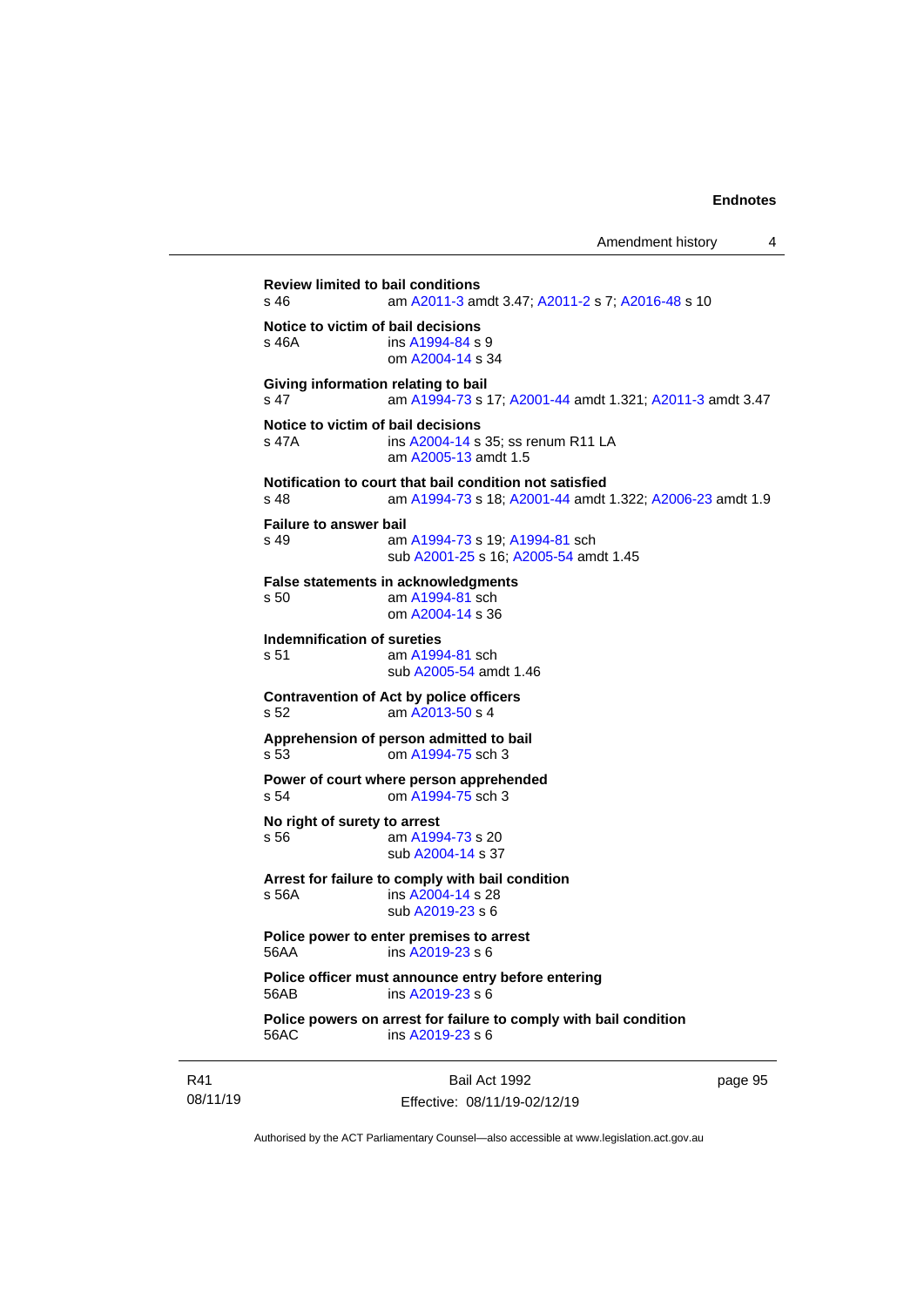**Review limited to bail conditions**
s 46 am A2011-3 amdt 3.47; A2011-2 s 7; A2016-48 s 10

**Notice to victim of bail decisions**
s 46A ins A1994-84 s 9
om A2004-14 s 34

**Giving information relating to bail**
s 47 am A1994-73 s 17; A2001-44 amdt 1.321; A2011-3 amdt 3.47

**Notice to victim of bail decisions**
s 47A ins A2004-14 s 35; ss renum R11 LA
am A2005-13 amdt 1.5

**Notification to court that bail condition not satisfied**
s 48 am A1994-73 s 18; A2001-44 amdt 1.322; A2006-23 amdt 1.9

**Failure to answer bail**
s 49 am A1994-73 s 19; A1994-81 sch
sub A2001-25 s 16; A2005-54 amdt 1.45

**False statements in acknowledgments**
s 50 am A1994-81 sch
om A2004-14 s 36

**Indemnification of sureties**
s 51 am A1994-81 sch
sub A2005-54 amdt 1.46

**Contravention of Act by police officers**
s 52 am A2013-50 s 4

**Apprehension of person admitted to bail**
s 53 om A1994-75 sch 3

**Power of court where person apprehended**
s 54 om A1994-75 sch 3

**No right of surety to arrest**
s 56 am A1994-73 s 20
sub A2004-14 s 37

**Arrest for failure to comply with bail condition**
s 56A ins A2004-14 s 28
sub A2019-23 s 6

**Police power to enter premises to arrest**
56AA ins A2019-23 s 6

**Police officer must announce entry before entering**
56AB ins A2019-23 s 6

**Police powers on arrest for failure to comply with bail condition**
56AC ins A2019-23 s 6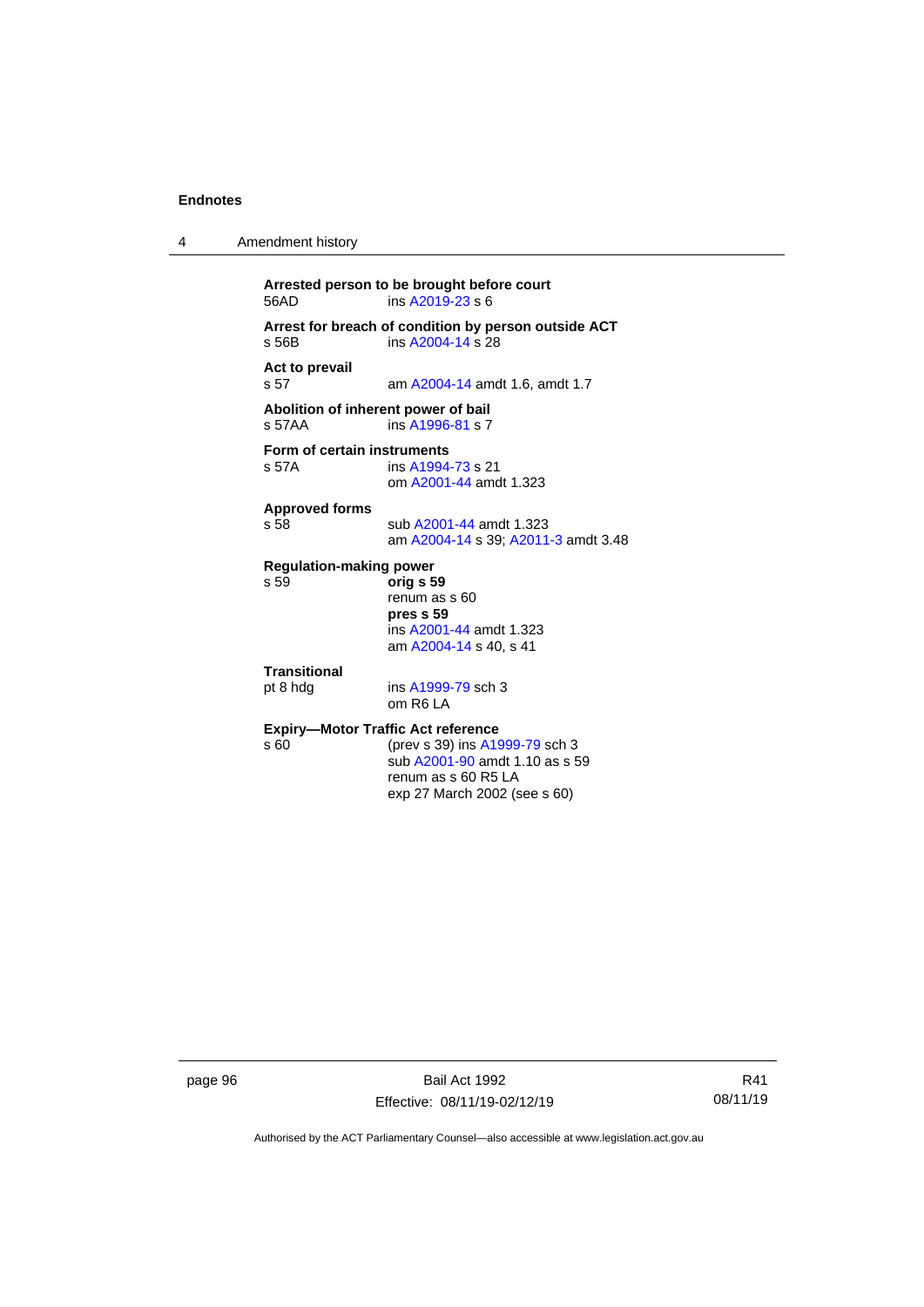**Arrested person to be brought before court**
56AD ins A2019-23 s 6

**Arrest for breach of condition by person outside ACT**
s 56B ins A2004-14 s 28

**Act to prevail**
s 57 am A2004-14 amdt 1.6, amdt 1.7

**Abolition of inherent power of bail**
s 57AA ins A1996-81 s 7

**Form of certain instruments**
s 57A ins A1994-73 s 21
om A2001-44 amdt 1.323

**Approved forms**
s 58 sub A2001-44 amdt 1.323
am A2004-14 s 39; A2011-3 amdt 3.48

**Regulation-making power**
s 59 **orig s 59**
renum as s 60
**pres s 59**
ins A2001-44 amdt 1.323
am A2004-14 s 40, s 41

**Transitional**
pt 8 hdg ins A1999-79 sch 3
om R6 LA

**Expiry—Motor Traffic Act reference**
s 60 (prev s 39) ins A1999-79 sch 3
sub A2001-90 amdt 1.10 as s 59
renum as s 60 R5 LA
exp 27 March 2002 (see s 60)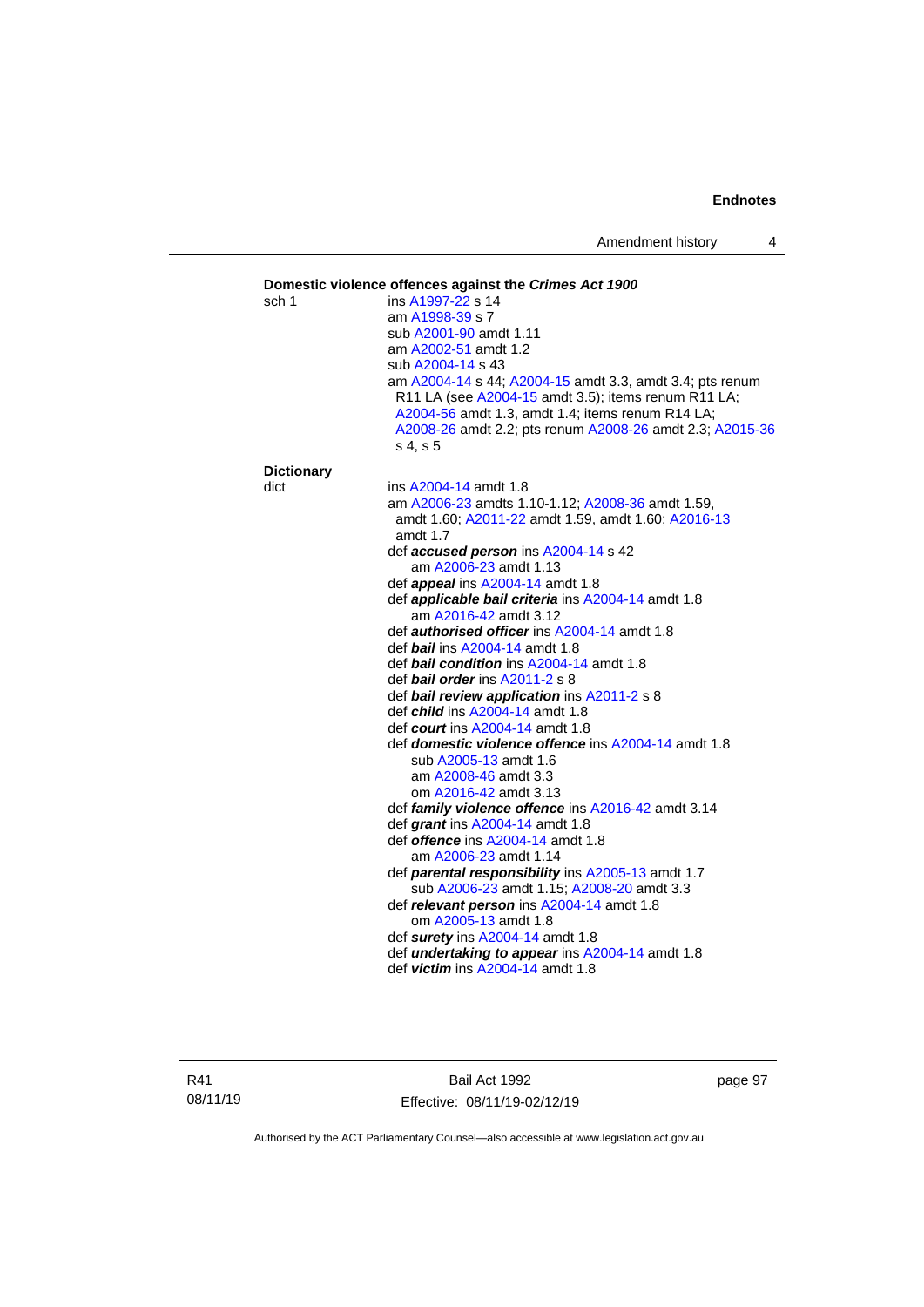**Domestic violence offences against the *Crimes Act 1900***

sch 1 ins A1997-22 s 14
am A1998-39 s 7
sub A2001-90 amdt 1.11
am A2002-51 amdt 1.2
sub A2004-14 s 43
am A2004-14 s 44; A2004-15 amdt 3.3, amdt 3.4; pts renum R11 LA (see A2004-15 amdt 3.5); items renum R11 LA; A2004-56 amdt 1.3, amdt 1.4; items renum R14 LA; A2008-26 amdt 2.2; pts renum A2008-26 amdt 2.3; A2015-36 s 4, s 5

**Dictionary**

dict ins A2004-14 amdt 1.8
am A2006-23 amdts 1.10-1.12; A2008-36 amdt 1.59, amdt 1.60; A2011-22 amdt 1.59, amdt 1.60; A2016-13 amdt 1.7
def ***accused person*** ins A2004-14 s 42
am A2006-23 amdt 1.13
def ***appeal*** ins A2004-14 amdt 1.8
def ***applicable bail criteria*** ins A2004-14 amdt 1.8
am A2016-42 amdt 3.12
def ***authorised officer*** ins A2004-14 amdt 1.8
def ***bail*** ins A2004-14 amdt 1.8
def ***bail condition*** ins A2004-14 amdt 1.8
def ***bail order*** ins A2011-2 s 8
def ***bail review application*** ins A2011-2 s 8
def ***child*** ins A2004-14 amdt 1.8
def ***court*** ins A2004-14 amdt 1.8
def ***domestic violence offence*** ins A2004-14 amdt 1.8
sub A2005-13 amdt 1.6
am A2008-46 amdt 3.3
om A2016-42 amdt 3.13
def ***family violence offence*** ins A2016-42 amdt 3.14
def ***grant*** ins A2004-14 amdt 1.8
def ***offence*** ins A2004-14 amdt 1.8
am A2006-23 amdt 1.14
def ***parental responsibility*** ins A2005-13 amdt 1.7
sub A2006-23 amdt 1.15; A2008-20 amdt 3.3
def ***relevant person*** ins A2004-14 amdt 1.8
om A2005-13 amdt 1.8
def ***surety*** ins A2004-14 amdt 1.8
def ***undertaking to appear*** ins A2004-14 amdt 1.8
def ***victim*** ins A2004-14 amdt 1.8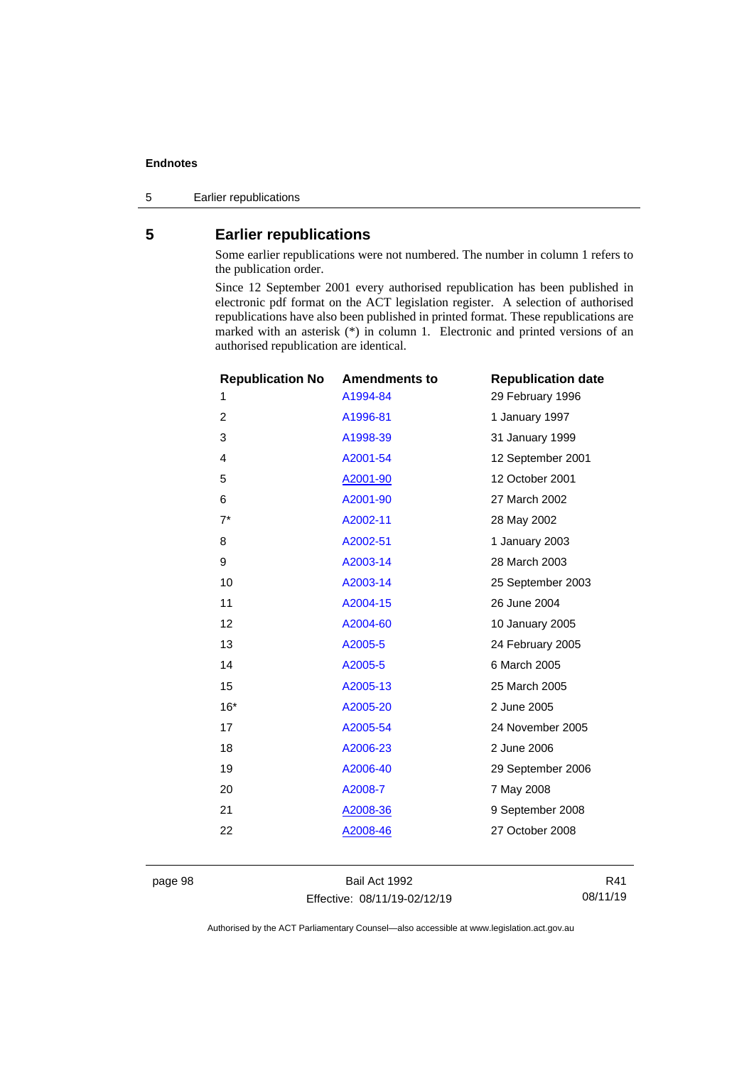## 5 Earlier republications

Some earlier republications were not numbered. The number in column 1 refers to the publication order.

Since 12 September 2001 every authorised republication has been published in electronic pdf format on the ACT legislation register. A selection of authorised republications have also been published in printed format. These republications are marked with an asterisk (*) in column 1. Electronic and printed versions of an authorised republication are identical.

| Republication No | Amendments to | Republication date |
|---|---|---|
| 1 | A1994-84 | 29 February 1996 |
| 2 | A1996-81 | 1 January 1997 |
| 3 | A1998-39 | 31 January 1999 |
| 4 | A2001-54 | 12 September 2001 |
| 5 | A2001-90 | 12 October 2001 |
| 6 | A2001-90 | 27 March 2002 |
| 7* | A2002-11 | 28 May 2002 |
| 8 | A2002-51 | 1 January 2003 |
| 9 | A2003-14 | 28 March 2003 |
| 10 | A2003-14 | 25 September 2003 |
| 11 | A2004-15 | 26 June 2004 |
| 12 | A2004-60 | 10 January 2005 |
| 13 | A2005-5 | 24 February 2005 |
| 14 | A2005-5 | 6 March 2005 |
| 15 | A2005-13 | 25 March 2005 |
| 16* | A2005-20 | 2 June 2005 |
| 17 | A2005-54 | 24 November 2005 |
| 18 | A2006-23 | 2 June 2006 |
| 19 | A2006-40 | 29 September 2006 |
| 20 | A2008-7 | 7 May 2008 |
| 21 | A2008-36 | 9 September 2008 |
| 22 | A2008-46 | 27 October 2008 |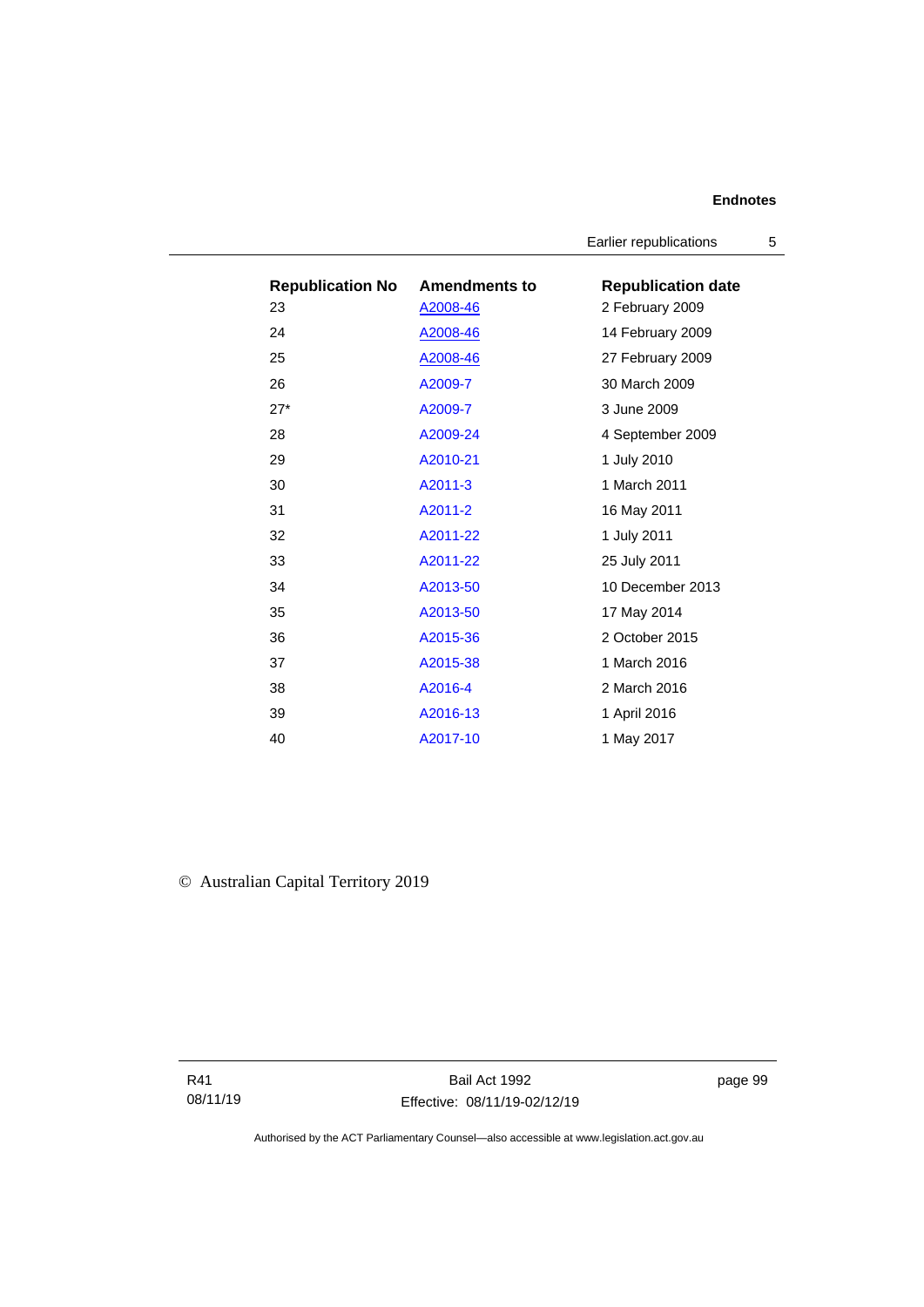| Republication No | Amendments to | Republication date |
|---|---|---|
| 23 | A2008-46 | 2 February 2009 |
| 24 | A2008-46 | 14 February 2009 |
| 25 | A2008-46 | 27 February 2009 |
| 26 | A2009-7 | 30 March 2009 |
| 27* | A2009-7 | 3 June 2009 |
| 28 | A2009-24 | 4 September 2009 |
| 29 | A2010-21 | 1 July 2010 |
| 30 | A2011-3 | 1 March 2011 |
| 31 | A2011-2 | 16 May 2011 |
| 32 | A2011-22 | 1 July 2011 |
| 33 | A2011-22 | 25 July 2011 |
| 34 | A2013-50 | 10 December 2013 |
| 35 | A2013-50 | 17 May 2014 |
| 36 | A2015-36 | 2 October 2015 |
| 37 | A2015-38 | 1 March 2016 |
| 38 | A2016-4 | 2 March 2016 |
| 39 | A2016-13 | 1 April 2016 |
| 40 | A2017-10 | 1 May 2017 |

© Australian Capital Territory 2019